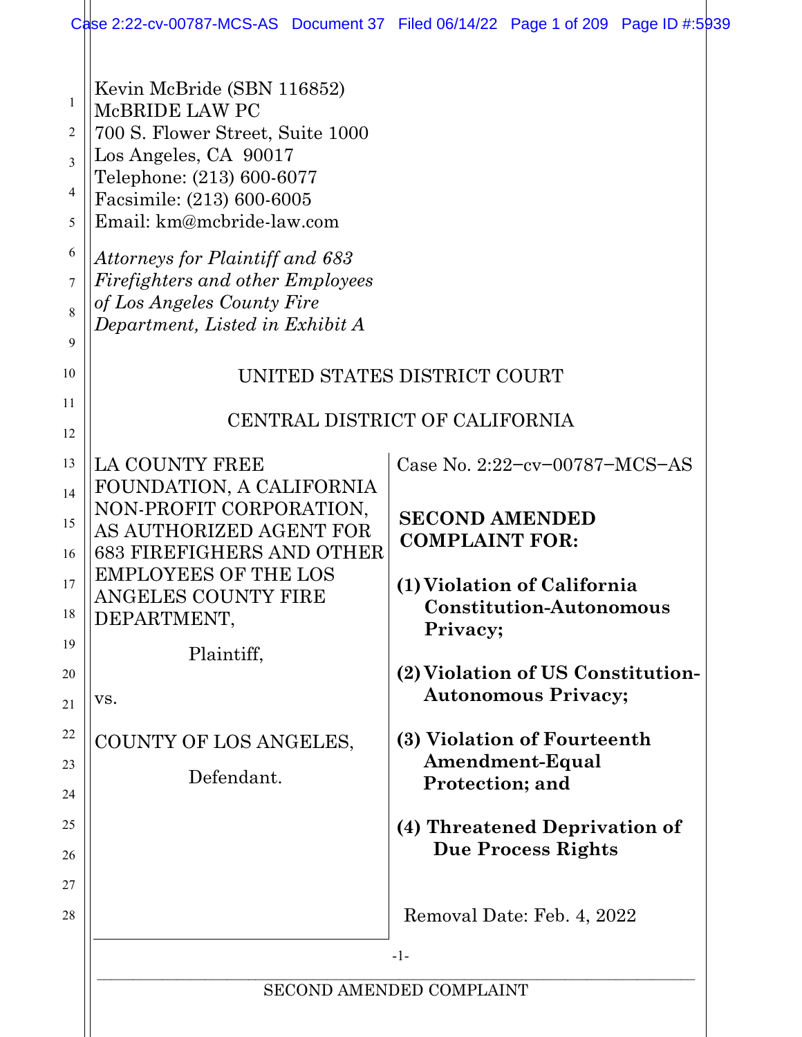Kevin McBride (SBN 116852)
McBRIDE LAW PC
700 S. Flower Street, Suite 1000
Los Angeles, CA 90017
Telephone: (213) 600-6077
Facsimile: (213) 600-6005
Email: km@mcbride-law.com

*Attorneys for Plaintiff and 683 Firefighters and other Employees of Los Angeles County Fire Department, Listed in Exhibit A*

UNITED STATES DISTRICT COURT

CENTRAL DISTRICT OF CALIFORNIA

LA COUNTY FREE FOUNDATION, A CALIFORNIA NON-PROFIT CORPORATION, AS AUTHORIZED AGENT FOR 683 FIREFIGHERS AND OTHER EMPLOYEES OF THE LOS ANGELES COUNTY FIRE DEPARTMENT,

Plaintiff,

vs.

COUNTY OF LOS ANGELES,

Defendant.

Case No. 2:22−cv−00787−MCS−AS

**SECOND AMENDED COMPLAINT FOR:**

**(1) Violation of California Constitution-Autonomous Privacy;**

**(2) Violation of US Constitution-Autonomous Privacy;**

**(3) Violation of Fourteenth Amendment-Equal Protection; and**

**(4) Threatened Deprivation of Due Process Rights**

Removal Date: Feb. 4, 2022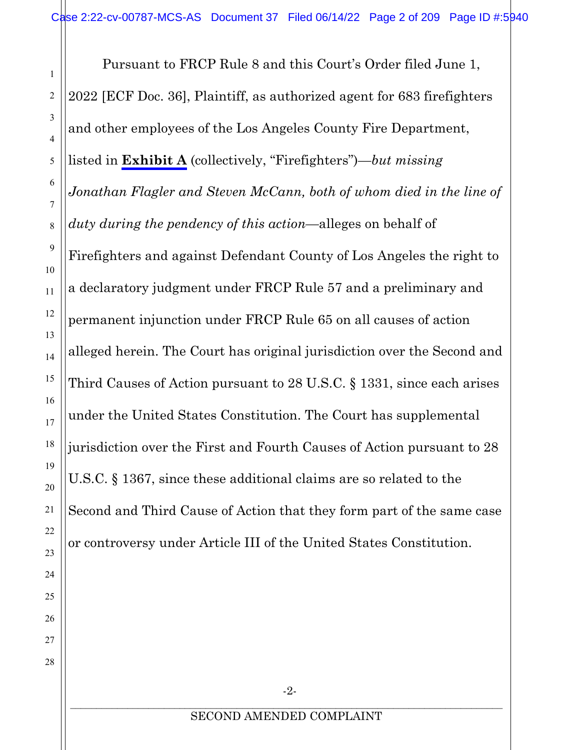Pursuant to FRCP Rule 8 and this Court's Order filed June 1, 2022 [ECF Doc. 36], Plaintiff, as authorized agent for 683 firefighters and other employees of the Los Angeles County Fire Department, listed in **Exhibit A** (collectively, "Firefighters")—*but missing Jonathan Flagler and Steven McCann, both of whom died in the line of duty during the pendency of this action*—alleges on behalf of Firefighters and against Defendant County of Los Angeles the right to a declaratory judgment under FRCP Rule 57 and a preliminary and permanent injunction under FRCP Rule 65 on all causes of action alleged herein. The Court has original jurisdiction over the Second and Third Causes of Action pursuant to 28 U.S.C. § 1331, since each arises under the United States Constitution. The Court has supplemental jurisdiction over the First and Fourth Causes of Action pursuant to 28 U.S.C. § 1367, since these additional claims are so related to the Second and Third Cause of Action that they form part of the same case or controversy under Article III of the United States Constitution.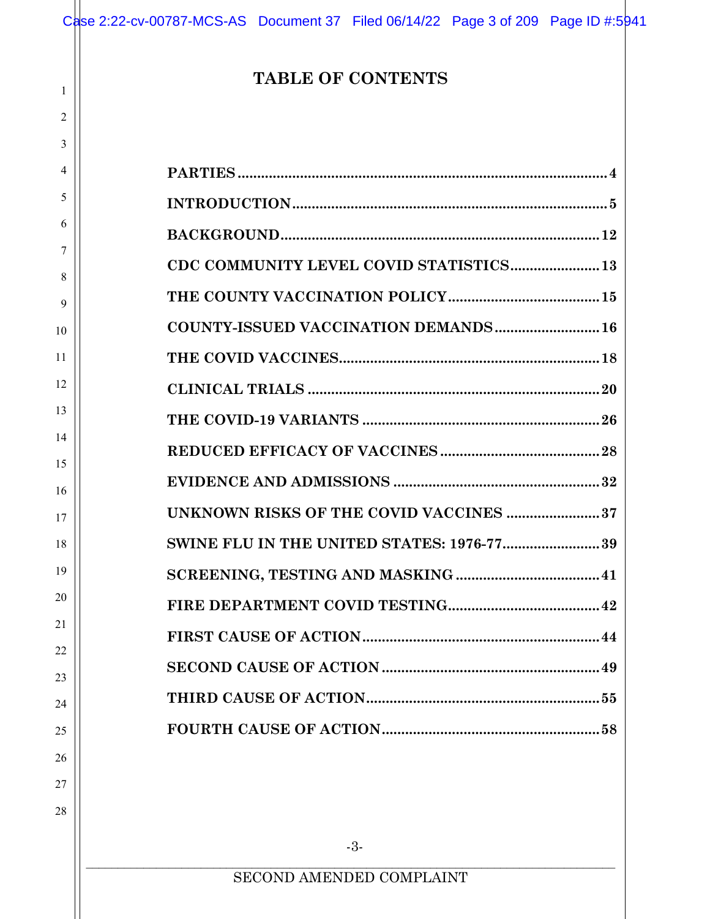# TABLE OF CONTENTS

| | |
|---|---|
| **PARTIES** | **4** |
| **INTRODUCTION** | **5** |
| **BACKGROUND** | **12** |
| **CDC COMMUNITY LEVEL COVID STATISTICS** | **13** |
| **THE COUNTY VACCINATION POLICY** | **15** |
| **COUNTY-ISSUED VACCINATION DEMANDS** | **16** |
| **THE COVID VACCINES** | **18** |
| **CLINICAL TRIALS** | **20** |
| **THE COVID-19 VARIANTS** | **26** |
| **REDUCED EFFICACY OF VACCINES** | **28** |
| **EVIDENCE AND ADMISSIONS** | **32** |
| **UNKNOWN RISKS OF THE COVID VACCINES** | **37** |
| **SWINE FLU IN THE UNITED STATES: 1976-77** | **39** |
| **SCREENING, TESTING AND MASKING** | **41** |
| **FIRE DEPARTMENT COVID TESTING** | **42** |
| **FIRST CAUSE OF ACTION** | **44** |
| **SECOND CAUSE OF ACTION** | **49** |
| **THIRD CAUSE OF ACTION** | **55** |
| **FOURTH CAUSE OF ACTION** | **58** |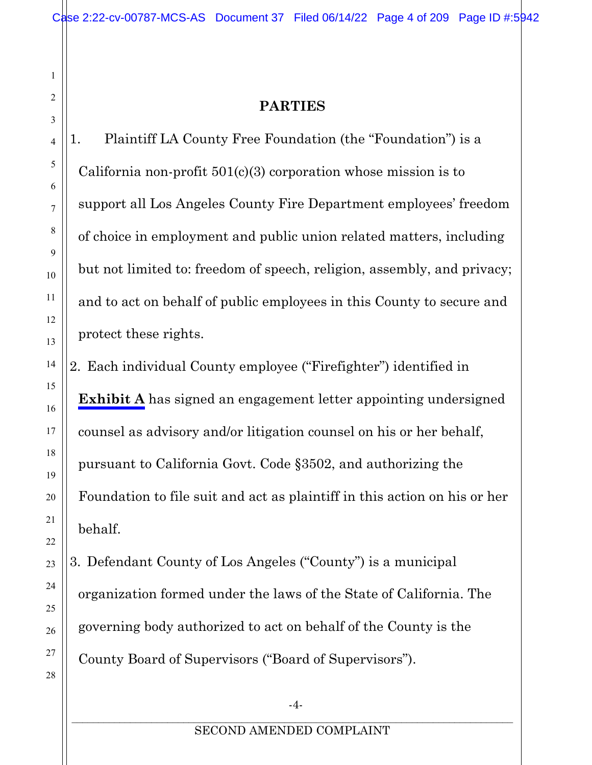## PARTIES

1. Plaintiff LA County Free Foundation (the "Foundation") is a California non-profit 501(c)(3) corporation whose mission is to support all Los Angeles County Fire Department employees' freedom of choice in employment and public union related matters, including but not limited to: freedom of speech, religion, assembly, and privacy; and to act on behalf of public employees in this County to secure and protect these rights.

2. Each individual County employee ("Firefighter") identified in **Exhibit A** has signed an engagement letter appointing undersigned counsel as advisory and/or litigation counsel on his or her behalf, pursuant to California Govt. Code §3502, and authorizing the Foundation to file suit and act as plaintiff in this action on his or her behalf.

3. Defendant County of Los Angeles ("County") is a municipal organization formed under the laws of the State of California. The governing body authorized to act on behalf of the County is the County Board of Supervisors ("Board of Supervisors").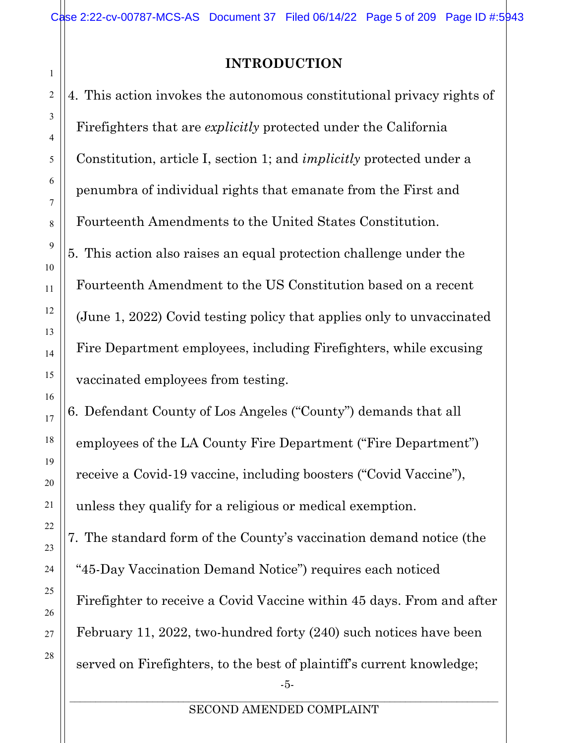## INTRODUCTION

4. This action invokes the autonomous constitutional privacy rights of Firefighters that are *explicitly* protected under the California Constitution, article I, section 1; and *implicitly* protected under a penumbra of individual rights that emanate from the First and Fourteenth Amendments to the United States Constitution.

5. This action also raises an equal protection challenge under the Fourteenth Amendment to the US Constitution based on a recent (June 1, 2022) Covid testing policy that applies only to unvaccinated Fire Department employees, including Firefighters, while excusing vaccinated employees from testing.

6. Defendant County of Los Angeles ("County") demands that all employees of the LA County Fire Department ("Fire Department") receive a Covid-19 vaccine, including boosters ("Covid Vaccine"), unless they qualify for a religious or medical exemption.

7. The standard form of the County's vaccination demand notice (the "45-Day Vaccination Demand Notice") requires each noticed Firefighter to receive a Covid Vaccine within 45 days. From and after February 11, 2022, two-hundred forty (240) such notices have been served on Firefighters, to the best of plaintiff's current knowledge;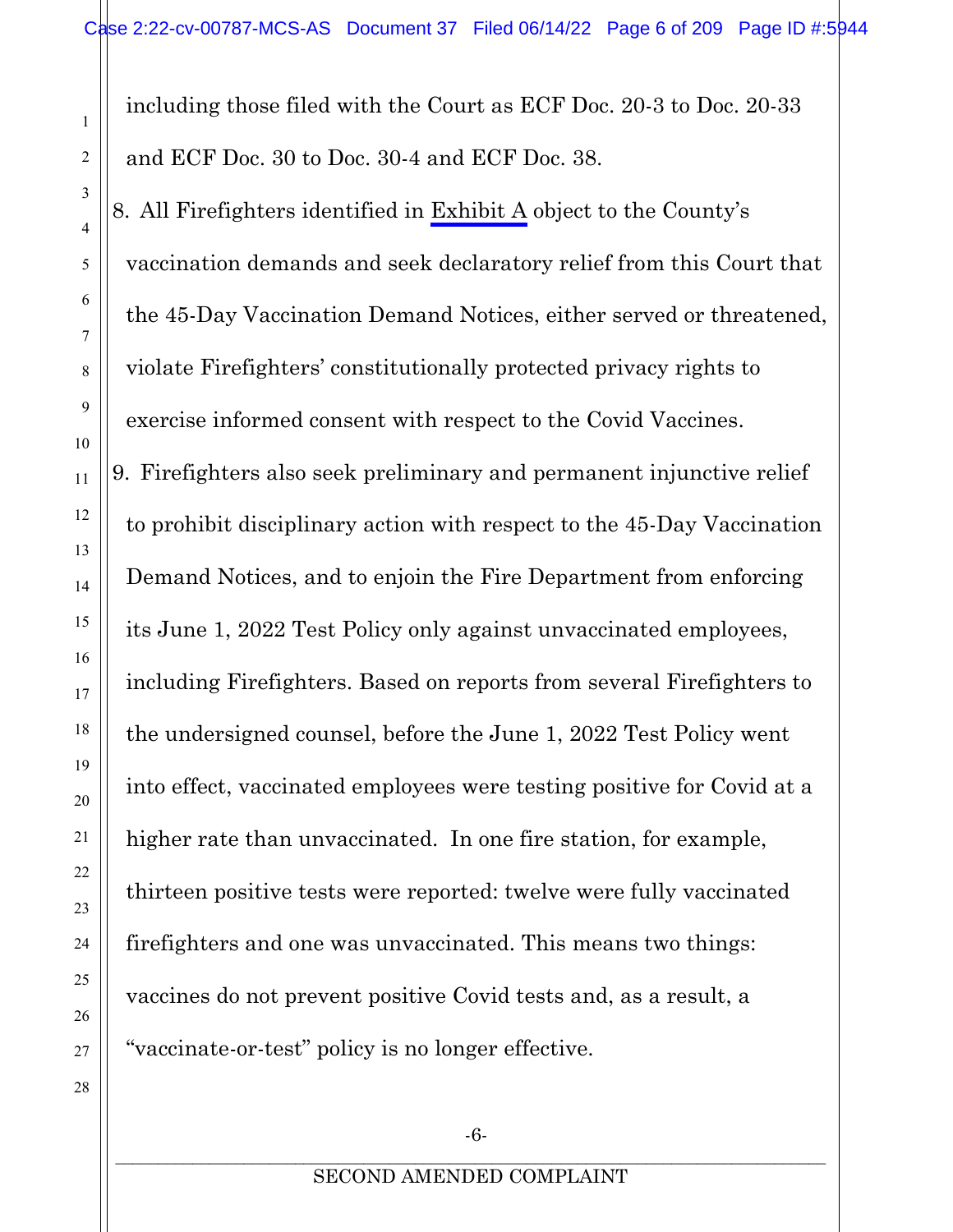including those filed with the Court as ECF Doc. 20-3 to Doc. 20-33 and ECF Doc. 30 to Doc. 30-4 and ECF Doc. 38.

8. All Firefighters identified in Exhibit A object to the County's vaccination demands and seek declaratory relief from this Court that the 45-Day Vaccination Demand Notices, either served or threatened, violate Firefighters' constitutionally protected privacy rights to exercise informed consent with respect to the Covid Vaccines.

9. Firefighters also seek preliminary and permanent injunctive relief to prohibit disciplinary action with respect to the 45-Day Vaccination Demand Notices, and to enjoin the Fire Department from enforcing its June 1, 2022 Test Policy only against unvaccinated employees, including Firefighters. Based on reports from several Firefighters to the undersigned counsel, before the June 1, 2022 Test Policy went into effect, vaccinated employees were testing positive for Covid at a higher rate than unvaccinated. In one fire station, for example, thirteen positive tests were reported: twelve were fully vaccinated firefighters and one was unvaccinated. This means two things: vaccines do not prevent positive Covid tests and, as a result, a "vaccinate-or-test" policy is no longer effective.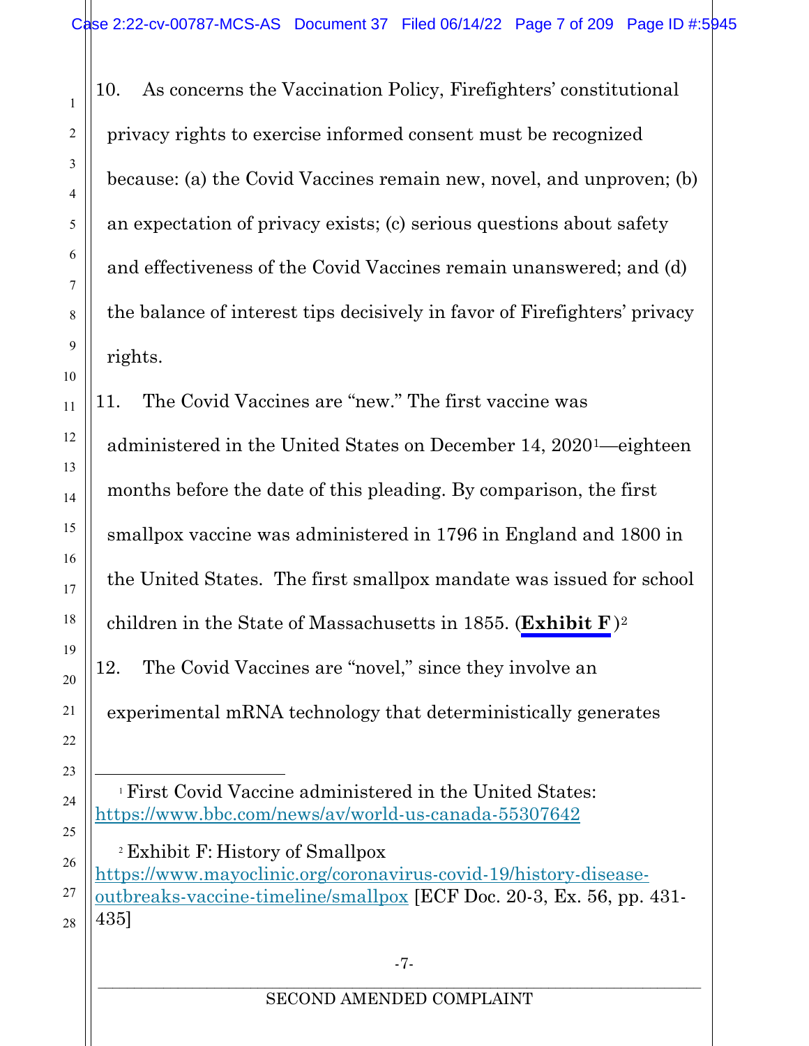10. As concerns the Vaccination Policy, Firefighters' constitutional privacy rights to exercise informed consent must be recognized because: (a) the Covid Vaccines remain new, novel, and unproven; (b) an expectation of privacy exists; (c) serious questions about safety and effectiveness of the Covid Vaccines remain unanswered; and (d) the balance of interest tips decisively in favor of Firefighters' privacy rights.

11. The Covid Vaccines are "new." The first vaccine was administered in the United States on December 14, 2020[1]—eighteen months before the date of this pleading. By comparison, the first smallpox vaccine was administered in 1796 in England and 1800 in the United States. The first smallpox mandate was issued for school children in the State of Massachusetts in 1855. (**Exhibit F**)[2]

12. The Covid Vaccines are "novel," since they involve an experimental mRNA technology that deterministically generates

---

[1] First Covid Vaccine administered in the United States: https://www.bbc.com/news/av/world-us-canada-55307642

[2] Exhibit F: History of Smallpox https://www.mayoclinic.org/coronavirus-covid-19/history-disease-outbreaks-vaccine-timeline/smallpox [ECF Doc. 20-3, Ex. 56, pp. 431-435]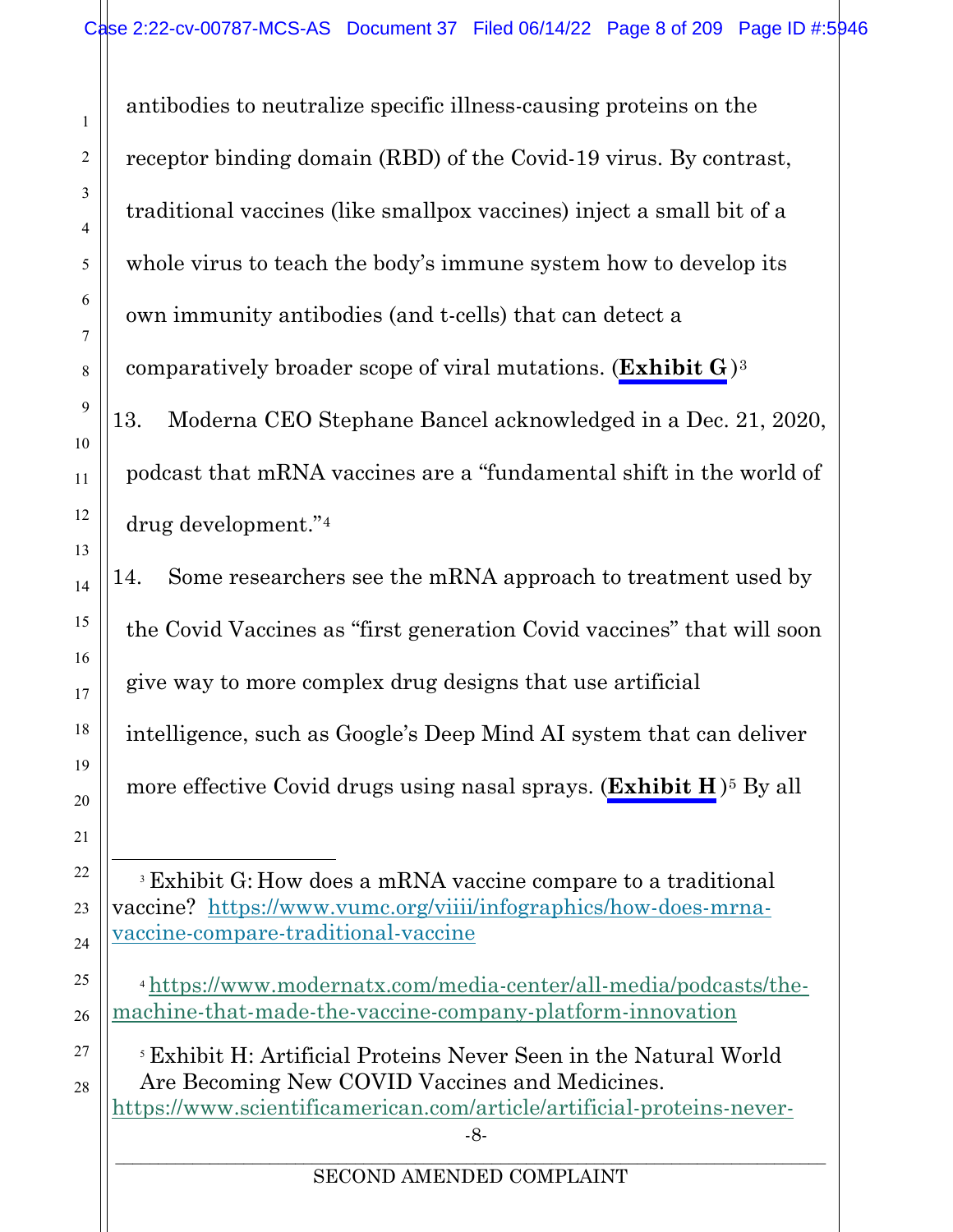antibodies to neutralize specific illness-causing proteins on the receptor binding domain (RBD) of the Covid-19 virus. By contrast, traditional vaccines (like smallpox vaccines) inject a small bit of a whole virus to teach the body's immune system how to develop its own immunity antibodies (and t-cells) that can detect a comparatively broader scope of viral mutations. (**Exhibit G**)[3]

13. Moderna CEO Stephane Bancel acknowledged in a Dec. 21, 2020, podcast that mRNA vaccines are a "fundamental shift in the world of drug development."[4]

14. Some researchers see the mRNA approach to treatment used by the Covid Vaccines as "first generation Covid vaccines" that will soon give way to more complex drug designs that use artificial intelligence, such as Google's Deep Mind AI system that can deliver more effective Covid drugs using nasal sprays. (**Exhibit H**)[5] By all

---

[3] Exhibit G: How does a mRNA vaccine compare to a traditional vaccine? https://www.vumc.org/viiii/infographics/how-does-mrna-vaccine-compare-traditional-vaccine

[4] https://www.modernatx.com/media-center/all-media/podcasts/the-machine-that-made-the-vaccine-company-platform-innovation

[5] Exhibit H: Artificial Proteins Never Seen in the Natural World Are Becoming New COVID Vaccines and Medicines. https://www.scientificamerican.com/article/artificial-proteins-never-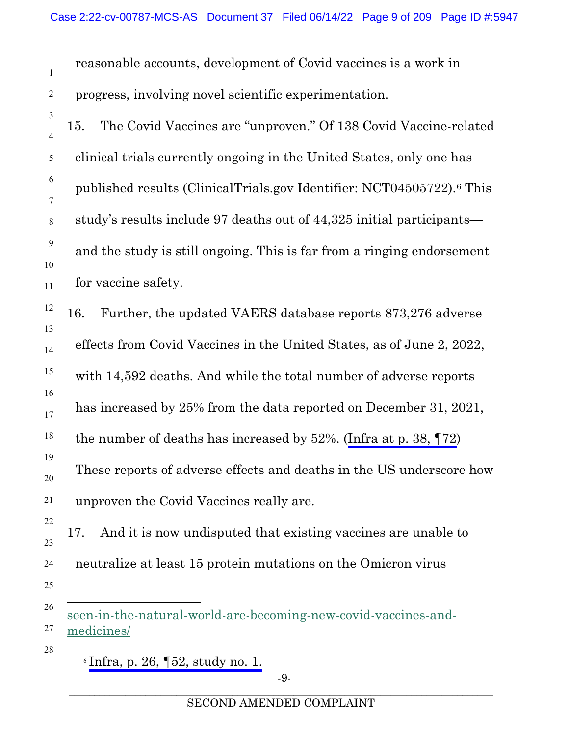reasonable accounts, development of Covid vaccines is a work in progress, involving novel scientific experimentation.

15. The Covid Vaccines are "unproven." Of 138 Covid Vaccine-related clinical trials currently ongoing in the United States, only one has published results (ClinicalTrials.gov Identifier: NCT04505722).[6] This study's results include 97 deaths out of 44,325 initial participants—and the study is still ongoing. This is far from a ringing endorsement for vaccine safety.

16. Further, the updated VAERS database reports 873,276 adverse effects from Covid Vaccines in the United States, as of June 2, 2022, with 14,592 deaths. And while the total number of adverse reports has increased by 25% from the data reported on December 31, 2021, the number of deaths has increased by 52%. (Infra at p. 38, ¶72) These reports of adverse effects and deaths in the US underscore how unproven the Covid Vaccines really are.

17. And it is now undisputed that existing vaccines are unable to neutralize at least 15 protein mutations on the Omicron virus

---

seen-in-the-natural-world-are-becoming-new-covid-vaccines-and-medicines/

[6] Infra, p. 26, ¶52, study no. 1.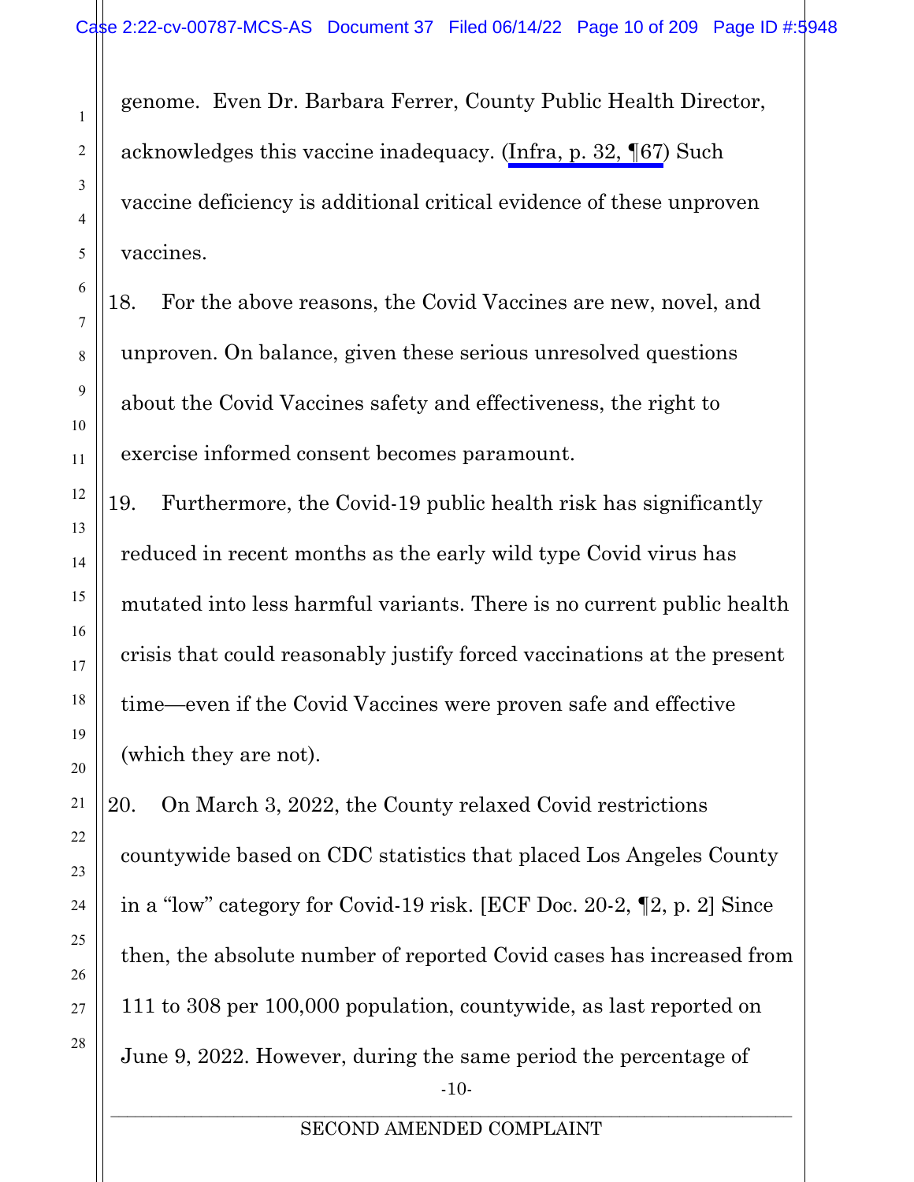genome. Even Dr. Barbara Ferrer, County Public Health Director, acknowledges this vaccine inadequacy. (Infra, p. 32, ¶67) Such vaccine deficiency is additional critical evidence of these unproven vaccines.

18. For the above reasons, the Covid Vaccines are new, novel, and unproven. On balance, given these serious unresolved questions about the Covid Vaccines safety and effectiveness, the right to exercise informed consent becomes paramount.

19. Furthermore, the Covid-19 public health risk has significantly reduced in recent months as the early wild type Covid virus has mutated into less harmful variants. There is no current public health crisis that could reasonably justify forced vaccinations at the present time—even if the Covid Vaccines were proven safe and effective (which they are not).

20. On March 3, 2022, the County relaxed Covid restrictions countywide based on CDC statistics that placed Los Angeles County in a "low" category for Covid-19 risk. [ECF Doc. 20-2, ¶2, p. 2] Since then, the absolute number of reported Covid cases has increased from 111 to 308 per 100,000 population, countywide, as last reported on June 9, 2022. However, during the same period the percentage of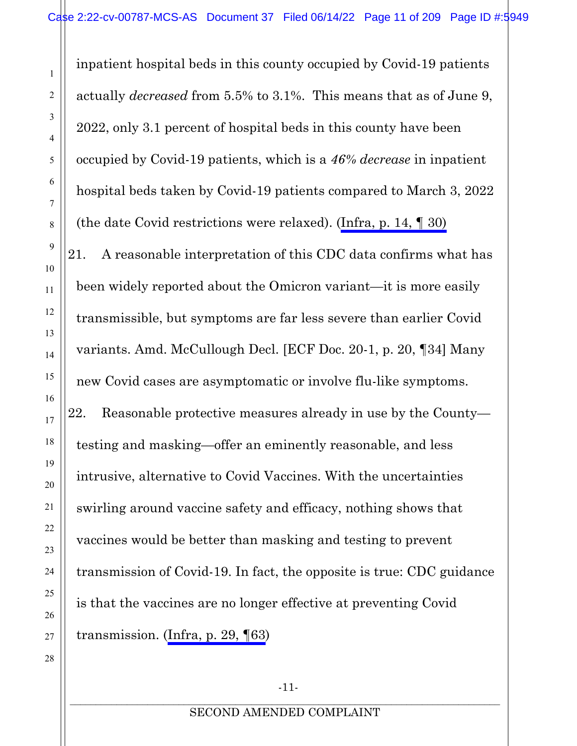inpatient hospital beds in this county occupied by Covid-19 patients actually *decreased* from 5.5% to 3.1%. This means that as of June 9, 2022, only 3.1 percent of hospital beds in this county have been occupied by Covid-19 patients, which is a *46% decrease* in inpatient hospital beds taken by Covid-19 patients compared to March 3, 2022 (the date Covid restrictions were relaxed). (Infra, p. 14, ¶ 30)

21. A reasonable interpretation of this CDC data confirms what has been widely reported about the Omicron variant—it is more easily transmissible, but symptoms are far less severe than earlier Covid variants. Amd. McCullough Decl. [ECF Doc. 20-1, p. 20, ¶34] Many new Covid cases are asymptomatic or involve flu-like symptoms.

22. Reasonable protective measures already in use by the County—testing and masking—offer an eminently reasonable, and less intrusive, alternative to Covid Vaccines. With the uncertainties swirling around vaccine safety and efficacy, nothing shows that vaccines would be better than masking and testing to prevent transmission of Covid-19. In fact, the opposite is true: CDC guidance is that the vaccines are no longer effective at preventing Covid transmission. (Infra, p. 29, ¶63)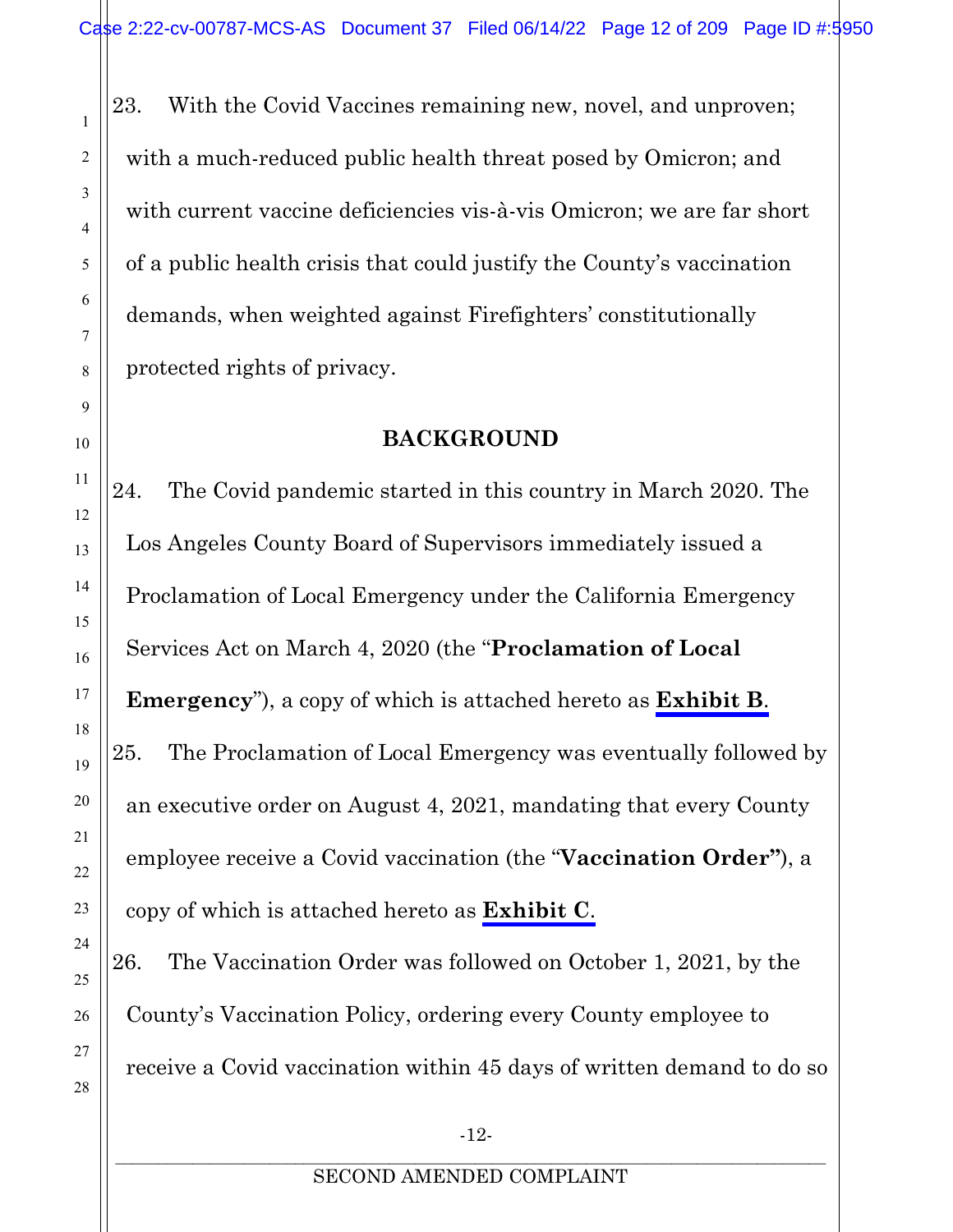23. With the Covid Vaccines remaining new, novel, and unproven; with a much-reduced public health threat posed by Omicron; and with current vaccine deficiencies vis-à-vis Omicron; we are far short of a public health crisis that could justify the County's vaccination demands, when weighted against Firefighters' constitutionally protected rights of privacy.

## BACKGROUND

24. The Covid pandemic started in this country in March 2020. The Los Angeles County Board of Supervisors immediately issued a Proclamation of Local Emergency under the California Emergency Services Act on March 4, 2020 (the "**Proclamation of Local Emergency**"), a copy of which is attached hereto as **Exhibit B**.

25. The Proclamation of Local Emergency was eventually followed by an executive order on August 4, 2021, mandating that every County employee receive a Covid vaccination (the "**Vaccination Order"**), a copy of which is attached hereto as **Exhibit C**.

26. The Vaccination Order was followed on October 1, 2021, by the County's Vaccination Policy, ordering every County employee to receive a Covid vaccination within 45 days of written demand to do so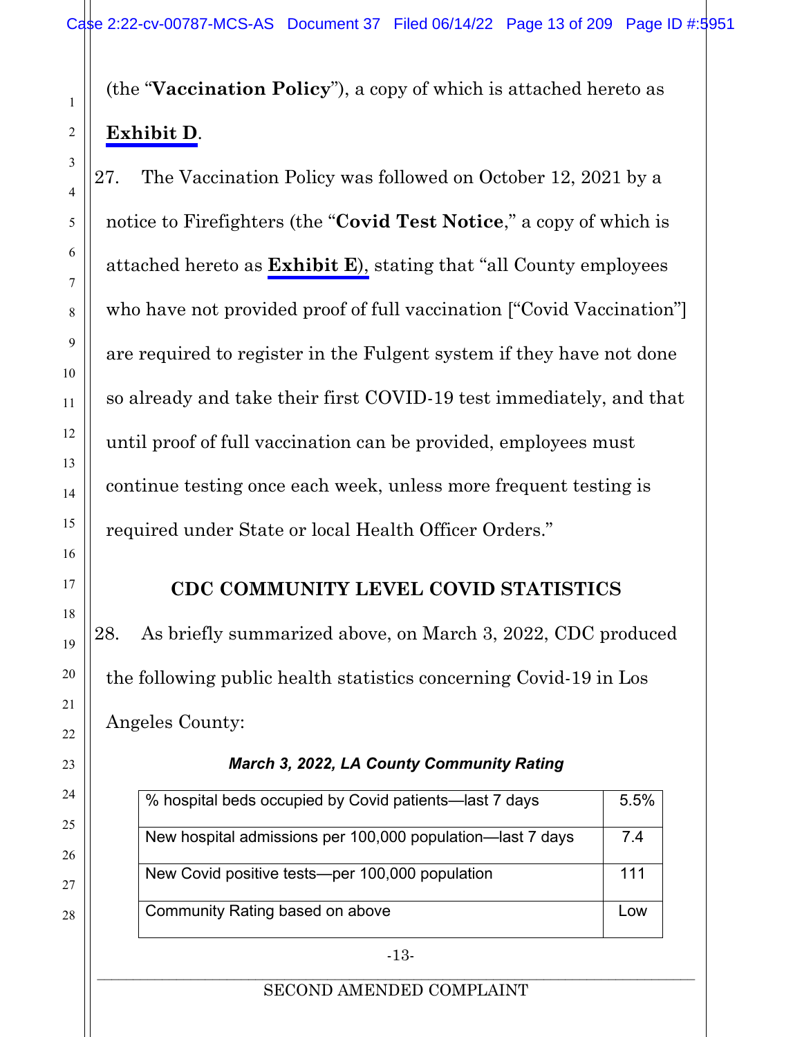(the "**Vaccination Policy**"), a copy of which is attached hereto as **Exhibit D**.

27. The Vaccination Policy was followed on October 12, 2021 by a notice to Firefighters (the "**Covid Test Notice**," a copy of which is attached hereto as **Exhibit E**), stating that "all County employees who have not provided proof of full vaccination ["Covid Vaccination"] are required to register in the Fulgent system if they have not done so already and take their first COVID-19 test immediately, and that until proof of full vaccination can be provided, employees must continue testing once each week, unless more frequent testing is required under State or local Health Officer Orders."

## CDC COMMUNITY LEVEL COVID STATISTICS

28. As briefly summarized above, on March 3, 2022, CDC produced the following public health statistics concerning Covid-19 in Los Angeles County:

***March 3, 2022, LA County Community Rating***

| | |
|---|---|
| % hospital beds occupied by Covid patients—last 7 days | 5.5% |
| New hospital admissions per 100,000 population—last 7 days | 7.4 |
| New Covid positive tests—per 100,000 population | 111 |
| Community Rating based on above | Low |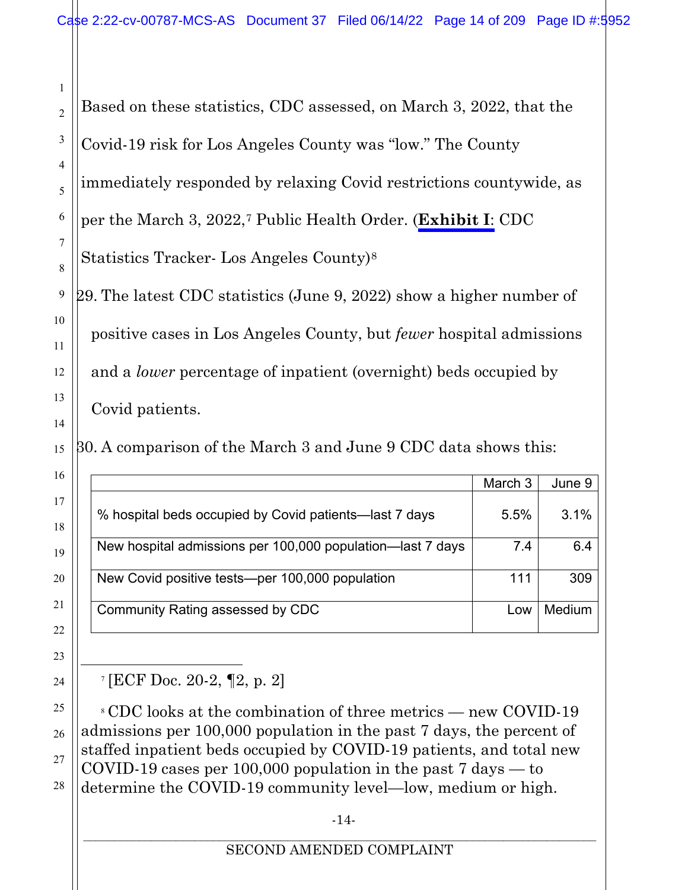Based on these statistics, CDC assessed, on March 3, 2022, that the Covid-19 risk for Los Angeles County was "low." The County immediately responded by relaxing Covid restrictions countywide, as per the March 3, 2022,[7] Public Health Order. (**Exhibit I**: CDC Statistics Tracker- Los Angeles County)[8]

29. The latest CDC statistics (June 9, 2022) show a higher number of positive cases in Los Angeles County, but *fewer* hospital admissions and a *lower* percentage of inpatient (overnight) beds occupied by Covid patients.

30. A comparison of the March 3 and June 9 CDC data shows this:

| | March 3 | June 9 |
|---|---|---|
| % hospital beds occupied by Covid patients—last 7 days | 5.5% | 3.1% |
| New hospital admissions per 100,000 population—last 7 days | 7.4 | 6.4 |
| New Covid positive tests—per 100,000 population | 111 | 309 |
| Community Rating assessed by CDC | Low | Medium |

---

[7] [ECF Doc. 20-2, ¶2, p. 2]

[8] CDC looks at the combination of three metrics — new COVID-19 admissions per 100,000 population in the past 7 days, the percent of staffed inpatient beds occupied by COVID-19 patients, and total new COVID-19 cases per 100,000 population in the past 7 days — to determine the COVID-19 community level—low, medium or high.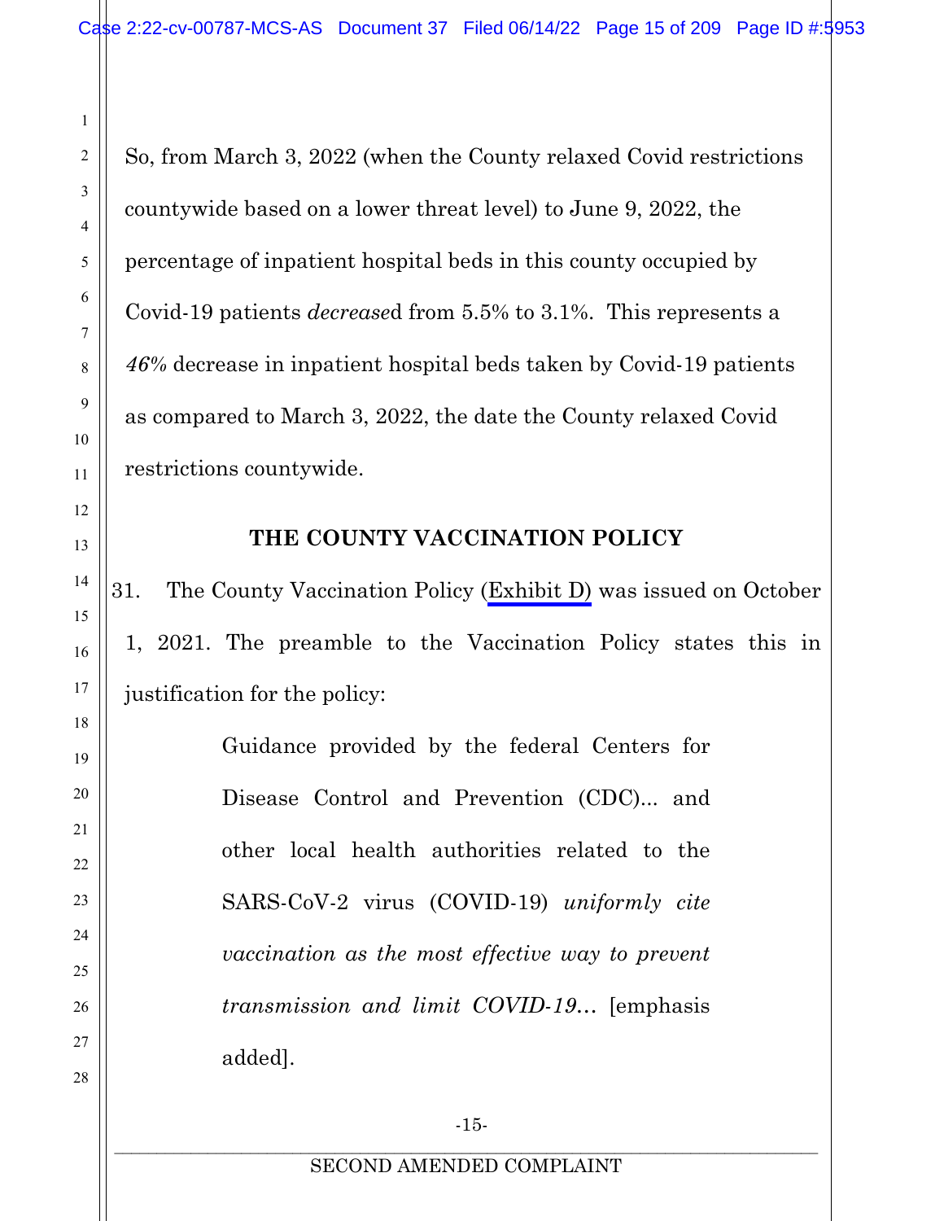So, from March 3, 2022 (when the County relaxed Covid restrictions countywide based on a lower threat level) to June 9, 2022, the percentage of inpatient hospital beds in this county occupied by Covid-19 patients *decrease*d from 5.5% to 3.1%. This represents a *46%* decrease in inpatient hospital beds taken by Covid-19 patients as compared to March 3, 2022, the date the County relaxed Covid restrictions countywide.

**THE COUNTY VACCINATION POLICY**

31. The County Vaccination Policy (Exhibit D) was issued on October 1, 2021. The preamble to the Vaccination Policy states this in justification for the policy:

> Guidance provided by the federal Centers for Disease Control and Prevention (CDC)... and other local health authorities related to the SARS-CoV-2 virus (COVID-19) *uniformly cite vaccination as the most effective way to prevent transmission and limit COVID-19*… [emphasis added].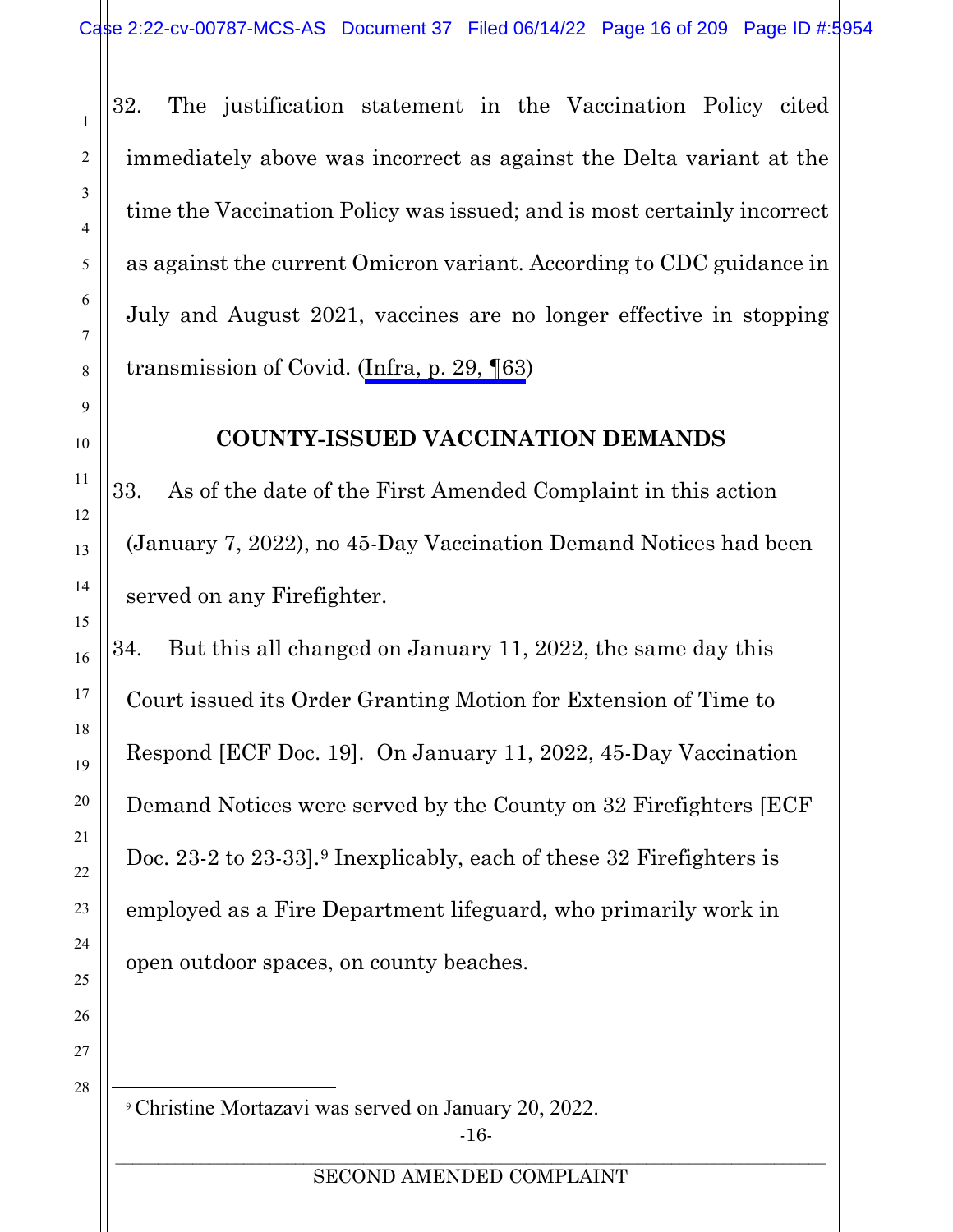32. The justification statement in the Vaccination Policy cited immediately above was incorrect as against the Delta variant at the time the Vaccination Policy was issued; and is most certainly incorrect as against the current Omicron variant. According to CDC guidance in July and August 2021, vaccines are no longer effective in stopping transmission of Covid. (Infra, p. 29, ¶63)

## COUNTY-ISSUED VACCINATION DEMANDS

33. As of the date of the First Amended Complaint in this action (January 7, 2022), no 45-Day Vaccination Demand Notices had been served on any Firefighter.

34. But this all changed on January 11, 2022, the same day this Court issued its Order Granting Motion for Extension of Time to Respond [ECF Doc. 19]. On January 11, 2022, 45-Day Vaccination Demand Notices were served by the County on 32 Firefighters [ECF Doc. 23-2 to 23-33].[9] Inexplicably, each of these 32 Firefighters is employed as a Fire Department lifeguard, who primarily work in open outdoor spaces, on county beaches.

---

[9] Christine Mortazavi was served on January 20, 2022.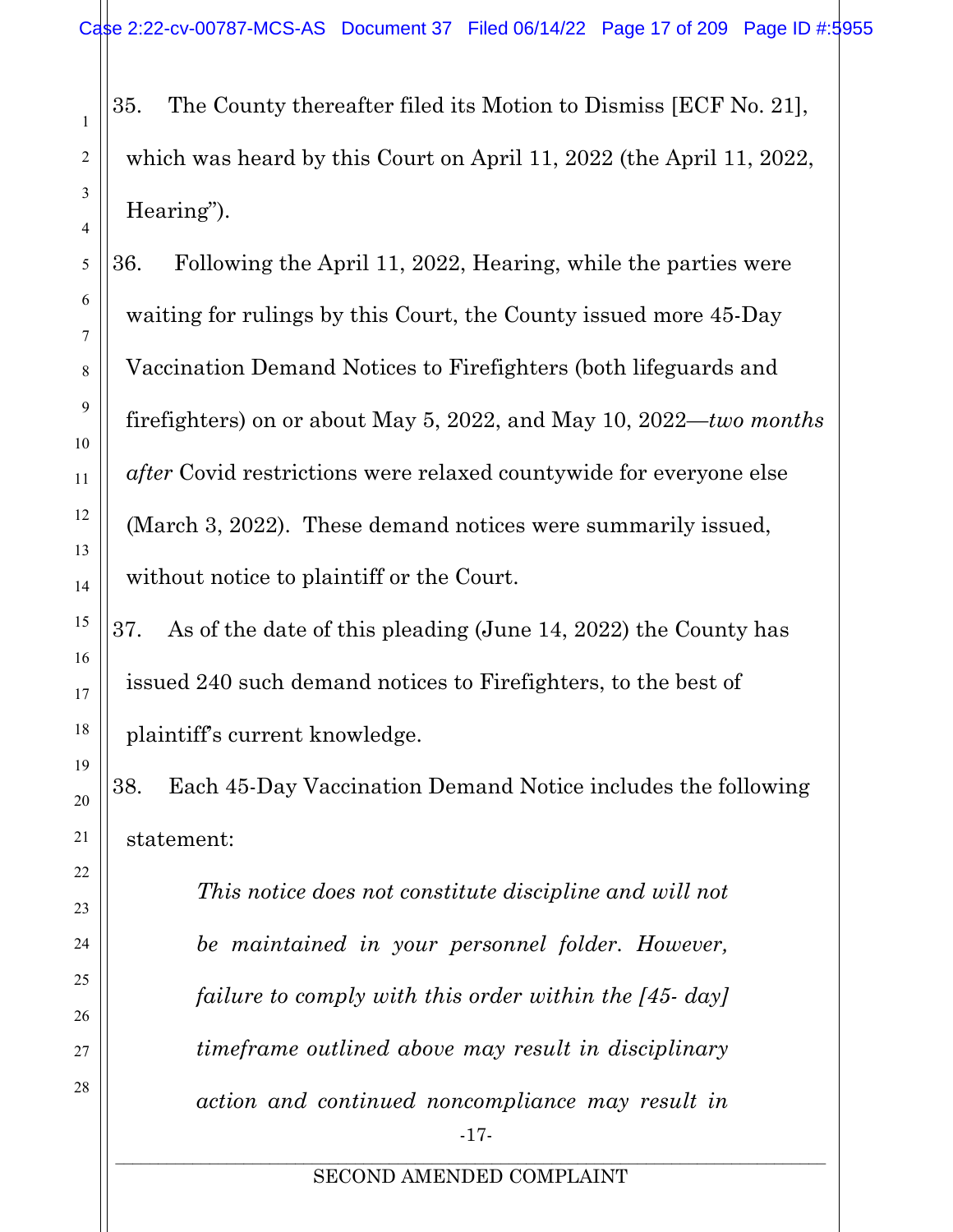35. The County thereafter filed its Motion to Dismiss [ECF No. 21], which was heard by this Court on April 11, 2022 (the April 11, 2022, Hearing").

36. Following the April 11, 2022, Hearing, while the parties were waiting for rulings by this Court, the County issued more 45-Day Vaccination Demand Notices to Firefighters (both lifeguards and firefighters) on or about May 5, 2022, and May 10, 2022—*two months after* Covid restrictions were relaxed countywide for everyone else (March 3, 2022). These demand notices were summarily issued, without notice to plaintiff or the Court.

37. As of the date of this pleading (June 14, 2022) the County has issued 240 such demand notices to Firefighters, to the best of plaintiff's current knowledge.

38. Each 45-Day Vaccination Demand Notice includes the following statement:

> *This notice does not constitute discipline and will not be maintained in your personnel folder. However, failure to comply with this order within the [45- day] timeframe outlined above may result in disciplinary action and continued noncompliance may result in*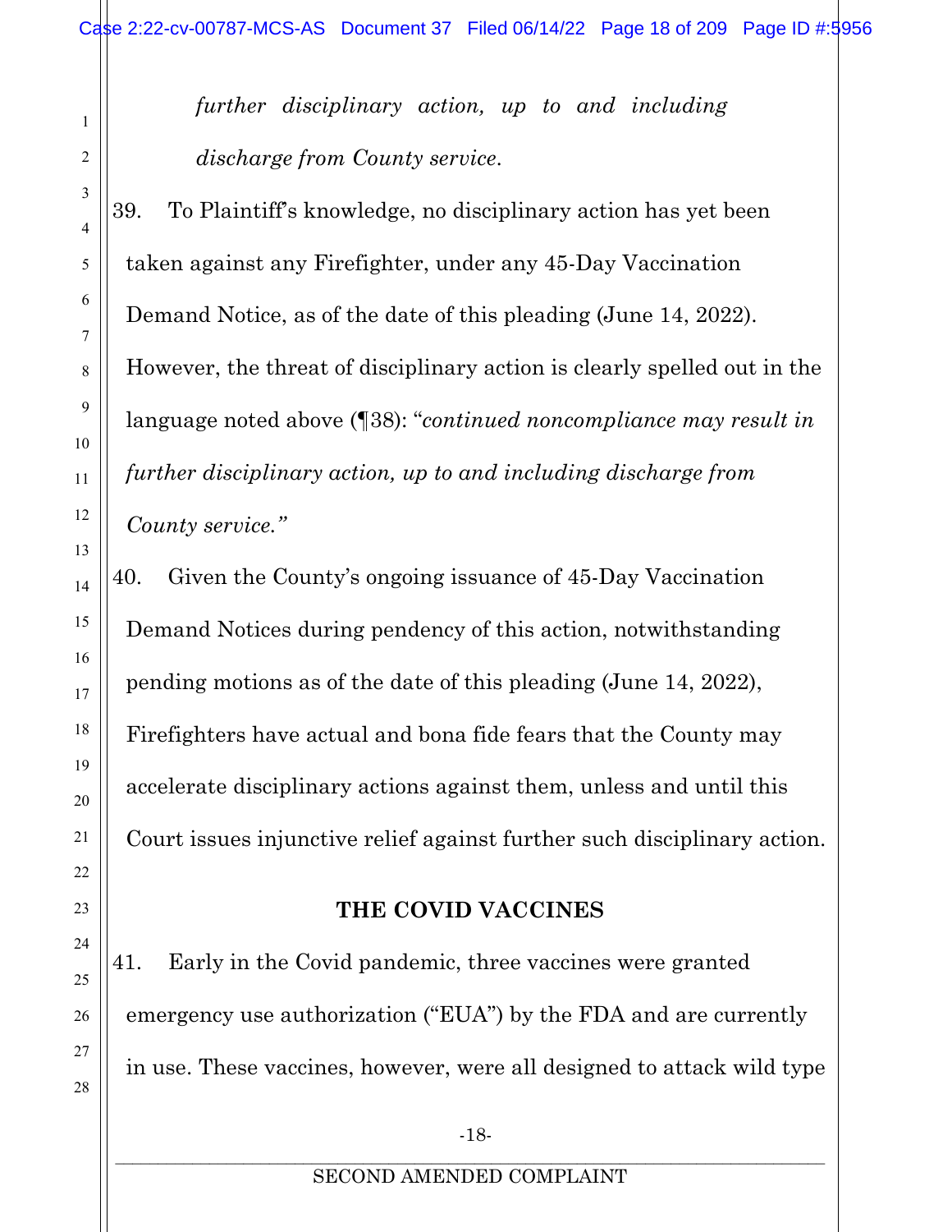*further disciplinary action, up to and including discharge from County service.*

39. To Plaintiff's knowledge, no disciplinary action has yet been taken against any Firefighter, under any 45-Day Vaccination Demand Notice, as of the date of this pleading (June 14, 2022). However, the threat of disciplinary action is clearly spelled out in the language noted above (¶38): "*continued noncompliance may result in further disciplinary action, up to and including discharge from County service.*"

40. Given the County's ongoing issuance of 45-Day Vaccination Demand Notices during pendency of this action, notwithstanding pending motions as of the date of this pleading (June 14, 2022), Firefighters have actual and bona fide fears that the County may accelerate disciplinary actions against them, unless and until this Court issues injunctive relief against further such disciplinary action.

## THE COVID VACCINES

41. Early in the Covid pandemic, three vaccines were granted emergency use authorization ("EUA") by the FDA and are currently in use. These vaccines, however, were all designed to attack wild type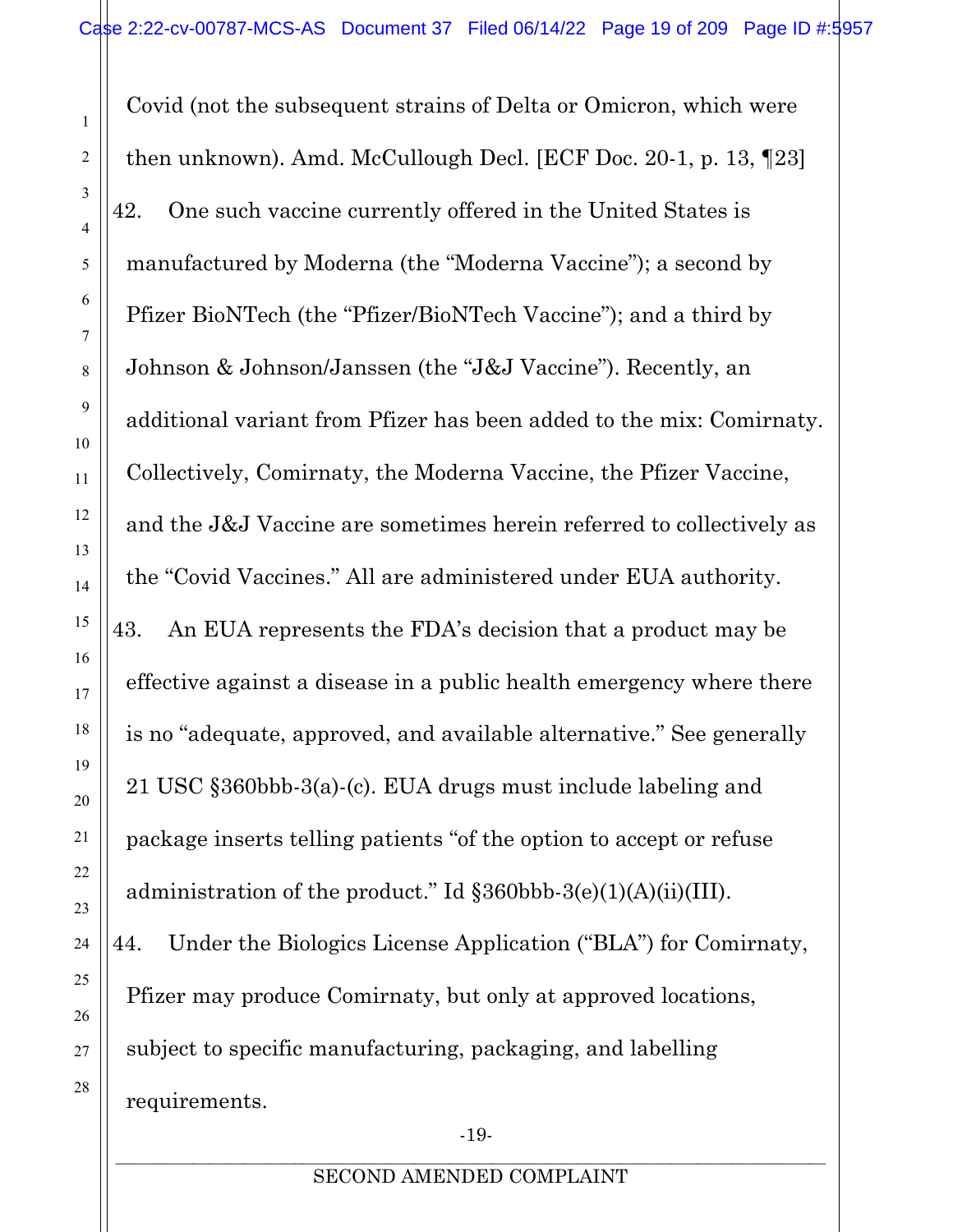Covid (not the subsequent strains of Delta or Omicron, which were then unknown). Amd. McCullough Decl. [ECF Doc. 20-1, p. 13, ¶23]

42. One such vaccine currently offered in the United States is manufactured by Moderna (the "Moderna Vaccine"); a second by Pfizer BioNTech (the "Pfizer/BioNTech Vaccine"); and a third by Johnson & Johnson/Janssen (the "J&J Vaccine"). Recently, an additional variant from Pfizer has been added to the mix: Comirnaty. Collectively, Comirnaty, the Moderna Vaccine, the Pfizer Vaccine, and the J&J Vaccine are sometimes herein referred to collectively as the "Covid Vaccines." All are administered under EUA authority.

43. An EUA represents the FDA's decision that a product may be effective against a disease in a public health emergency where there is no "adequate, approved, and available alternative." See generally 21 USC §360bbb-3(a)-(c). EUA drugs must include labeling and package inserts telling patients "of the option to accept or refuse administration of the product." Id §360bbb-3(e)(1)(A)(ii)(III).

44. Under the Biologics License Application ("BLA") for Comirnaty, Pfizer may produce Comirnaty, but only at approved locations, subject to specific manufacturing, packaging, and labelling requirements.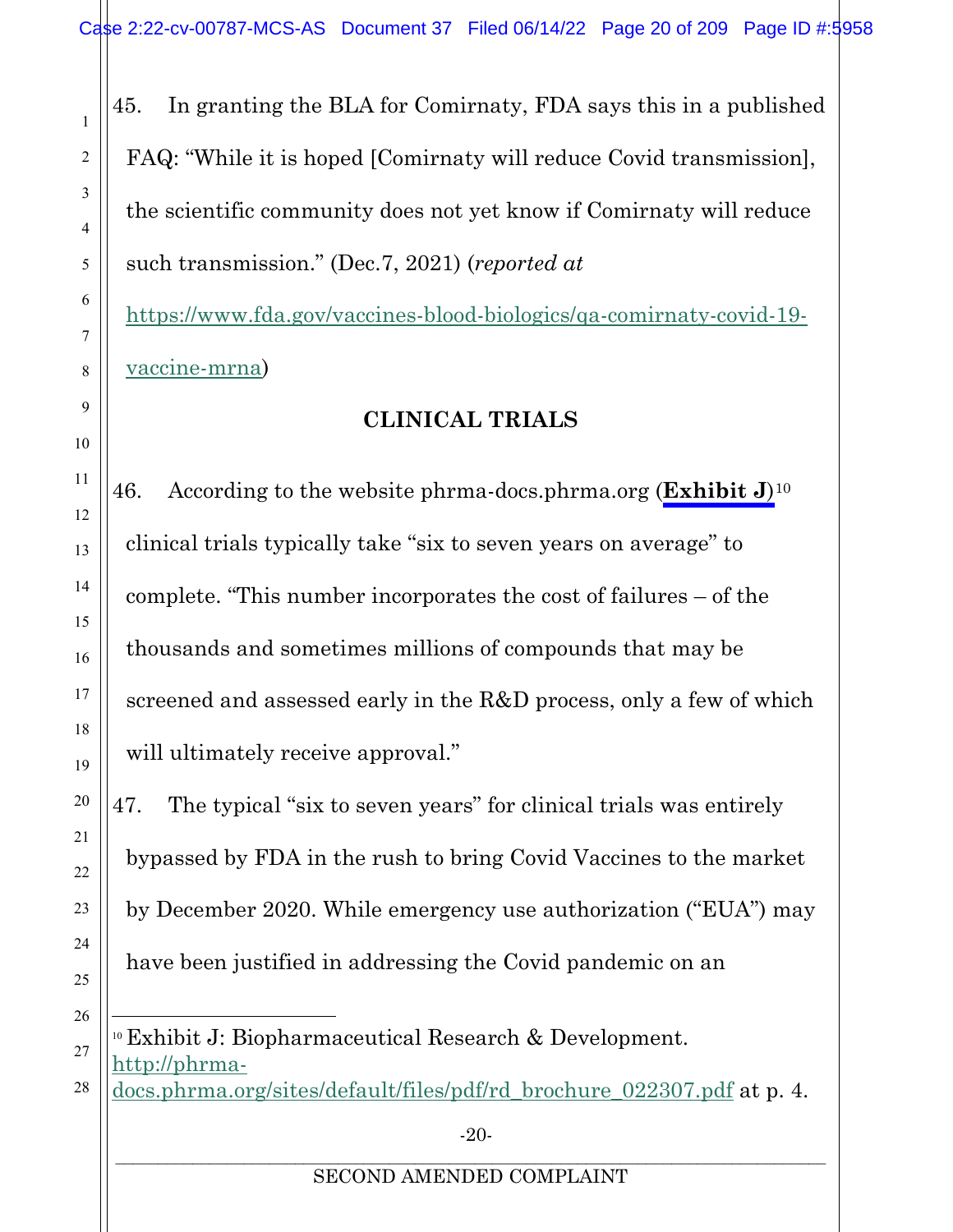45. In granting the BLA for Comirnaty, FDA says this in a published FAQ: "While it is hoped [Comirnaty will reduce Covid transmission], the scientific community does not yet know if Comirnaty will reduce such transmission." (Dec.7, 2021) (*reported at* https://www.fda.gov/vaccines-blood-biologics/qa-comirnaty-covid-19-vaccine-mrna)

## CLINICAL TRIALS

46. According to the website phrma-docs.phrma.org (**Exhibit J**)[10] clinical trials typically take "six to seven years on average" to complete. "This number incorporates the cost of failures – of the thousands and sometimes millions of compounds that may be screened and assessed early in the R&D process, only a few of which will ultimately receive approval."

47. The typical "six to seven years" for clinical trials was entirely bypassed by FDA in the rush to bring Covid Vaccines to the market by December 2020. While emergency use authorization ("EUA") may have been justified in addressing the Covid pandemic on an

---

[10] Exhibit J: Biopharmaceutical Research & Development. http://phrma-docs.phrma.org/sites/default/files/pdf/rd_brochure_022307.pdf at p. 4.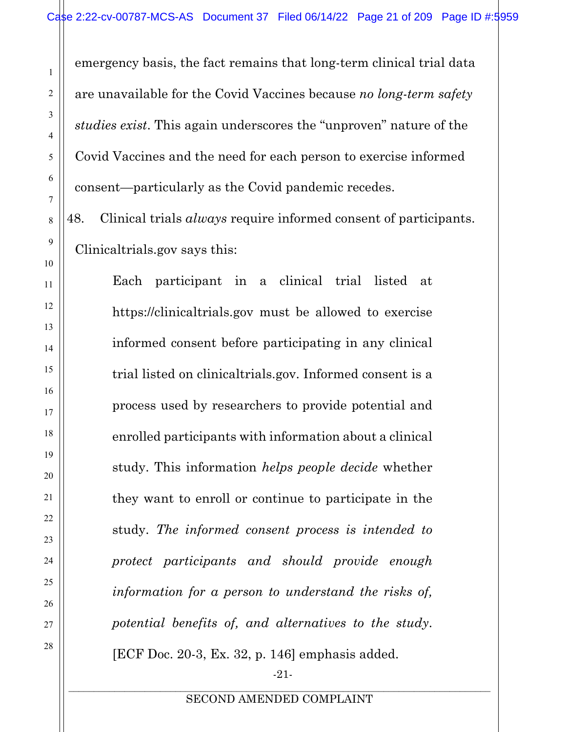emergency basis, the fact remains that long-term clinical trial data are unavailable for the Covid Vaccines because *no long-term safety studies exist*. This again underscores the "unproven" nature of the Covid Vaccines and the need for each person to exercise informed consent—particularly as the Covid pandemic recedes.

48. Clinical trials *always* require informed consent of participants. Clinicaltrials.gov says this:

> Each participant in a clinical trial listed at https://clinicaltrials.gov must be allowed to exercise informed consent before participating in any clinical trial listed on clinicaltrials.gov. Informed consent is a process used by researchers to provide potential and enrolled participants with information about a clinical study. This information *helps people decide* whether they want to enroll or continue to participate in the study. *The informed consent process is intended to protect participants and should provide enough information for a person to understand the risks of, potential benefits of, and alternatives to the study*. [ECF Doc. 20-3, Ex. 32, p. 146] emphasis added.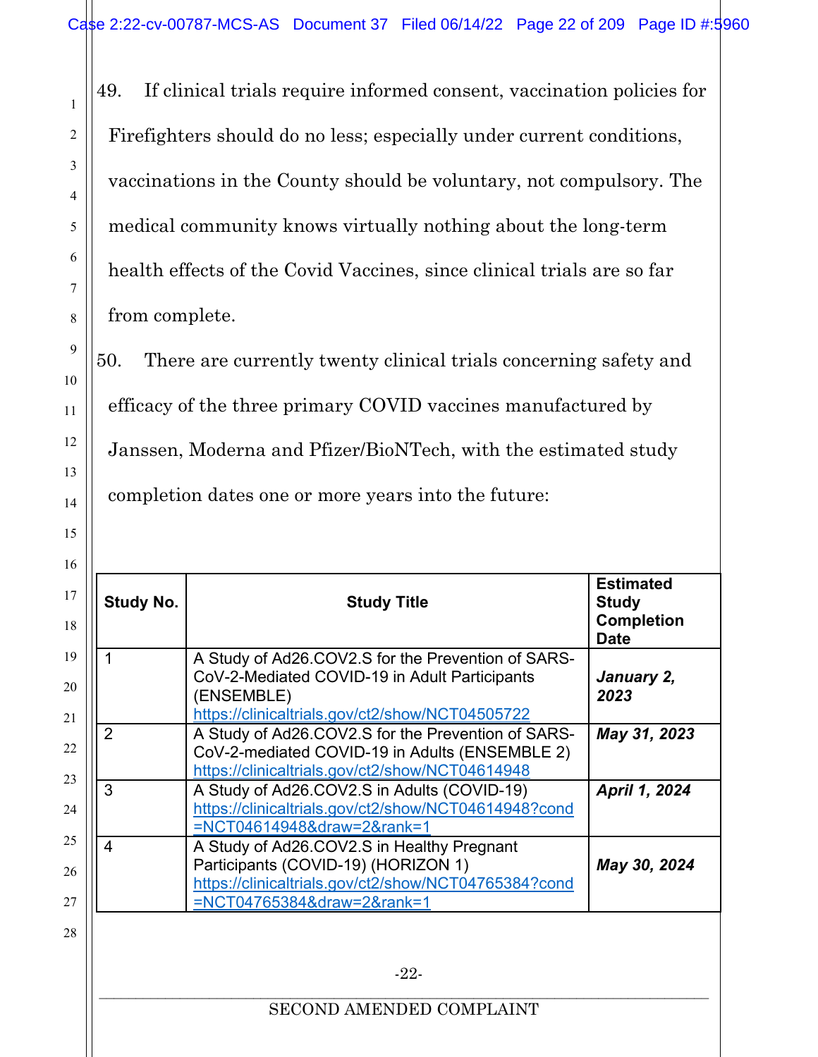49. If clinical trials require informed consent, vaccination policies for Firefighters should do no less; especially under current conditions, vaccinations in the County should be voluntary, not compulsory. The medical community knows virtually nothing about the long-term health effects of the Covid Vaccines, since clinical trials are so far from complete.

50. There are currently twenty clinical trials concerning safety and efficacy of the three primary COVID vaccines manufactured by Janssen, Moderna and Pfizer/BioNTech, with the estimated study completion dates one or more years into the future:

| Study No. | Study Title | Estimated Study Completion Date |
|---|---|---|
| 1 | A Study of Ad26.COV2.S for the Prevention of SARS-CoV-2-Mediated COVID-19 in Adult Participants (ENSEMBLE) https://clinicaltrials.gov/ct2/show/NCT04505722 | ***January 2, 2023*** |
| 2 | A Study of Ad26.COV2.S for the Prevention of SARS-CoV-2-mediated COVID-19 in Adults (ENSEMBLE 2) https://clinicaltrials.gov/ct2/show/NCT04614948 | ***May 31, 2023*** |
| 3 | A Study of Ad26.COV2.S in Adults (COVID-19) https://clinicaltrials.gov/ct2/show/NCT04614948?cond=NCT04614948&draw=2&rank=1 | ***April 1, 2024*** |
| 4 | A Study of Ad26.COV2.S in Healthy Pregnant Participants (COVID-19) (HORIZON 1) https://clinicaltrials.gov/ct2/show/NCT04765384?cond=NCT04765384&draw=2&rank=1 | ***May 30, 2024*** |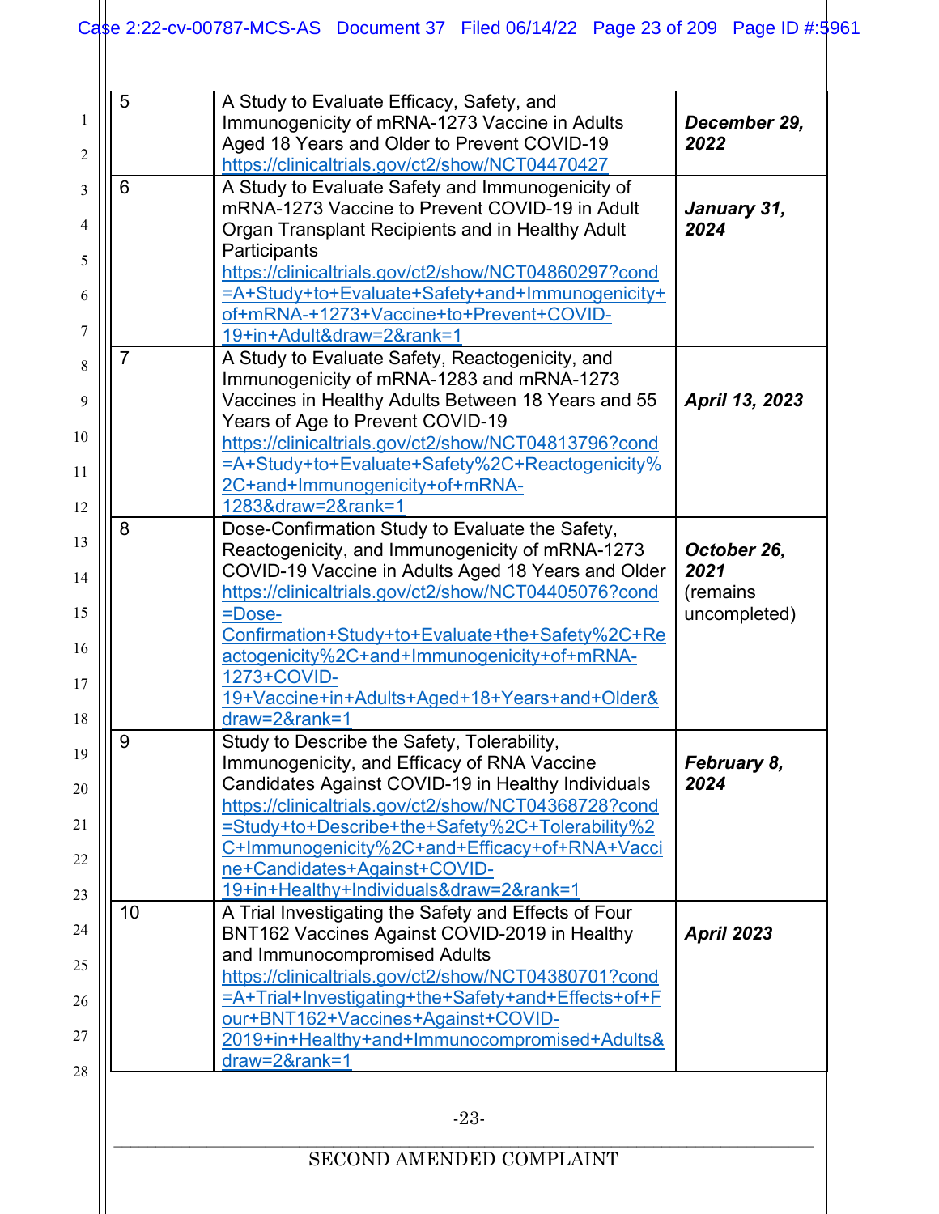| | | |
|---|---|---|
| 5 | A Study to Evaluate Efficacy, Safety, and Immunogenicity of mRNA-1273 Vaccine in Adults Aged 18 Years and Older to Prevent COVID-19 https://clinicaltrials.gov/ct2/show/NCT04470427 | ***December 29, 2022*** |
| 6 | A Study to Evaluate Safety and Immunogenicity of mRNA-1273 Vaccine to Prevent COVID-19 in Adult Organ Transplant Recipients and in Healthy Adult Participants https://clinicaltrials.gov/ct2/show/NCT04860297?cond=A+Study+to+Evaluate+Safety+and+Immunogenicity+of+mRNA-+1273+Vaccine+to+Prevent+COVID-19+in+Adult&draw=2&rank=1 | ***January 31, 2024*** |
| 7 | A Study to Evaluate Safety, Reactogenicity, and Immunogenicity of mRNA-1283 and mRNA-1273 Vaccines in Healthy Adults Between 18 Years and 55 Years of Age to Prevent COVID-19 https://clinicaltrials.gov/ct2/show/NCT04813796?cond=A+Study+to+Evaluate+Safety%2C+Reactogenicity%2C+and+Immunogenicity+of+mRNA-1283&draw=2&rank=1 | ***April 13, 2023*** |
| 8 | Dose-Confirmation Study to Evaluate the Safety, Reactogenicity, and Immunogenicity of mRNA-1273 COVID-19 Vaccine in Adults Aged 18 Years and Older https://clinicaltrials.gov/ct2/show/NCT04405076?cond=Dose-Confirmation+Study+to+Evaluate+the+Safety%2C+Reactogenicity%2C+and+Immunogenicity+of+mRNA-1273+COVID-19+Vaccine+in+Adults+Aged+18+Years+and+Older&draw=2&rank=1 | ***October 26, 2021*** (remains uncompleted) |
| 9 | Study to Describe the Safety, Tolerability, Immunogenicity, and Efficacy of RNA Vaccine Candidates Against COVID-19 in Healthy Individuals https://clinicaltrials.gov/ct2/show/NCT04368728?cond=Study+to+Describe+the+Safety%2C+Tolerability%2C+Immunogenicity%2C+and+Efficacy+of+RNA+Vaccine+Candidates+Against+COVID-19+in+Healthy+Individuals&draw=2&rank=1 | ***February 8, 2024*** |
| 10 | A Trial Investigating the Safety and Effects of Four BNT162 Vaccines Against COVID-2019 in Healthy and Immunocompromised Adults https://clinicaltrials.gov/ct2/show/NCT04380701?cond=A+Trial+Investigating+the+Safety+and+Effects+of+Four+BNT162+Vaccines+Against+COVID-2019+in+Healthy+and+Immunocompromised+Adults&draw=2&rank=1 | ***April 2023*** |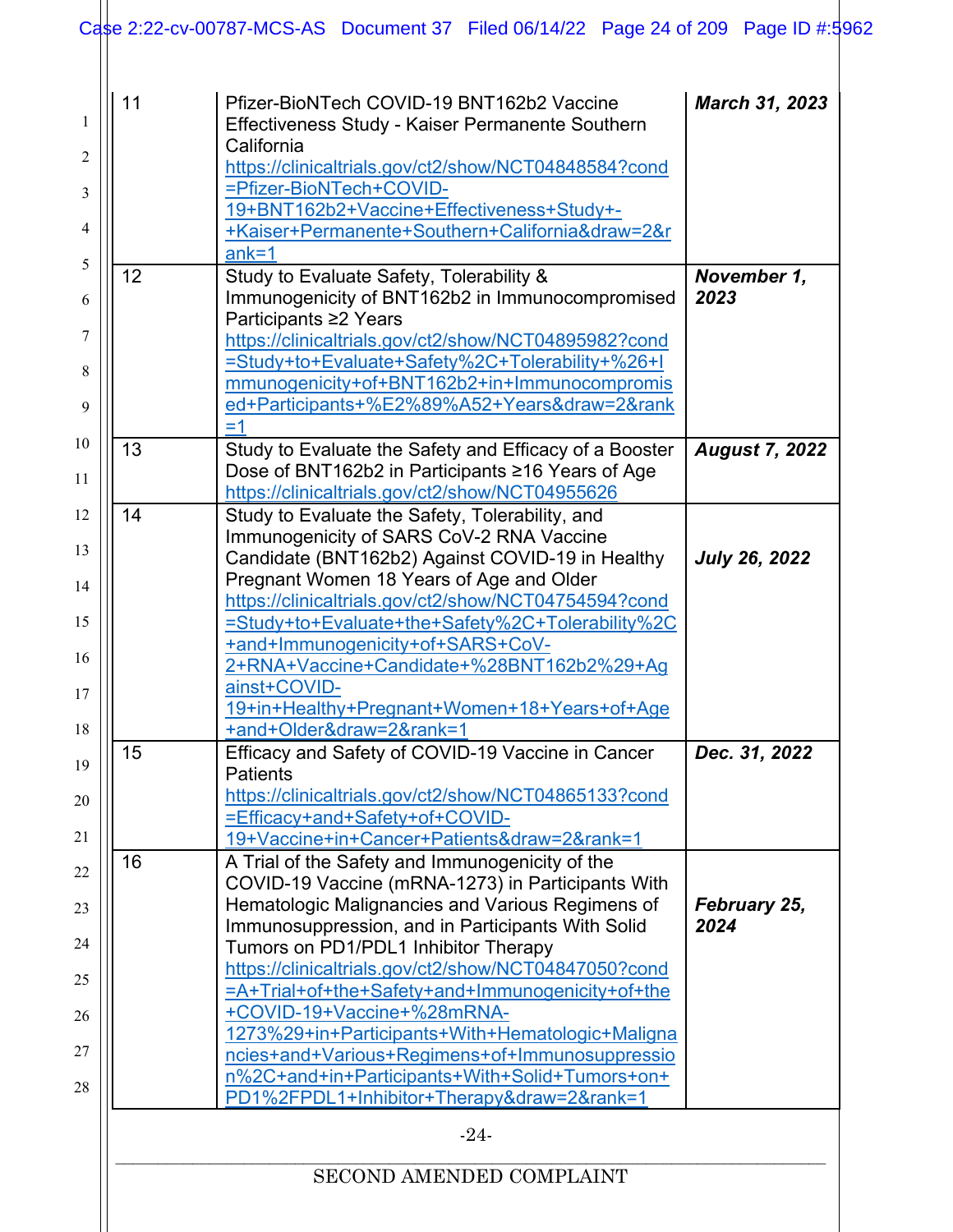| | | |
|---|---|---|
| 11 | Pfizer-BioNTech COVID-19 BNT162b2 Vaccine Effectiveness Study - Kaiser Permanente Southern California https://clinicaltrials.gov/ct2/show/NCT04848584?cond=Pfizer-BioNTech+COVID-19+BNT162b2+Vaccine+Effectiveness+Study+-+Kaiser+Permanente+Southern+California&draw=2&rank=1 | ***March 31, 2023*** |
| 12 | Study to Evaluate Safety, Tolerability & Immunogenicity of BNT162b2 in Immunocompromised Participants ≥2 Years https://clinicaltrials.gov/ct2/show/NCT04895982?cond=Study+to+Evaluate+Safety%2C+Tolerability+%26+Immunogenicity+of+BNT162b2+in+Immunocompromised+Participants+%E2%89%A52+Years&draw=2&rank=1 | ***November 1, 2023*** |
| 13 | Study to Evaluate the Safety and Efficacy of a Booster Dose of BNT162b2 in Participants ≥16 Years of Age https://clinicaltrials.gov/ct2/show/NCT04955626 | ***August 7, 2022*** |
| 14 | Study to Evaluate the Safety, Tolerability, and Immunogenicity of SARS CoV-2 RNA Vaccine Candidate (BNT162b2) Against COVID-19 in Healthy Pregnant Women 18 Years of Age and Older https://clinicaltrials.gov/ct2/show/NCT04754594?cond=Study+to+Evaluate+the+Safety%2C+Tolerability%2C+and+Immunogenicity+of+SARS+CoV-2+RNA+Vaccine+Candidate+%28BNT162b2%29+Against+COVID-19+in+Healthy+Pregnant+Women+18+Years+of+Age+and+Older&draw=2&rank=1 | ***July 26, 2022*** |
| 15 | Efficacy and Safety of COVID-19 Vaccine in Cancer Patients https://clinicaltrials.gov/ct2/show/NCT04865133?cond=Efficacy+and+Safety+of+COVID-19+Vaccine+in+Cancer+Patients&draw=2&rank=1 | ***Dec. 31, 2022*** |
| 16 | A Trial of the Safety and Immunogenicity of the COVID-19 Vaccine (mRNA-1273) in Participants With Hematologic Malignancies and Various Regimens of Immunosuppression, and in Participants With Solid Tumors on PD1/PDL1 Inhibitor Therapy https://clinicaltrials.gov/ct2/show/NCT04847050?cond=A+Trial+of+the+Safety+and+Immunogenicity+of+the+COVID-19+Vaccine+%28mRNA-1273%29+in+Participants+With+Hematologic+Malignancies+and+Various+Regimens+of+Immunosuppression%2C+and+in+Participants+With+Solid+Tumors+on+PD1%2FPDL1+Inhibitor+Therapy&draw=2&rank=1 | ***February 25, 2024*** |

SECOND AMENDED COMPLAINT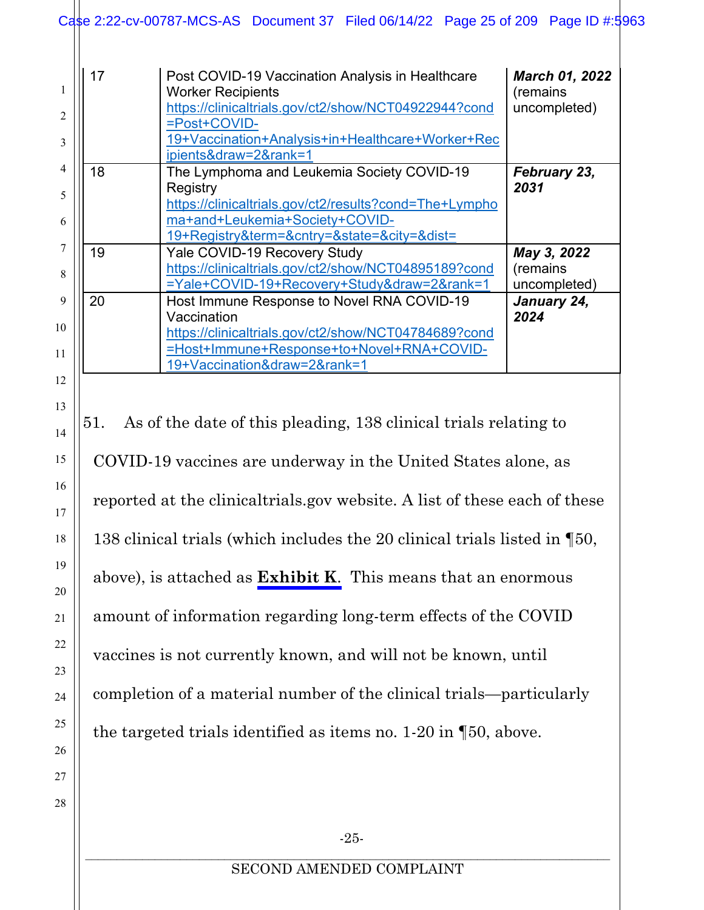| 17 | Post COVID-19 Vaccination Analysis in Healthcare Worker Recipients https://clinicaltrials.gov/ct2/show/NCT04922944?cond=Post+COVID-19+Vaccination+Analysis+in+Healthcare+Worker+Recipients&draw=2&rank=1 | ***March 01, 2022*** (remains uncompleted) |
|---|---|---|
| 18 | The Lymphoma and Leukemia Society COVID-19 Registry https://clinicaltrials.gov/ct2/results?cond=The+Lymphoma+and+Leukemia+Society+COVID-19+Registry&term=&cntry=&state=&city=&dist= | ***February 23, 2031*** |
| 19 | Yale COVID-19 Recovery Study https://clinicaltrials.gov/ct2/show/NCT04895189?cond=Yale+COVID-19+Recovery+Study&draw=2&rank=1 | ***May 3, 2022*** (remains uncompleted) |
| 20 | Host Immune Response to Novel RNA COVID-19 Vaccination https://clinicaltrials.gov/ct2/show/NCT04784689?cond=Host+Immune+Response+to+Novel+RNA+COVID-19+Vaccination&draw=2&rank=1 | ***January 24, 2024*** |

51. As of the date of this pleading, 138 clinical trials relating to COVID-19 vaccines are underway in the United States alone, as reported at the clinicaltrials.gov website. A list of these each of these 138 clinical trials (which includes the 20 clinical trials listed in ¶50, above), is attached as **Exhibit K**. This means that an enormous amount of information regarding long-term effects of the COVID vaccines is not currently known, and will not be known, until completion of a material number of the clinical trials—particularly the targeted trials identified as items no. 1-20 in ¶50, above.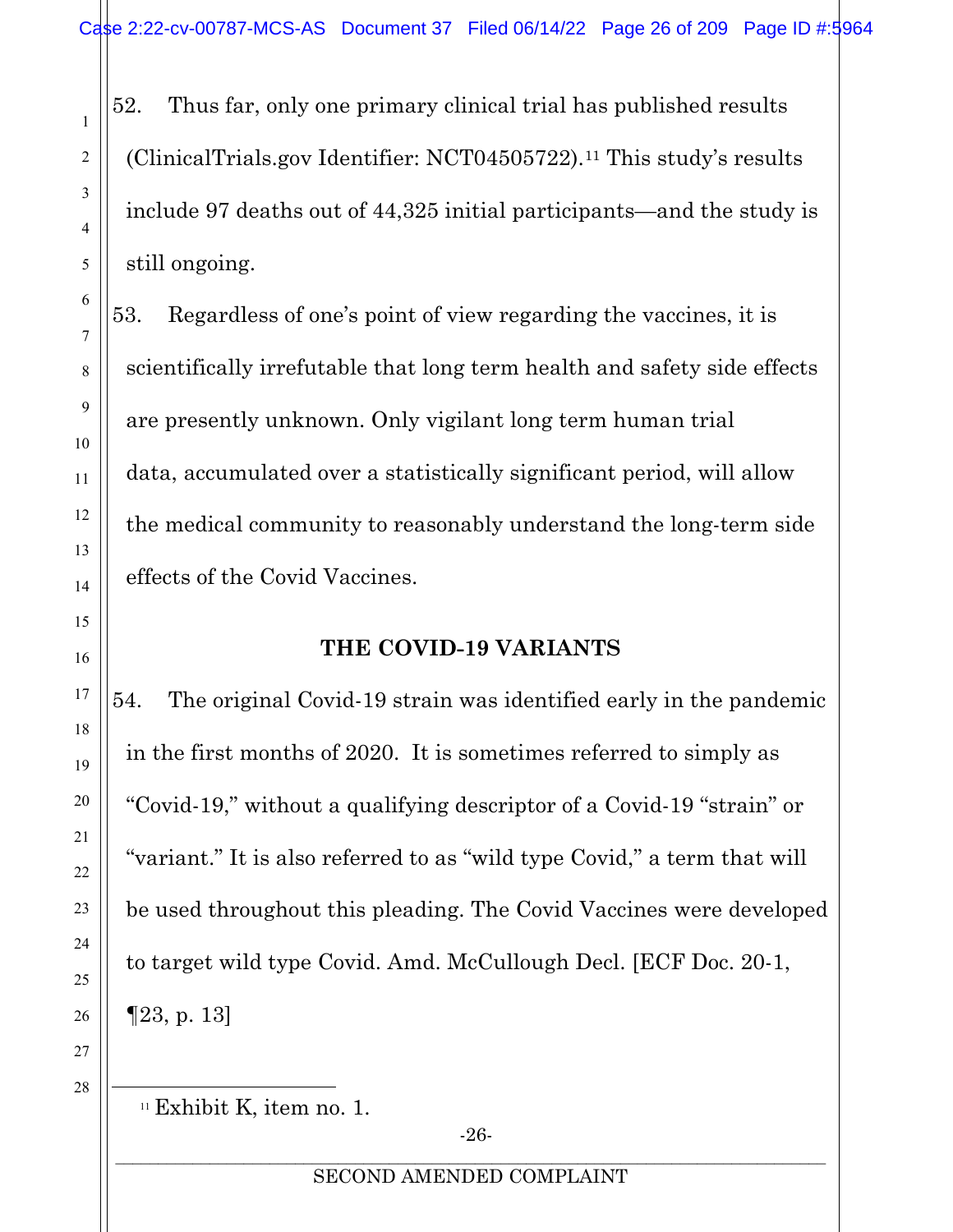52. Thus far, only one primary clinical trial has published results (ClinicalTrials.gov Identifier: NCT04505722).[11] This study's results include 97 deaths out of 44,325 initial participants—and the study is still ongoing.

53. Regardless of one's point of view regarding the vaccines, it is scientifically irrefutable that long term health and safety side effects are presently unknown. Only vigilant long term human trial data, accumulated over a statistically significant period, will allow the medical community to reasonably understand the long-term side effects of the Covid Vaccines.

## THE COVID-19 VARIANTS

54. The original Covid-19 strain was identified early in the pandemic in the first months of 2020. It is sometimes referred to simply as "Covid-19," without a qualifying descriptor of a Covid-19 "strain" or "variant." It is also referred to as "wild type Covid," a term that will be used throughout this pleading. The Covid Vaccines were developed to target wild type Covid. Amd. McCullough Decl. [ECF Doc. 20-1, ¶23, p. 13]

---

[11] Exhibit K, item no. 1.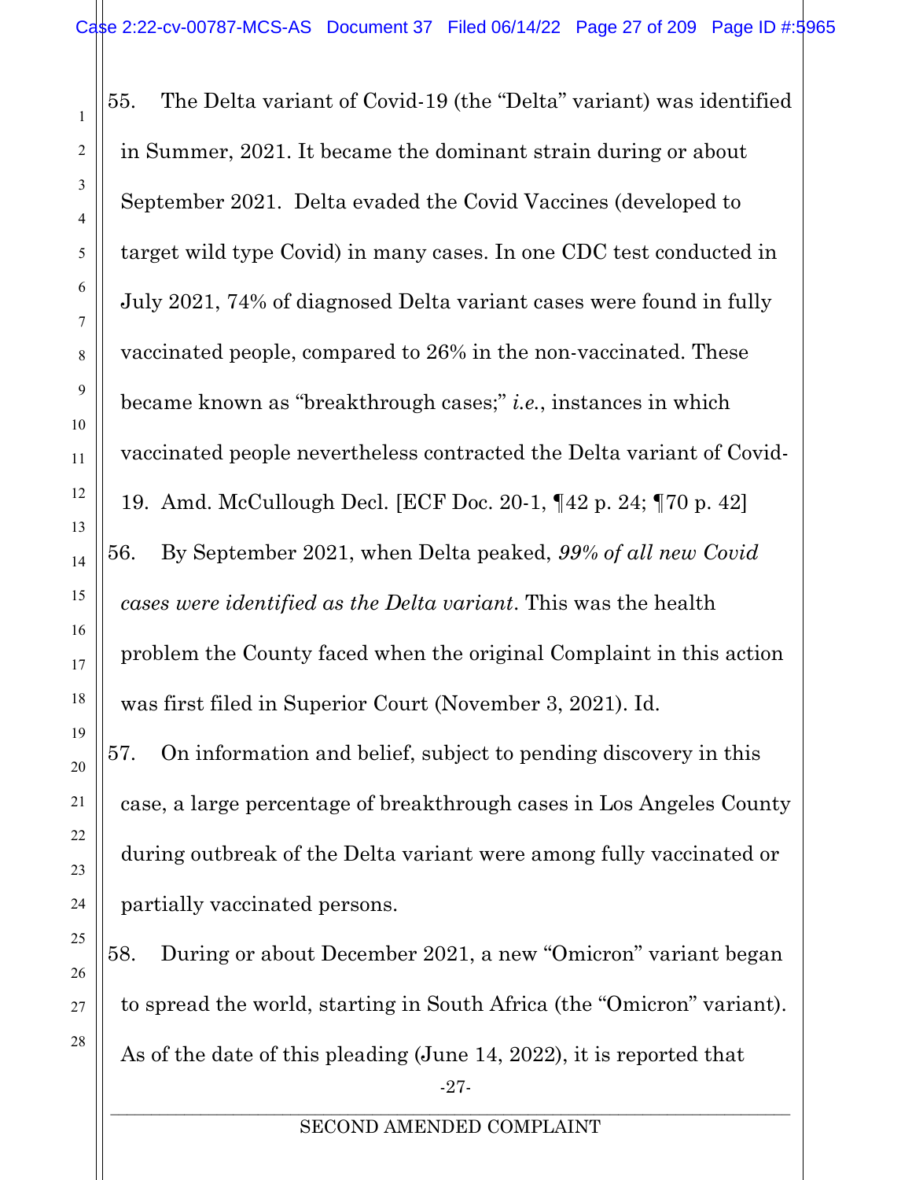55. The Delta variant of Covid-19 (the "Delta" variant) was identified in Summer, 2021. It became the dominant strain during or about September 2021. Delta evaded the Covid Vaccines (developed to target wild type Covid) in many cases. In one CDC test conducted in July 2021, 74% of diagnosed Delta variant cases were found in fully vaccinated people, compared to 26% in the non-vaccinated. These became known as "breakthrough cases;" *i.e.*, instances in which vaccinated people nevertheless contracted the Delta variant of Covid-19. Amd. McCullough Decl. [ECF Doc. 20-1, ¶42 p. 24; ¶70 p. 42]

56. By September 2021, when Delta peaked, *99% of all new Covid cases were identified as the Delta variant*. This was the health problem the County faced when the original Complaint in this action was first filed in Superior Court (November 3, 2021). Id.

57. On information and belief, subject to pending discovery in this case, a large percentage of breakthrough cases in Los Angeles County during outbreak of the Delta variant were among fully vaccinated or partially vaccinated persons.

58. During or about December 2021, a new "Omicron" variant began to spread the world, starting in South Africa (the "Omicron" variant). As of the date of this pleading (June 14, 2022), it is reported that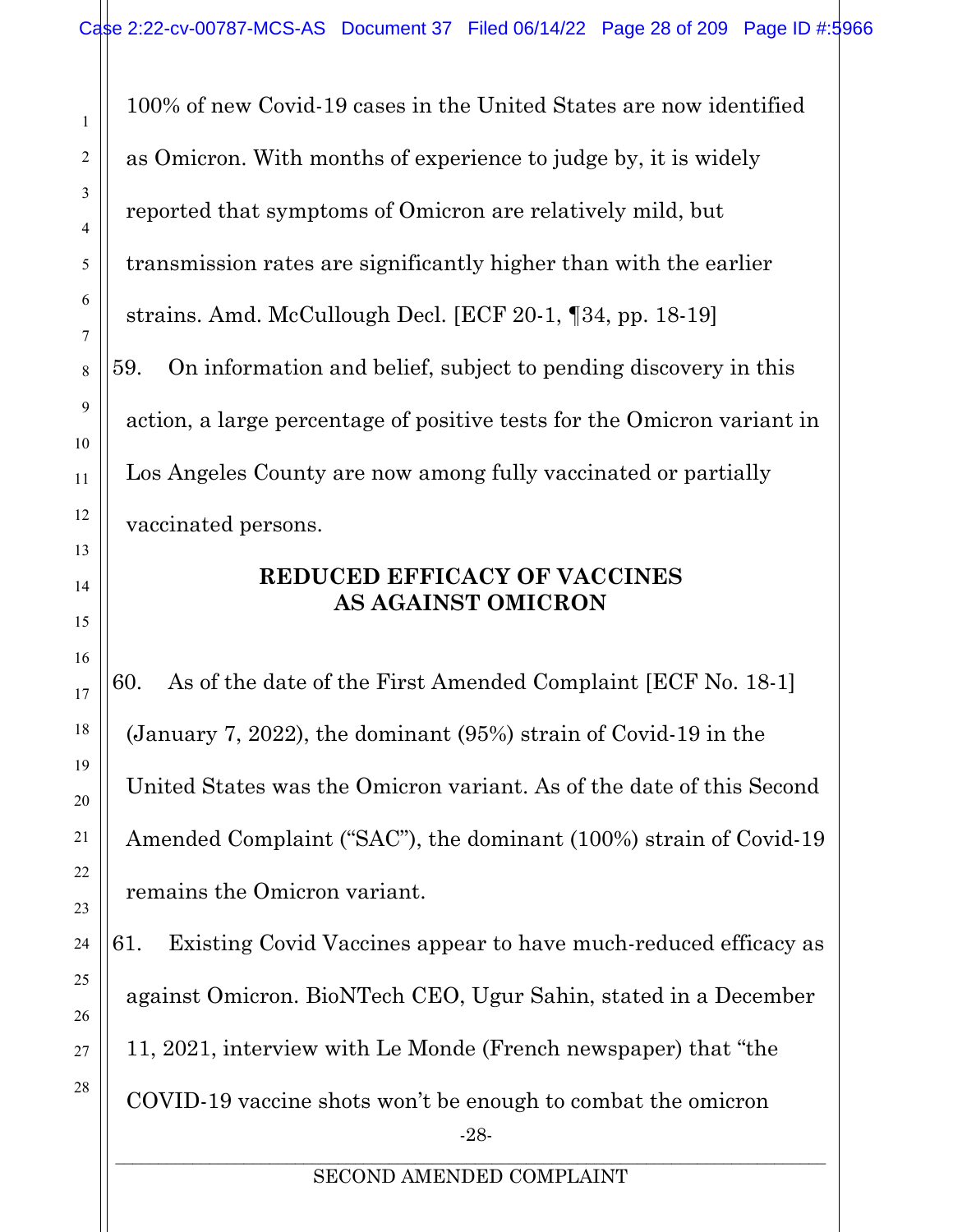100% of new Covid-19 cases in the United States are now identified as Omicron. With months of experience to judge by, it is widely reported that symptoms of Omicron are relatively mild, but transmission rates are significantly higher than with the earlier strains. Amd. McCullough Decl. [ECF 20-1, ¶34, pp. 18-19]

59. On information and belief, subject to pending discovery in this action, a large percentage of positive tests for the Omicron variant in Los Angeles County are now among fully vaccinated or partially vaccinated persons.

**REDUCED EFFICACY OF VACCINES AS AGAINST OMICRON**

60. As of the date of the First Amended Complaint [ECF No. 18-1] (January 7, 2022), the dominant (95%) strain of Covid-19 in the United States was the Omicron variant. As of the date of this Second Amended Complaint ("SAC"), the dominant (100%) strain of Covid-19 remains the Omicron variant.

61. Existing Covid Vaccines appear to have much-reduced efficacy as against Omicron. BioNTech CEO, Ugur Sahin, stated in a December 11, 2021, interview with Le Monde (French newspaper) that "the COVID-19 vaccine shots won't be enough to combat the omicron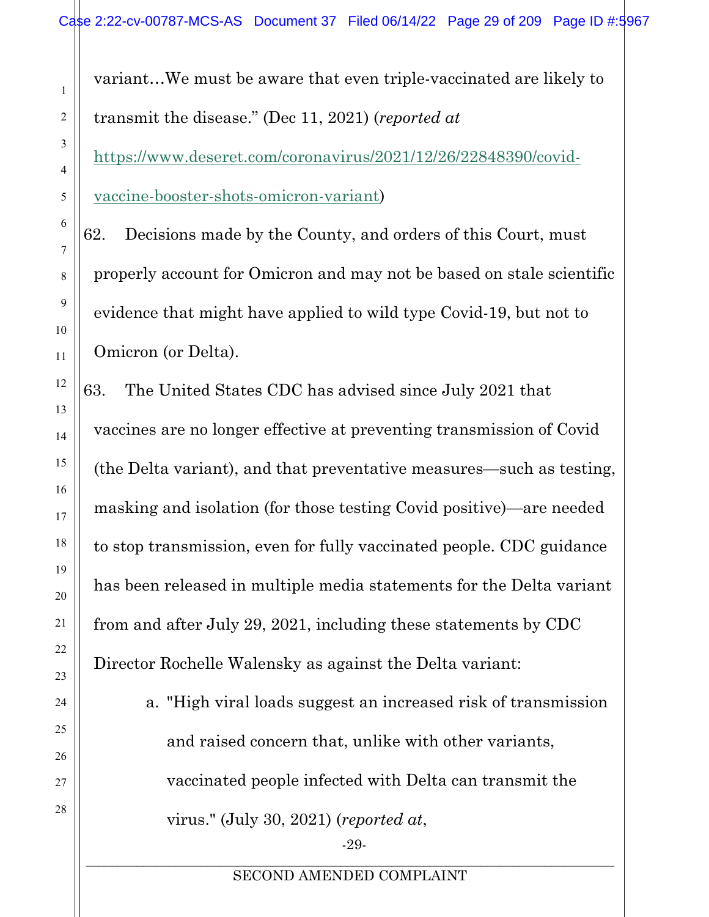variant…We must be aware that even triple-vaccinated are likely to transmit the disease." (Dec 11, 2021) (*reported at* https://www.deseret.com/coronavirus/2021/12/26/22848390/covid-vaccine-booster-shots-omicron-variant)

62. Decisions made by the County, and orders of this Court, must properly account for Omicron and may not be based on stale scientific evidence that might have applied to wild type Covid-19, but not to Omicron (or Delta).

63. The United States CDC has advised since July 2021 that vaccines are no longer effective at preventing transmission of Covid (the Delta variant), and that preventative measures—such as testing, masking and isolation (for those testing Covid positive)—are needed to stop transmission, even for fully vaccinated people. CDC guidance has been released in multiple media statements for the Delta variant from and after July 29, 2021, including these statements by CDC Director Rochelle Walensky as against the Delta variant:

a. "High viral loads suggest an increased risk of transmission and raised concern that, unlike with other variants, vaccinated people infected with Delta can transmit the virus." (July 30, 2021) (*reported at*,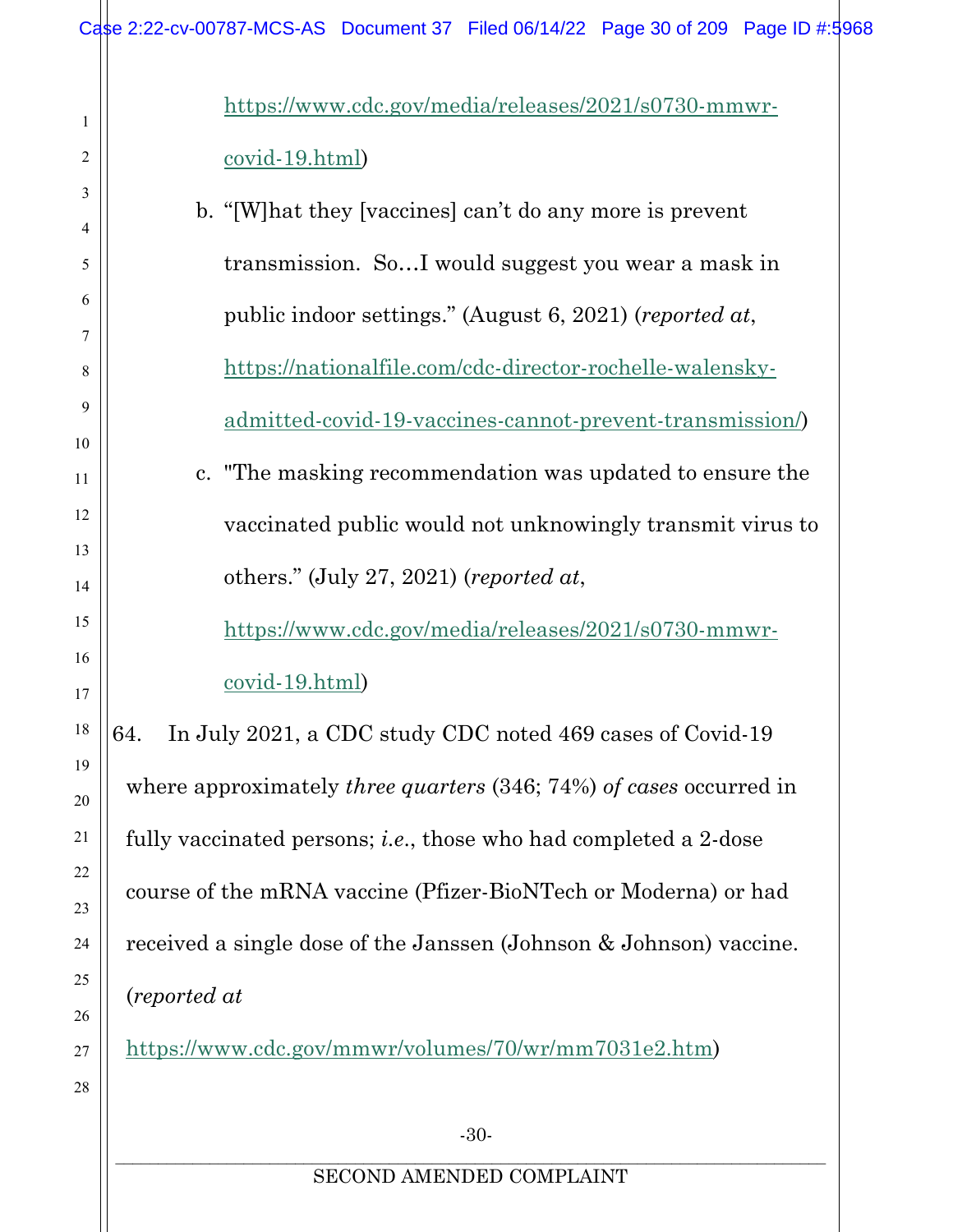https://www.cdc.gov/media/releases/2021/s0730-mmwr-covid-19.html)

b. "[W]hat they [vaccines] can't do any more is prevent transmission. So…I would suggest you wear a mask in public indoor settings." (August 6, 2021) (*reported at*, https://nationalfile.com/cdc-director-rochelle-walensky-admitted-covid-19-vaccines-cannot-prevent-transmission/)

c. "The masking recommendation was updated to ensure the vaccinated public would not unknowingly transmit virus to others." (July 27, 2021) (*reported at*, https://www.cdc.gov/media/releases/2021/s0730-mmwr-covid-19.html)

64. In July 2021, a CDC study CDC noted 469 cases of Covid-19 where approximately *three quarters* (346; 74%) *of cases* occurred in fully vaccinated persons; *i.e.*, those who had completed a 2-dose course of the mRNA vaccine (Pfizer-BioNTech or Moderna) or had received a single dose of the Janssen (Johnson & Johnson) vaccine. (*reported at* https://www.cdc.gov/mmwr/volumes/70/wr/mm7031e2.htm)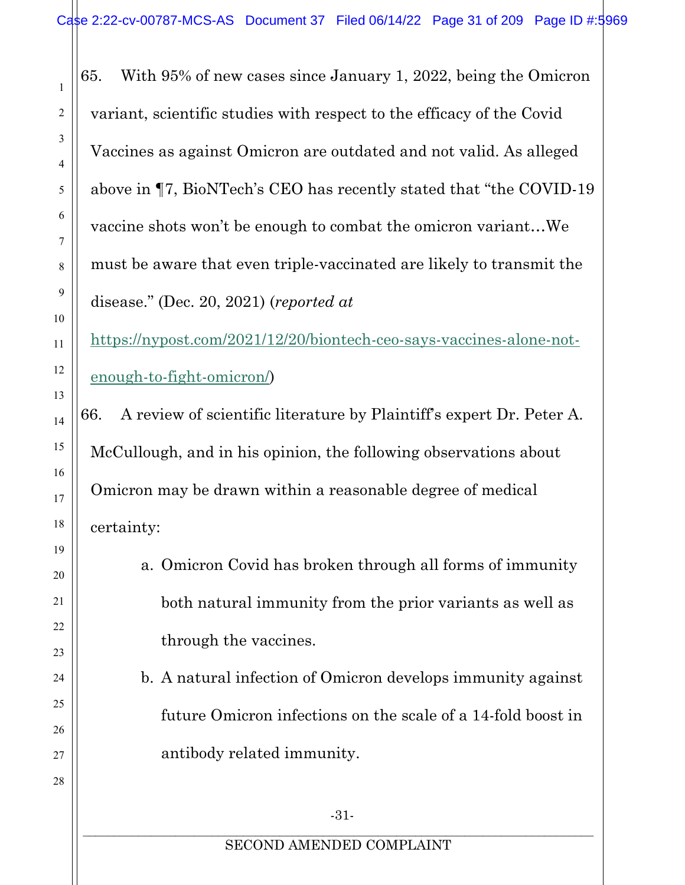65. With 95% of new cases since January 1, 2022, being the Omicron variant, scientific studies with respect to the efficacy of the Covid Vaccines as against Omicron are outdated and not valid. As alleged above in ¶7, BioNTech's CEO has recently stated that "the COVID-19 vaccine shots won't be enough to combat the omicron variant…We must be aware that even triple-vaccinated are likely to transmit the disease." (Dec. 20, 2021) (*reported at* https://nypost.com/2021/12/20/biontech-ceo-says-vaccines-alone-not-enough-to-fight-omicron/)

66. A review of scientific literature by Plaintiff's expert Dr. Peter A. McCullough, and in his opinion, the following observations about Omicron may be drawn within a reasonable degree of medical certainty:

   a. Omicron Covid has broken through all forms of immunity both natural immunity from the prior variants as well as through the vaccines.

   b. A natural infection of Omicron develops immunity against future Omicron infections on the scale of a 14-fold boost in antibody related immunity.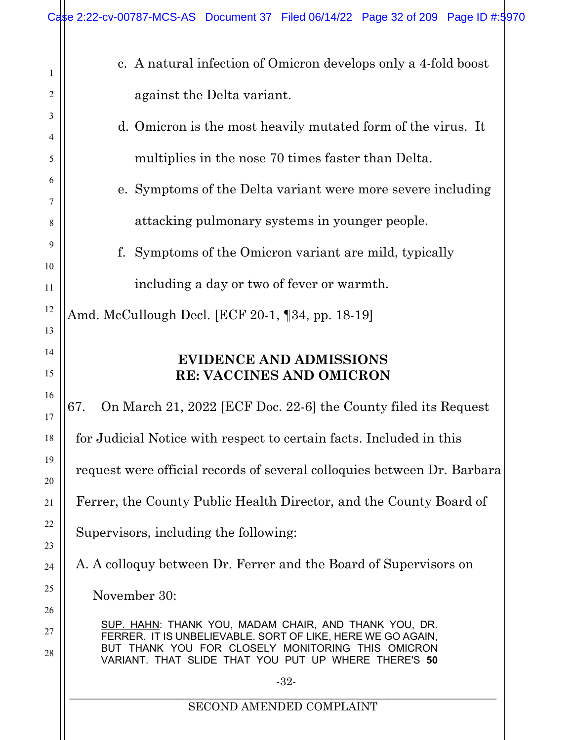c. A natural infection of Omicron develops only a 4-fold boost against the Delta variant.

d. Omicron is the most heavily mutated form of the virus. It multiplies in the nose 70 times faster than Delta.

e. Symptoms of the Delta variant were more severe including attacking pulmonary systems in younger people.

f. Symptoms of the Omicron variant are mild, typically including a day or two of fever or warmth.

Amd. McCullough Decl. [ECF 20-1, ¶34, pp. 18-19]

## EVIDENCE AND ADMISSIONS RE: VACCINES AND OMICRON

67. On March 21, 2022 [ECF Doc. 22-6] the County filed its Request for Judicial Notice with respect to certain facts. Included in this request were official records of several colloquies between Dr. Barbara Ferrer, the County Public Health Director, and the County Board of Supervisors, including the following:

A. A colloquy between Dr. Ferrer and the Board of Supervisors on November 30:

SUP. HAHN: THANK YOU, MADAM CHAIR, AND THANK YOU, DR. FERRER. IT IS UNBELIEVABLE. SORT OF LIKE, HERE WE GO AGAIN, BUT THANK YOU FOR CLOSELY MONITORING THIS OMICRON VARIANT. THAT SLIDE THAT YOU PUT UP WHERE THERE'S **50**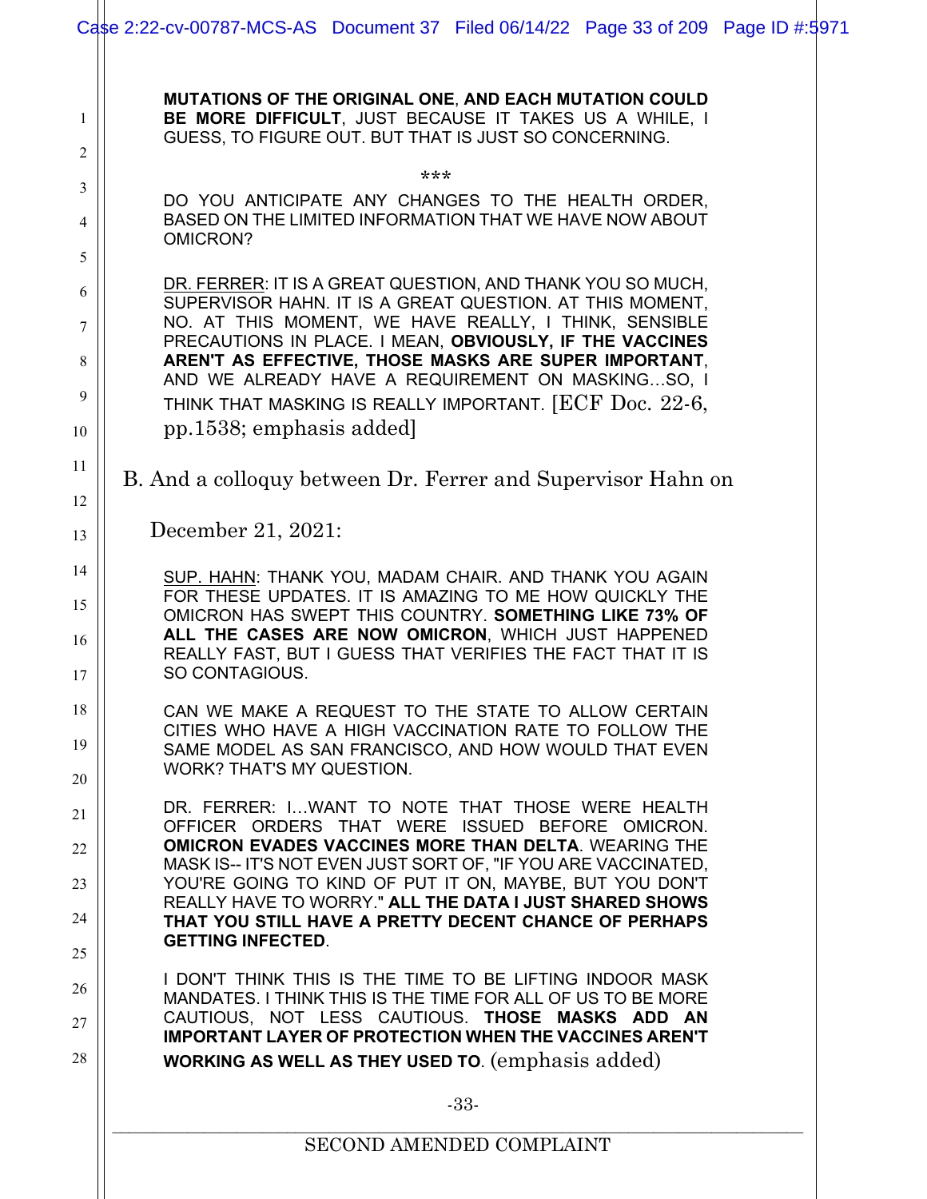MUTATIONS OF THE ORIGINAL ONE, **AND EACH MUTATION COULD BE MORE DIFFICULT**, JUST BECAUSE IT TAKES US A WHILE, I GUESS, TO FIGURE OUT. BUT THAT IS JUST SO CONCERNING.

***

DO YOU ANTICIPATE ANY CHANGES TO THE HEALTH ORDER, BASED ON THE LIMITED INFORMATION THAT WE HAVE NOW ABOUT OMICRON?

DR. FERRER: IT IS A GREAT QUESTION, AND THANK YOU SO MUCH, SUPERVISOR HAHN. IT IS A GREAT QUESTION. AT THIS MOMENT, NO. AT THIS MOMENT, WE HAVE REALLY, I THINK, SENSIBLE PRECAUTIONS IN PLACE. I MEAN, **OBVIOUSLY, IF THE VACCINES AREN'T AS EFFECTIVE, THOSE MASKS ARE SUPER IMPORTANT**, AND WE ALREADY HAVE A REQUIREMENT ON MASKING...SO, I THINK THAT MASKING IS REALLY IMPORTANT. [ECF Doc. 22-6, pp.1538; emphasis added]

B. And a colloquy between Dr. Ferrer and Supervisor Hahn on December 21, 2021:

SUP. HAHN: THANK YOU, MADAM CHAIR. AND THANK YOU AGAIN FOR THESE UPDATES. IT IS AMAZING TO ME HOW QUICKLY THE OMICRON HAS SWEPT THIS COUNTRY. **SOMETHING LIKE 73% OF ALL THE CASES ARE NOW OMICRON**, WHICH JUST HAPPENED REALLY FAST, BUT I GUESS THAT VERIFIES THE FACT THAT IT IS SO CONTAGIOUS.

CAN WE MAKE A REQUEST TO THE STATE TO ALLOW CERTAIN CITIES WHO HAVE A HIGH VACCINATION RATE TO FOLLOW THE SAME MODEL AS SAN FRANCISCO, AND HOW WOULD THAT EVEN WORK? THAT'S MY QUESTION.

DR. FERRER: I...WANT TO NOTE THAT THOSE WERE HEALTH OFFICER ORDERS THAT WERE ISSUED BEFORE OMICRON. **OMICRON EVADES VACCINES MORE THAN DELTA**. WEARING THE MASK IS-- IT'S NOT EVEN JUST SORT OF, "IF YOU ARE VACCINATED, YOU'RE GOING TO KIND OF PUT IT ON, MAYBE, BUT YOU DON'T REALLY HAVE TO WORRY." **ALL THE DATA I JUST SHARED SHOWS THAT YOU STILL HAVE A PRETTY DECENT CHANCE OF PERHAPS GETTING INFECTED**.

I DON'T THINK THIS IS THE TIME TO BE LIFTING INDOOR MASK MANDATES. I THINK THIS IS THE TIME FOR ALL OF US TO BE MORE CAUTIOUS, NOT LESS CAUTIOUS. **THOSE MASKS ADD AN IMPORTANT LAYER OF PROTECTION WHEN THE VACCINES AREN'T WORKING AS WELL AS THEY USED TO**. (emphasis added)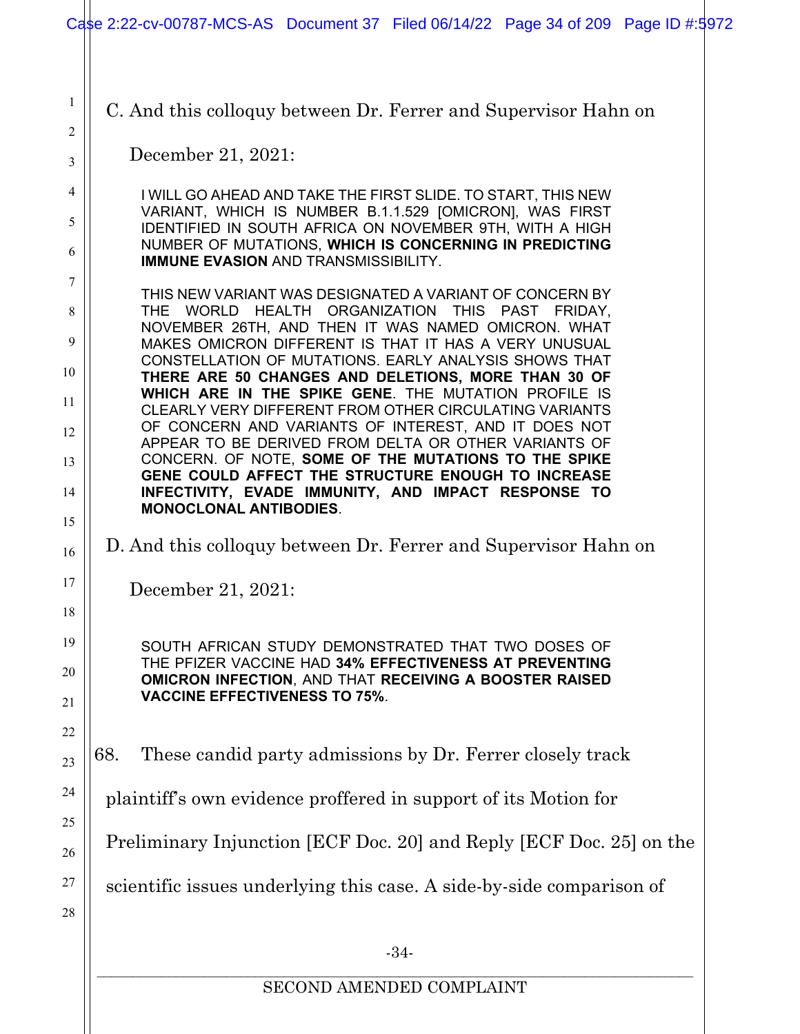C. And this colloquy between Dr. Ferrer and Supervisor Hahn on December 21, 2021:

> I WILL GO AHEAD AND TAKE THE FIRST SLIDE. TO START, THIS NEW VARIANT, WHICH IS NUMBER B.1.1.529 [OMICRON], WAS FIRST IDENTIFIED IN SOUTH AFRICA ON NOVEMBER 9TH, WITH A HIGH NUMBER OF MUTATIONS, **WHICH IS CONCERNING IN PREDICTING IMMUNE EVASION** AND TRANSMISSIBILITY.
>
> THIS NEW VARIANT WAS DESIGNATED A VARIANT OF CONCERN BY THE WORLD HEALTH ORGANIZATION THIS PAST FRIDAY, NOVEMBER 26TH, AND THEN IT WAS NAMED OMICRON. WHAT MAKES OMICRON DIFFERENT IS THAT IT HAS A VERY UNUSUAL CONSTELLATION OF MUTATIONS. EARLY ANALYSIS SHOWS THAT **THERE ARE 50 CHANGES AND DELETIONS, MORE THAN 30 OF WHICH ARE IN THE SPIKE GENE**. THE MUTATION PROFILE IS CLEARLY VERY DIFFERENT FROM OTHER CIRCULATING VARIANTS OF CONCERN AND VARIANTS OF INTEREST, AND IT DOES NOT APPEAR TO BE DERIVED FROM DELTA OR OTHER VARIANTS OF CONCERN. OF NOTE, **SOME OF THE MUTATIONS TO THE SPIKE GENE COULD AFFECT THE STRUCTURE ENOUGH TO INCREASE INFECTIVITY, EVADE IMMUNITY, AND IMPACT RESPONSE TO MONOCLONAL ANTIBODIES**.

D. And this colloquy between Dr. Ferrer and Supervisor Hahn on December 21, 2021:

> SOUTH AFRICAN STUDY DEMONSTRATED THAT TWO DOSES OF THE PFIZER VACCINE HAD **34% EFFECTIVENESS AT PREVENTING OMICRON INFECTION**, AND THAT **RECEIVING A BOOSTER RAISED VACCINE EFFECTIVENESS TO 75%**.

68. These candid party admissions by Dr. Ferrer closely track plaintiff's own evidence proffered in support of its Motion for Preliminary Injunction [ECF Doc. 20] and Reply [ECF Doc. 25] on the scientific issues underlying this case. A side-by-side comparison of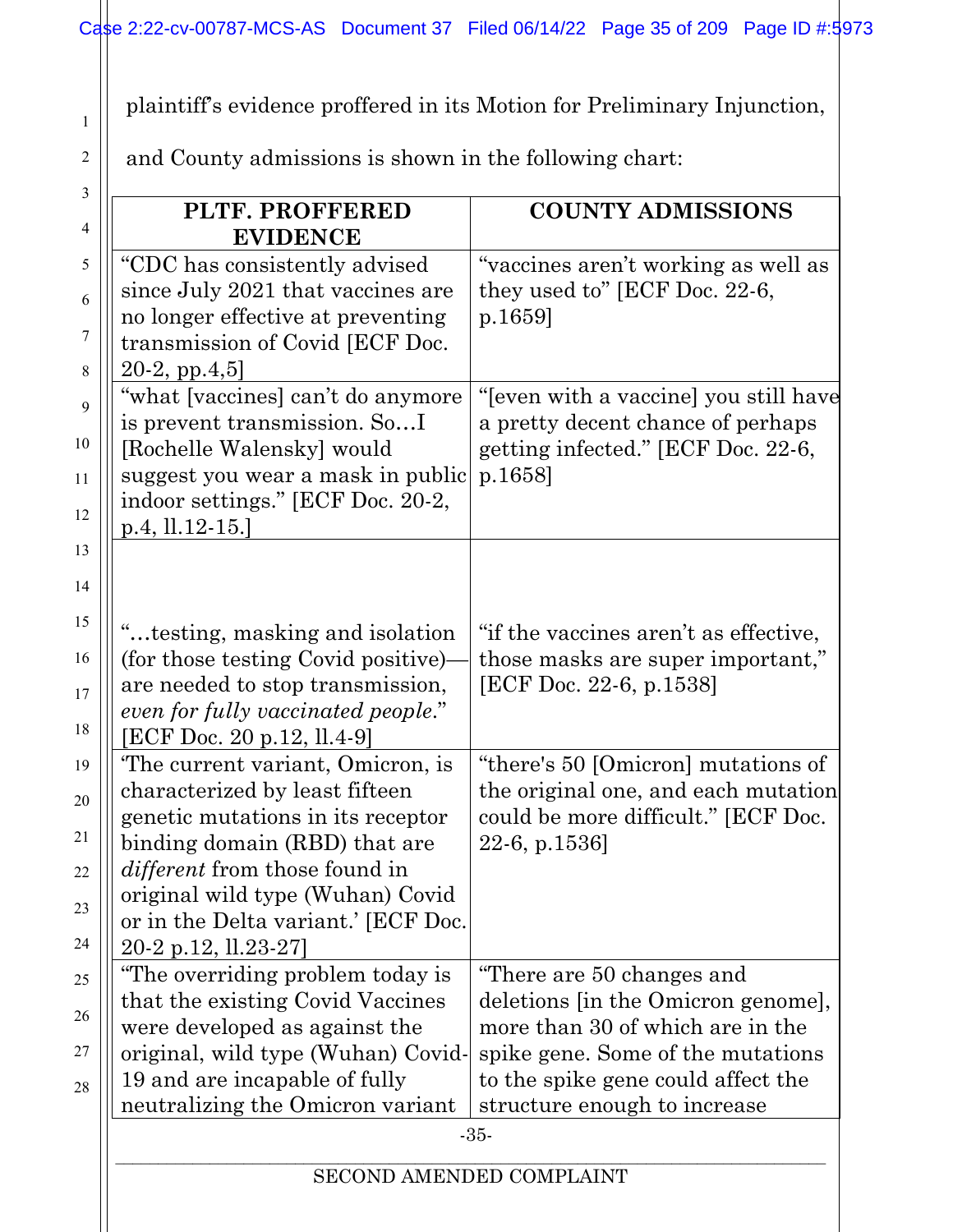plaintiff's evidence proffered in its Motion for Preliminary Injunction, and County admissions is shown in the following chart:

| PLTF. PROFFERED EVIDENCE | COUNTY ADMISSIONS |
|---|---|
| "CDC has consistently advised since July 2021 that vaccines are no longer effective at preventing transmission of Covid [ECF Doc. 20-2, pp.4,5] | "vaccines aren't working as well as they used to" [ECF Doc. 22-6, p.1659] |
| "what [vaccines] can't do anymore is prevent transmission. So…I [Rochelle Walensky] would suggest you wear a mask in public indoor settings." [ECF Doc. 20-2, p.4, ll.12-15.] | "[even with a vaccine] you still have a pretty decent chance of perhaps getting infected." [ECF Doc. 22-6, p.1658] |
| "…testing, masking and isolation (for those testing Covid positive)—are needed to stop transmission, *even for fully vaccinated people*." [ECF Doc. 20 p.12, ll.4-9] | "if the vaccines aren't as effective, those masks are super important," [ECF Doc. 22-6, p.1538] |
| 'The current variant, Omicron, is characterized by least fifteen genetic mutations in its receptor binding domain (RBD) that are *different* from those found in original wild type (Wuhan) Covid or in the Delta variant.' [ECF Doc. 20-2 p.12, ll.23-27] | "there's 50 [Omicron] mutations of the original one, and each mutation could be more difficult." [ECF Doc. 22-6, p.1536] |
| "The overriding problem today is that the existing Covid Vaccines were developed as against the original, wild type (Wuhan) Covid-19 and are incapable of fully neutralizing the Omicron variant | "There are 50 changes and deletions [in the Omicron genome], more than 30 of which are in the spike gene. Some of the mutations to the spike gene could affect the structure enough to increase |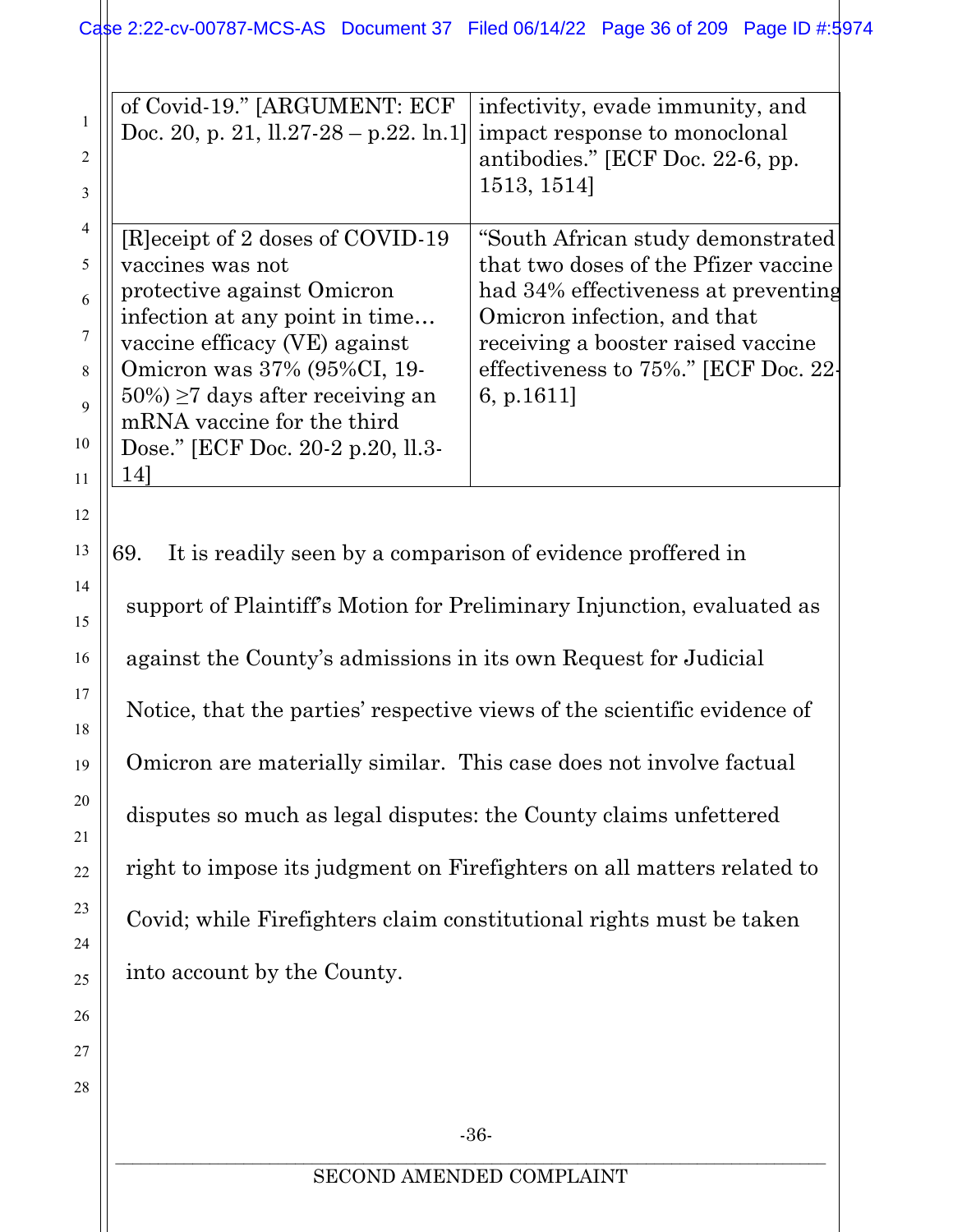| | |
|---|---|
| of Covid-19." [ARGUMENT: ECF Doc. 20, p. 21, ll.27-28 – p.22. ln.1] | infectivity, evade immunity, and impact response to monoclonal antibodies." [ECF Doc. 22-6, pp. 1513, 1514] |
| [R]eceipt of 2 doses of COVID-19 vaccines was not protective against Omicron infection at any point in time… vaccine efficacy (VE) against Omicron was 37% (95%CI, 19-50%) ≥7 days after receiving an mRNA vaccine for the third Dose." [ECF Doc. 20-2 p.20, ll.3-14] | "South African study demonstrated that two doses of the Pfizer vaccine had 34% effectiveness at preventing Omicron infection, and that receiving a booster raised vaccine effectiveness to 75%." [ECF Doc. 22-6, p.1611] |

69. It is readily seen by a comparison of evidence proffered in support of Plaintiff's Motion for Preliminary Injunction, evaluated as against the County's admissions in its own Request for Judicial Notice, that the parties' respective views of the scientific evidence of Omicron are materially similar. This case does not involve factual disputes so much as legal disputes: the County claims unfettered right to impose its judgment on Firefighters on all matters related to Covid; while Firefighters claim constitutional rights must be taken into account by the County.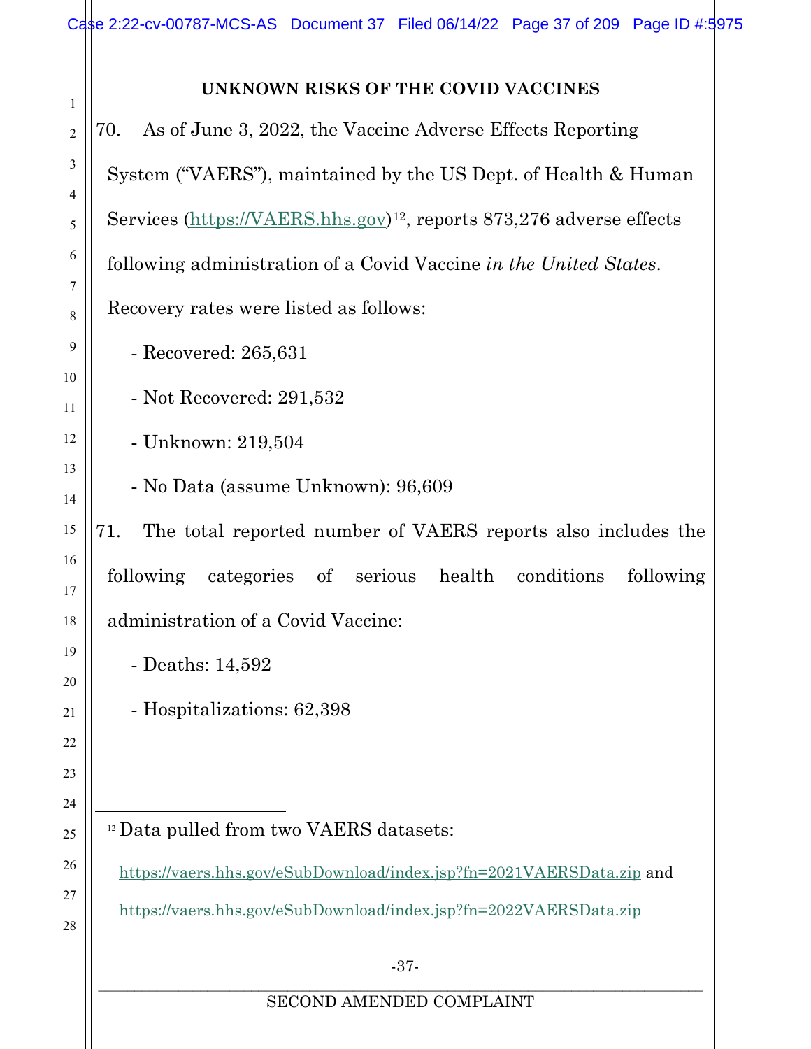## UNKNOWN RISKS OF THE COVID VACCINES

70. As of June 3, 2022, the Vaccine Adverse Effects Reporting System ("VAERS"), maintained by the US Dept. of Health & Human Services (https://VAERS.hhs.gov)[12], reports 873,276 adverse effects following administration of a Covid Vaccine *in the United States*. Recovery rates were listed as follows:

- Recovered: 265,631
- Not Recovered: 291,532
- Unknown: 219,504
- No Data (assume Unknown): 96,609

71. The total reported number of VAERS reports also includes the following categories of serious health conditions following administration of a Covid Vaccine:

- Deaths: 14,592
- Hospitalizations: 62,398

---

[12] Data pulled from two VAERS datasets:

https://vaers.hhs.gov/eSubDownload/index.jsp?fn=2021VAERSData.zip and

https://vaers.hhs.gov/eSubDownload/index.jsp?fn=2022VAERSData.zip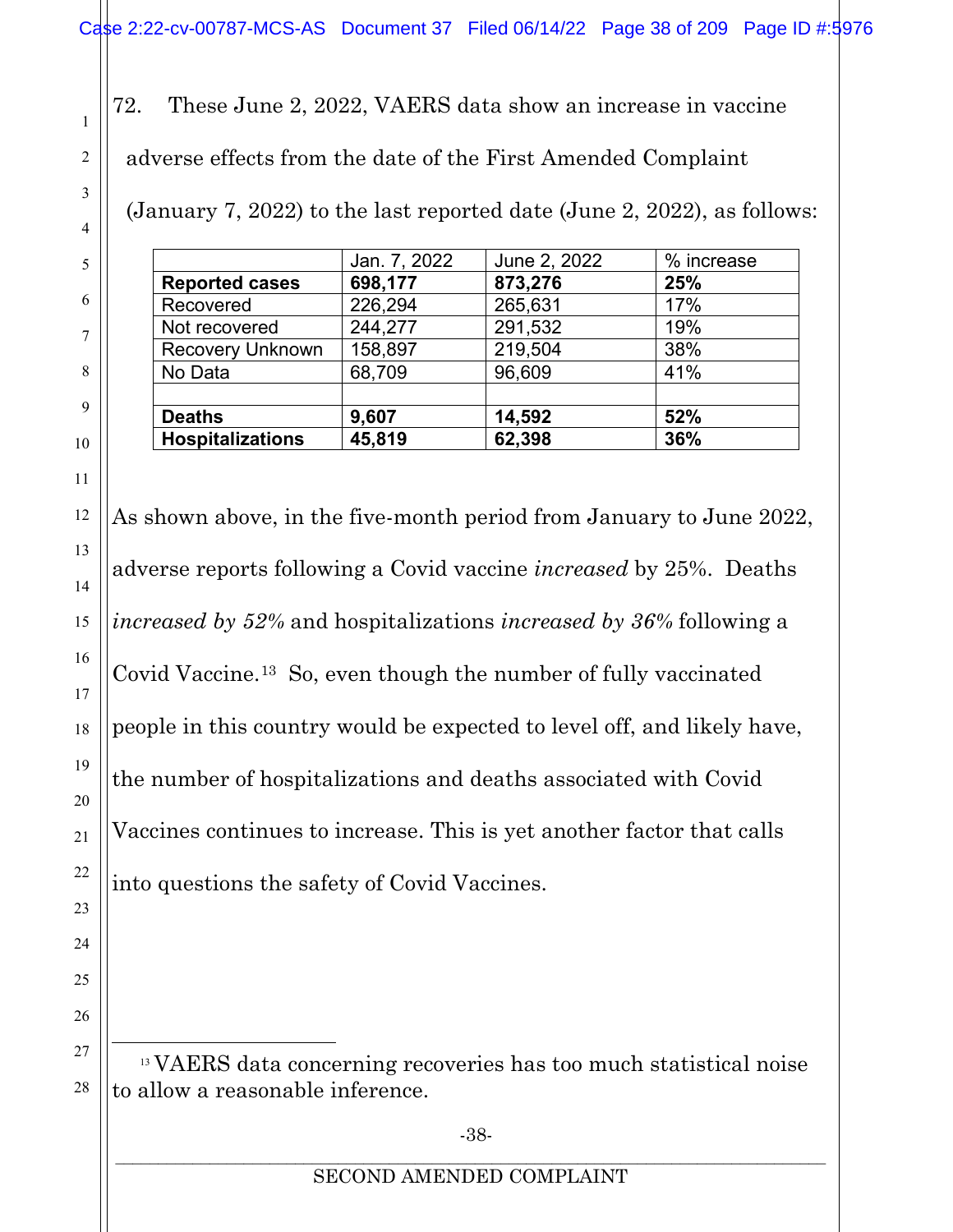72. These June 2, 2022, VAERS data show an increase in vaccine adverse effects from the date of the First Amended Complaint (January 7, 2022) to the last reported date (June 2, 2022), as follows:

| | Jan. 7, 2022 | June 2, 2022 | % increase |
|---|---|---|---|
| **Reported cases** | **698,177** | **873,276** | **25%** |
| Recovered | 226,294 | 265,631 | 17% |
| Not recovered | 244,277 | 291,532 | 19% |
| Recovery Unknown | 158,897 | 219,504 | 38% |
| No Data | 68,709 | 96,609 | 41% |
| | | | |
| **Deaths** | **9,607** | **14,592** | **52%** |
| **Hospitalizations** | **45,819** | **62,398** | **36%** |

As shown above, in the five-month period from January to June 2022, adverse reports following a Covid vaccine *increased* by 25%. Deaths *increased by 52%* and hospitalizations *increased by 36%* following a Covid Vaccine.[13] So, even though the number of fully vaccinated people in this country would be expected to level off, and likely have, the number of hospitalizations and deaths associated with Covid Vaccines continues to increase. This is yet another factor that calls into questions the safety of Covid Vaccines.

[13] VAERS data concerning recoveries has too much statistical noise to allow a reasonable inference.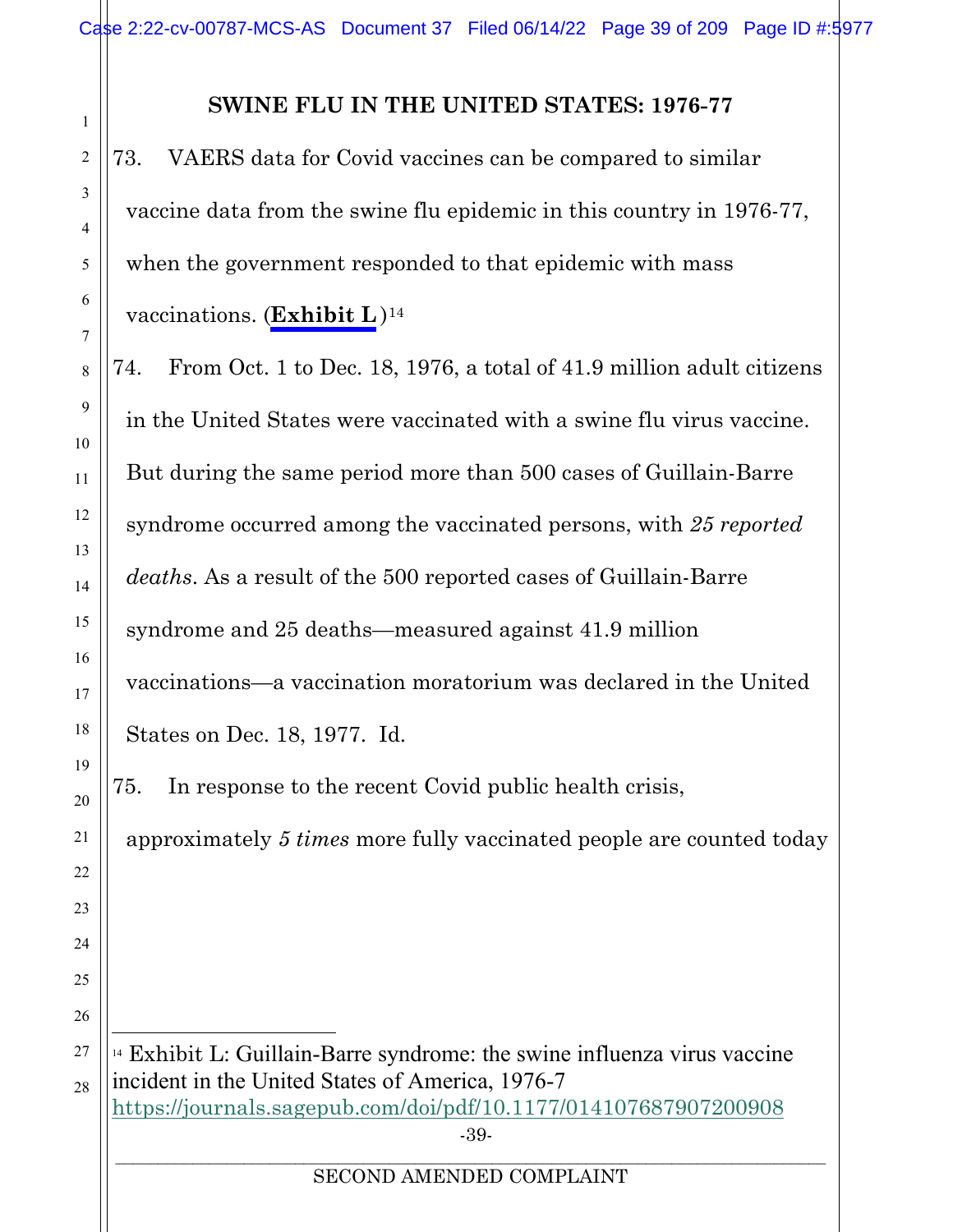## SWINE FLU IN THE UNITED STATES: 1976-77

73. VAERS data for Covid vaccines can be compared to similar vaccine data from the swine flu epidemic in this country in 1976-77, when the government responded to that epidemic with mass vaccinations. (**Exhibit L**)[14]

74. From Oct. 1 to Dec. 18, 1976, a total of 41.9 million adult citizens in the United States were vaccinated with a swine flu virus vaccine. But during the same period more than 500 cases of Guillain-Barre syndrome occurred among the vaccinated persons, with *25 reported deaths*. As a result of the 500 reported cases of Guillain-Barre syndrome and 25 deaths—measured against 41.9 million vaccinations—a vaccination moratorium was declared in the United States on Dec. 18, 1977. Id.

75. In response to the recent Covid public health crisis, approximately *5 times* more fully vaccinated people are counted today

---

[14] Exhibit L: Guillain-Barre syndrome: the swine influenza virus vaccine incident in the United States of America, 1976-7 https://journals.sagepub.com/doi/pdf/10.1177/014107687907200908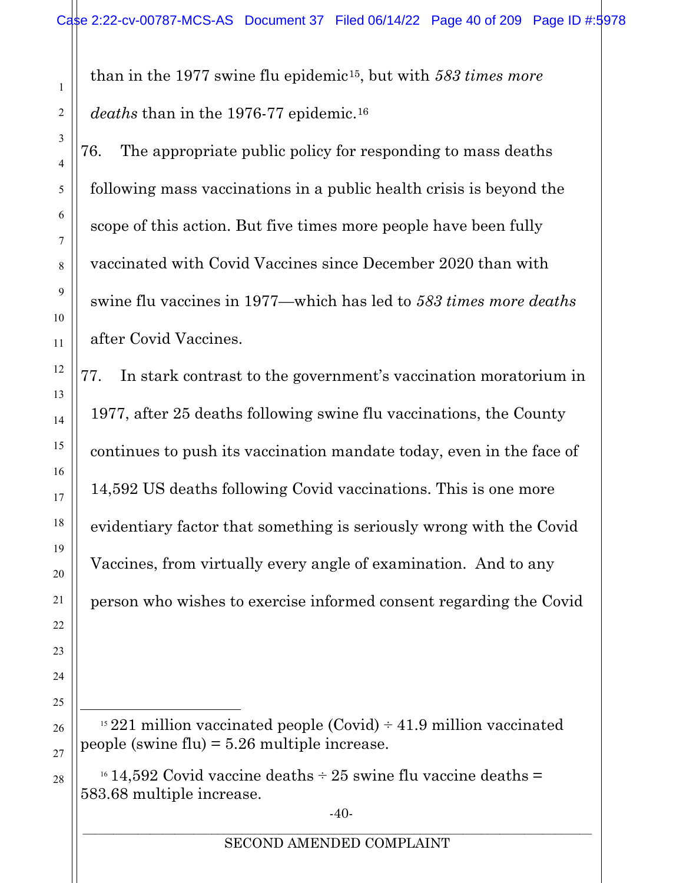than in the 1977 swine flu epidemic[15], but with *583 times more deaths* than in the 1976-77 epidemic.[16]

76. The appropriate public policy for responding to mass deaths following mass vaccinations in a public health crisis is beyond the scope of this action. But five times more people have been fully vaccinated with Covid Vaccines since December 2020 than with swine flu vaccines in 1977—which has led to *583 times more deaths* after Covid Vaccines.

77. In stark contrast to the government's vaccination moratorium in 1977, after 25 deaths following swine flu vaccinations, the County continues to push its vaccination mandate today, even in the face of 14,592 US deaths following Covid vaccinations. This is one more evidentiary factor that something is seriously wrong with the Covid Vaccines, from virtually every angle of examination. And to any person who wishes to exercise informed consent regarding the Covid

---

[15] 221 million vaccinated people (Covid) ÷ 41.9 million vaccinated people (swine flu) = 5.26 multiple increase.

[16] 14,592 Covid vaccine deaths ÷ 25 swine flu vaccine deaths = 583.68 multiple increase.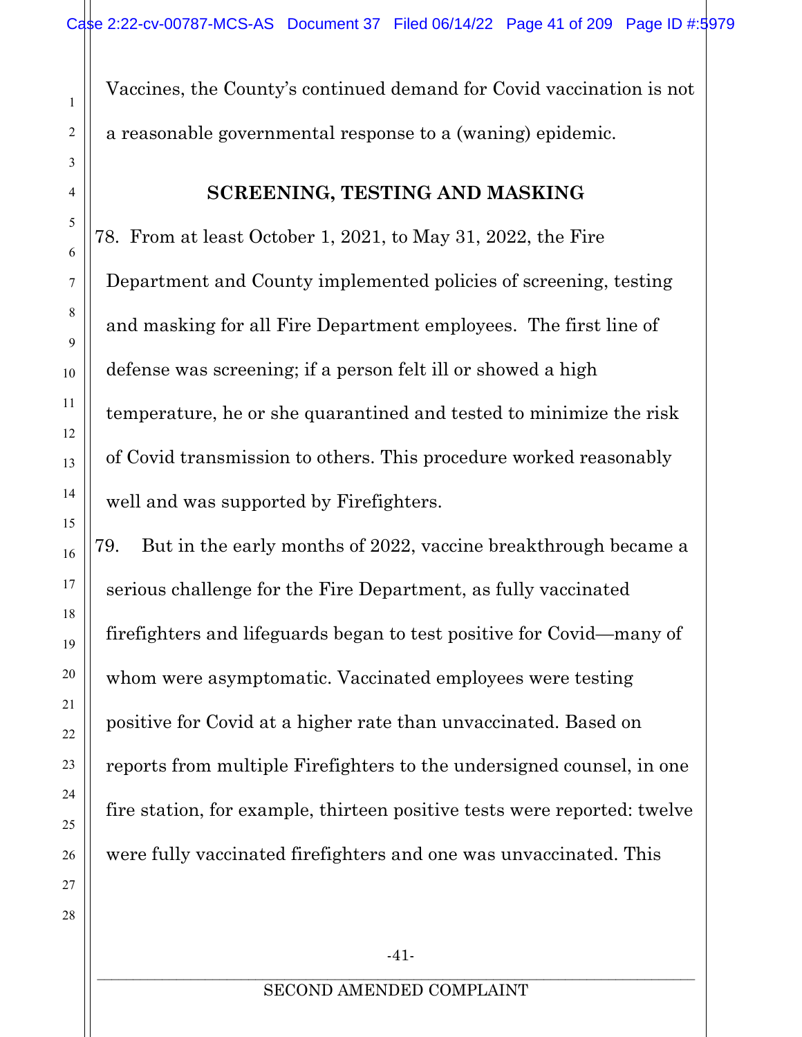Vaccines, the County's continued demand for Covid vaccination is not a reasonable governmental response to a (waning) epidemic.

## SCREENING, TESTING AND MASKING

78. From at least October 1, 2021, to May 31, 2022, the Fire Department and County implemented policies of screening, testing and masking for all Fire Department employees. The first line of defense was screening; if a person felt ill or showed a high temperature, he or she quarantined and tested to minimize the risk of Covid transmission to others. This procedure worked reasonably well and was supported by Firefighters.

79. But in the early months of 2022, vaccine breakthrough became a serious challenge for the Fire Department, as fully vaccinated firefighters and lifeguards began to test positive for Covid—many of whom were asymptomatic. Vaccinated employees were testing positive for Covid at a higher rate than unvaccinated. Based on reports from multiple Firefighters to the undersigned counsel, in one fire station, for example, thirteen positive tests were reported: twelve were fully vaccinated firefighters and one was unvaccinated. This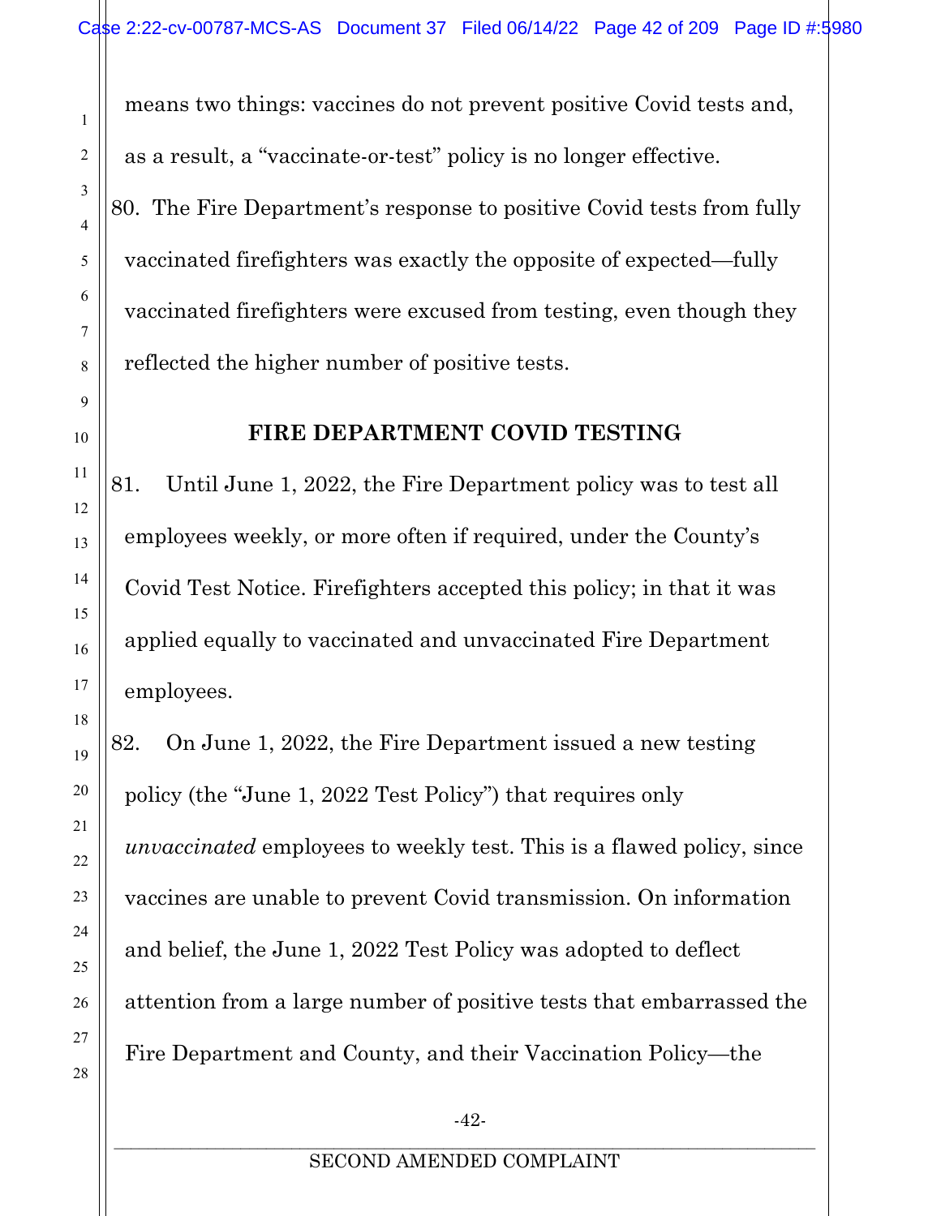means two things: vaccines do not prevent positive Covid tests and, as a result, a "vaccinate-or-test" policy is no longer effective.

80. The Fire Department's response to positive Covid tests from fully vaccinated firefighters was exactly the opposite of expected—fully vaccinated firefighters were excused from testing, even though they reflected the higher number of positive tests.

## FIRE DEPARTMENT COVID TESTING

81. Until June 1, 2022, the Fire Department policy was to test all employees weekly, or more often if required, under the County's Covid Test Notice. Firefighters accepted this policy; in that it was applied equally to vaccinated and unvaccinated Fire Department employees.

82. On June 1, 2022, the Fire Department issued a new testing policy (the "June 1, 2022 Test Policy") that requires only *unvaccinated* employees to weekly test. This is a flawed policy, since vaccines are unable to prevent Covid transmission. On information and belief, the June 1, 2022 Test Policy was adopted to deflect attention from a large number of positive tests that embarrassed the Fire Department and County, and their Vaccination Policy—the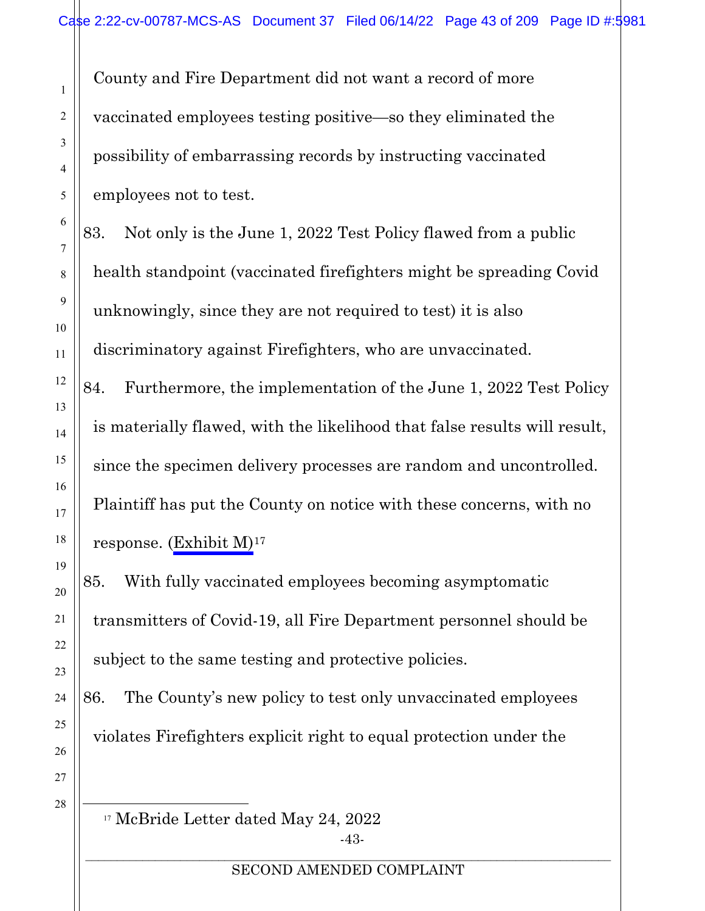County and Fire Department did not want a record of more vaccinated employees testing positive—so they eliminated the possibility of embarrassing records by instructing vaccinated employees not to test.

83. Not only is the June 1, 2022 Test Policy flawed from a public health standpoint (vaccinated firefighters might be spreading Covid unknowingly, since they are not required to test) it is also discriminatory against Firefighters, who are unvaccinated.

84. Furthermore, the implementation of the June 1, 2022 Test Policy is materially flawed, with the likelihood that false results will result, since the specimen delivery processes are random and uncontrolled. Plaintiff has put the County on notice with these concerns, with no response. (Exhibit M)[17]

85. With fully vaccinated employees becoming asymptomatic transmitters of Covid-19, all Fire Department personnel should be subject to the same testing and protective policies.

86. The County's new policy to test only unvaccinated employees violates Firefighters explicit right to equal protection under the

---

[17] McBride Letter dated May 24, 2022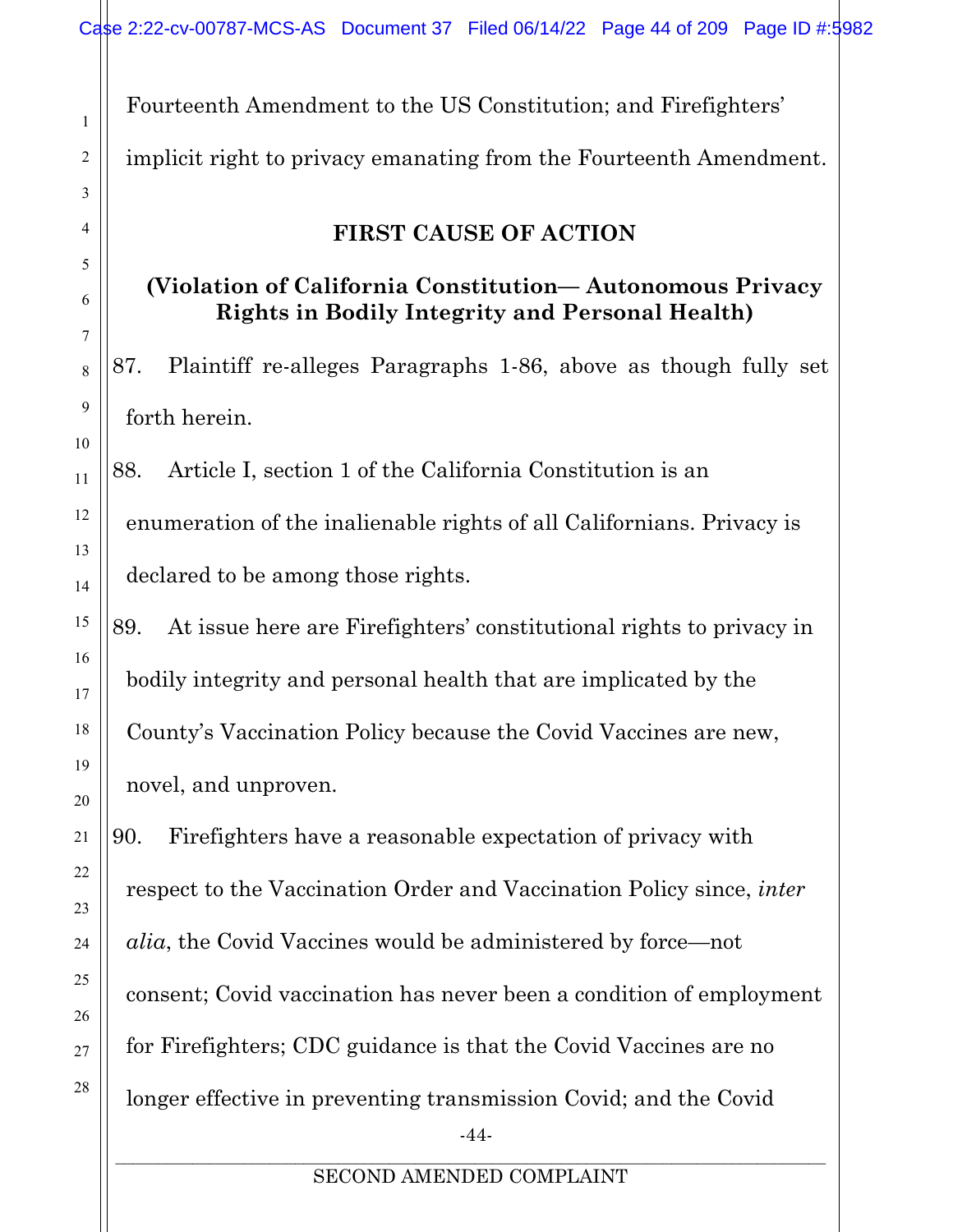Fourteenth Amendment to the US Constitution; and Firefighters' implicit right to privacy emanating from the Fourteenth Amendment.

## FIRST CAUSE OF ACTION

### (Violation of California Constitution— Autonomous Privacy Rights in Bodily Integrity and Personal Health)

87. Plaintiff re-alleges Paragraphs 1-86, above as though fully set forth herein.

88. Article I, section 1 of the California Constitution is an enumeration of the inalienable rights of all Californians. Privacy is declared to be among those rights.

89. At issue here are Firefighters' constitutional rights to privacy in bodily integrity and personal health that are implicated by the County's Vaccination Policy because the Covid Vaccines are new, novel, and unproven.

90. Firefighters have a reasonable expectation of privacy with respect to the Vaccination Order and Vaccination Policy since, *inter alia*, the Covid Vaccines would be administered by force—not consent; Covid vaccination has never been a condition of employment for Firefighters; CDC guidance is that the Covid Vaccines are no longer effective in preventing transmission Covid; and the Covid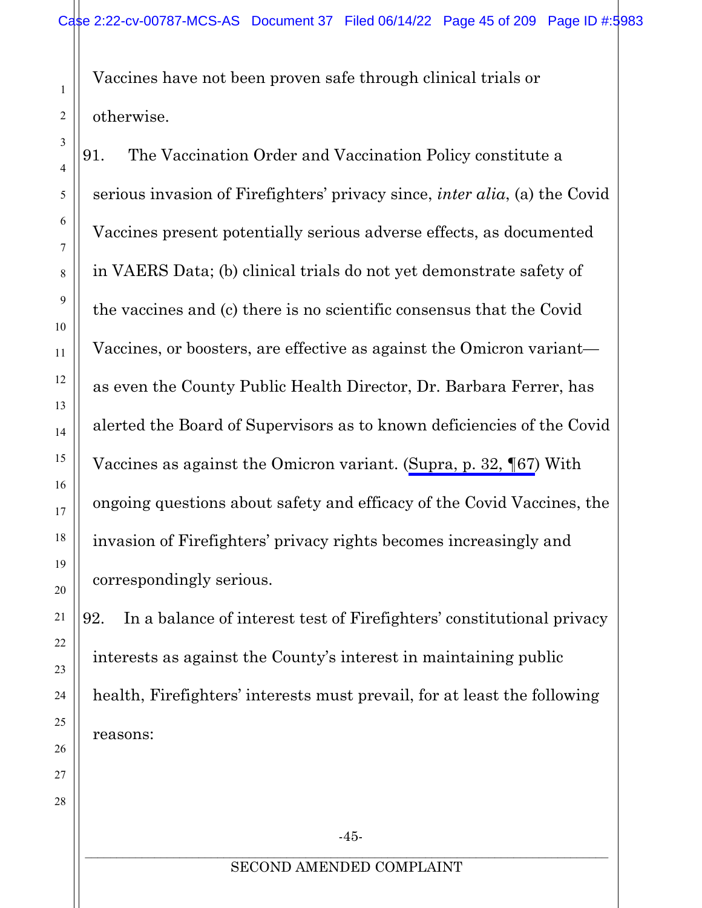Vaccines have not been proven safe through clinical trials or otherwise.

91. The Vaccination Order and Vaccination Policy constitute a serious invasion of Firefighters' privacy since, *inter alia*, (a) the Covid Vaccines present potentially serious adverse effects, as documented in VAERS Data; (b) clinical trials do not yet demonstrate safety of the vaccines and (c) there is no scientific consensus that the Covid Vaccines, or boosters, are effective as against the Omicron variant—as even the County Public Health Director, Dr. Barbara Ferrer, has alerted the Board of Supervisors as to known deficiencies of the Covid Vaccines as against the Omicron variant. (Supra, p. 32, ¶67) With ongoing questions about safety and efficacy of the Covid Vaccines, the invasion of Firefighters' privacy rights becomes increasingly and correspondingly serious.

92. In a balance of interest test of Firefighters' constitutional privacy interests as against the County's interest in maintaining public health, Firefighters' interests must prevail, for at least the following reasons: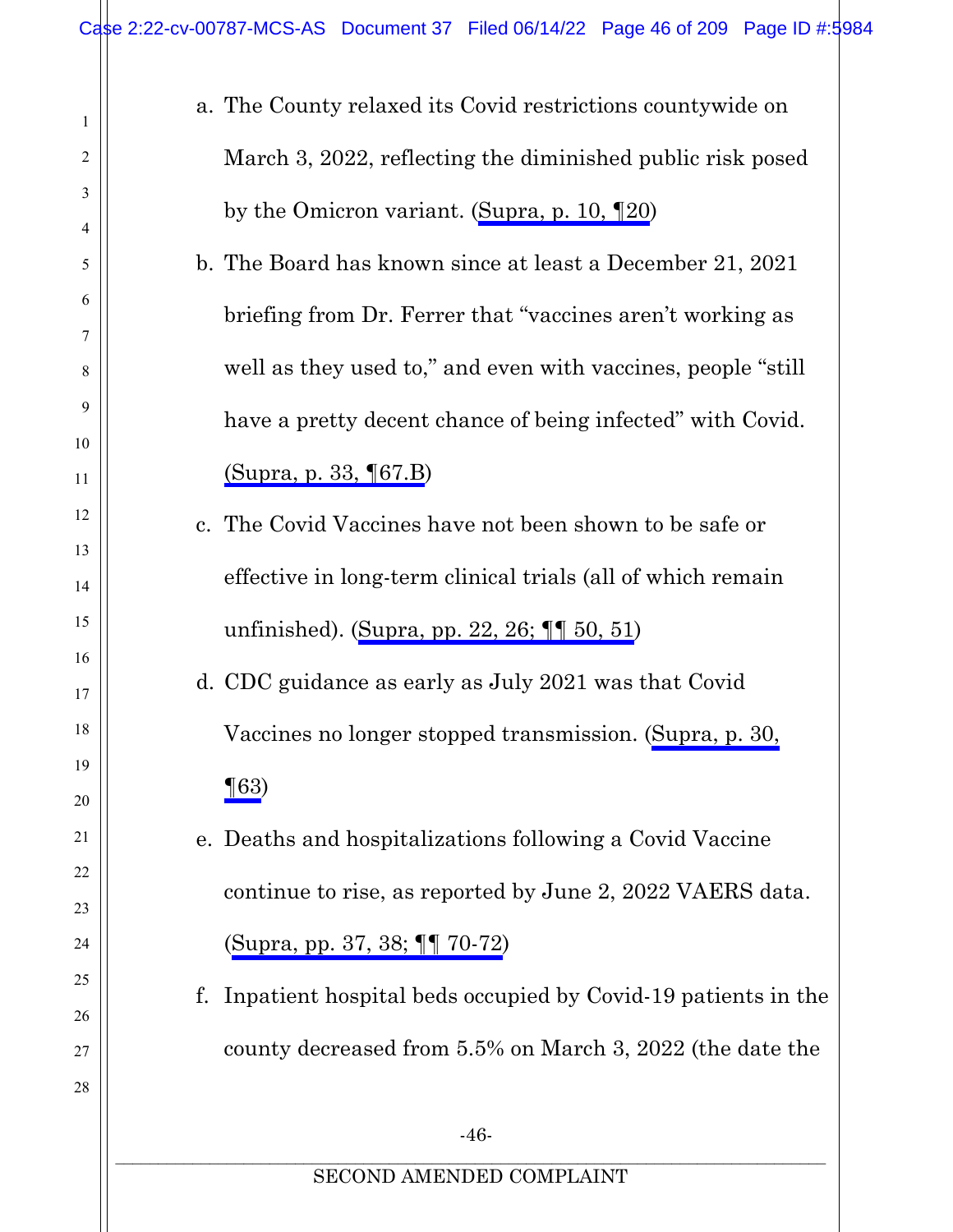a. The County relaxed its Covid restrictions countywide on March 3, 2022, reflecting the diminished public risk posed by the Omicron variant. (Supra, p. 10, ¶20)

b. The Board has known since at least a December 21, 2021 briefing from Dr. Ferrer that "vaccines aren't working as well as they used to," and even with vaccines, people "still have a pretty decent chance of being infected" with Covid. (Supra, p. 33, ¶67.B)

c. The Covid Vaccines have not been shown to be safe or effective in long-term clinical trials (all of which remain unfinished). (Supra, pp. 22, 26; ¶¶ 50, 51)

d. CDC guidance as early as July 2021 was that Covid Vaccines no longer stopped transmission. (Supra, p. 30, ¶63)

e. Deaths and hospitalizations following a Covid Vaccine continue to rise, as reported by June 2, 2022 VAERS data. (Supra, pp. 37, 38; ¶¶ 70-72)

f. Inpatient hospital beds occupied by Covid-19 patients in the county decreased from 5.5% on March 3, 2022 (the date the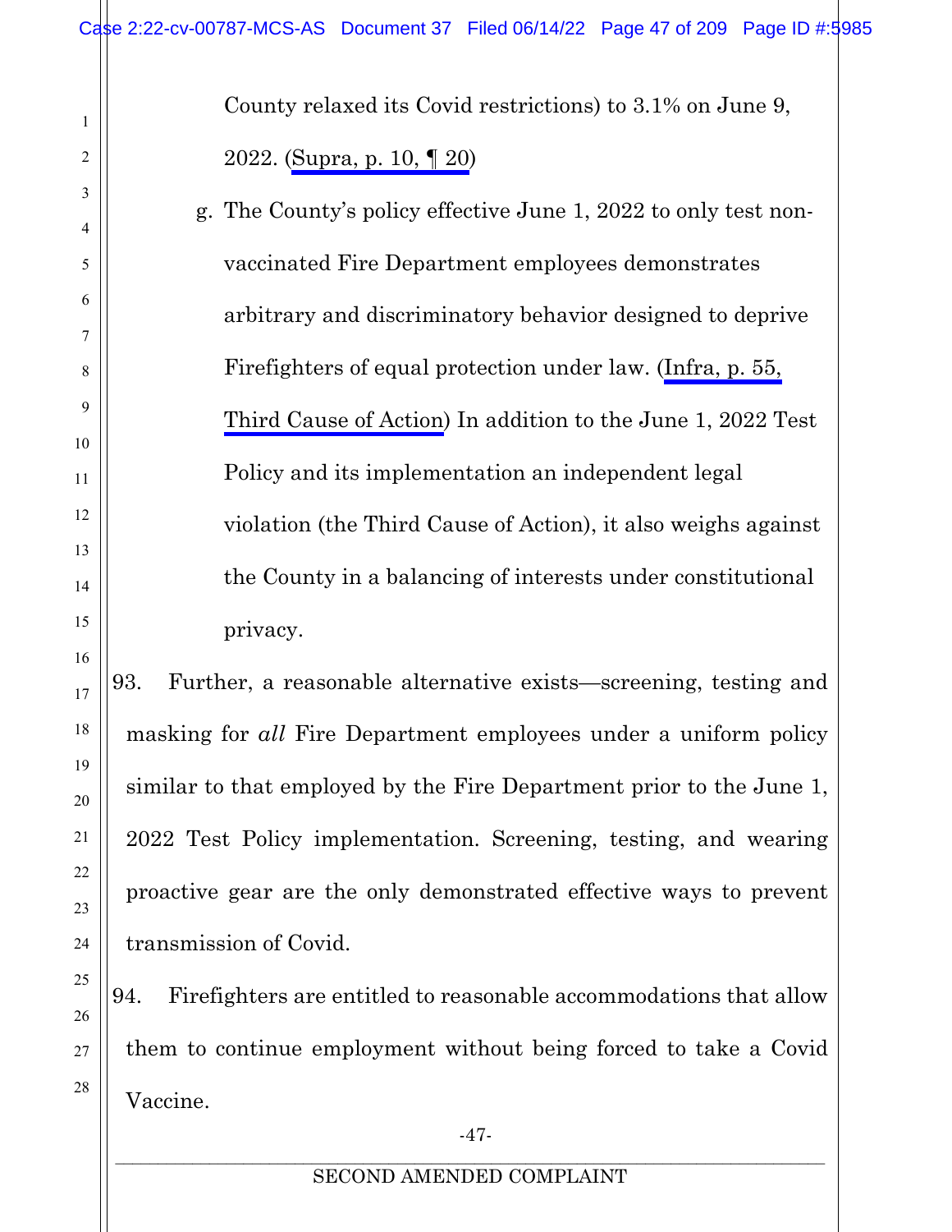County relaxed its Covid restrictions) to 3.1% on June 9, 2022. (Supra, p. 10, ¶ 20)

g. The County's policy effective June 1, 2022 to only test non-vaccinated Fire Department employees demonstrates arbitrary and discriminatory behavior designed to deprive Firefighters of equal protection under law. (Infra, p. 55, Third Cause of Action) In addition to the June 1, 2022 Test Policy and its implementation an independent legal violation (the Third Cause of Action), it also weighs against the County in a balancing of interests under constitutional privacy.

93. Further, a reasonable alternative exists—screening, testing and masking for *all* Fire Department employees under a uniform policy similar to that employed by the Fire Department prior to the June 1, 2022 Test Policy implementation. Screening, testing, and wearing proactive gear are the only demonstrated effective ways to prevent transmission of Covid.

94. Firefighters are entitled to reasonable accommodations that allow them to continue employment without being forced to take a Covid Vaccine.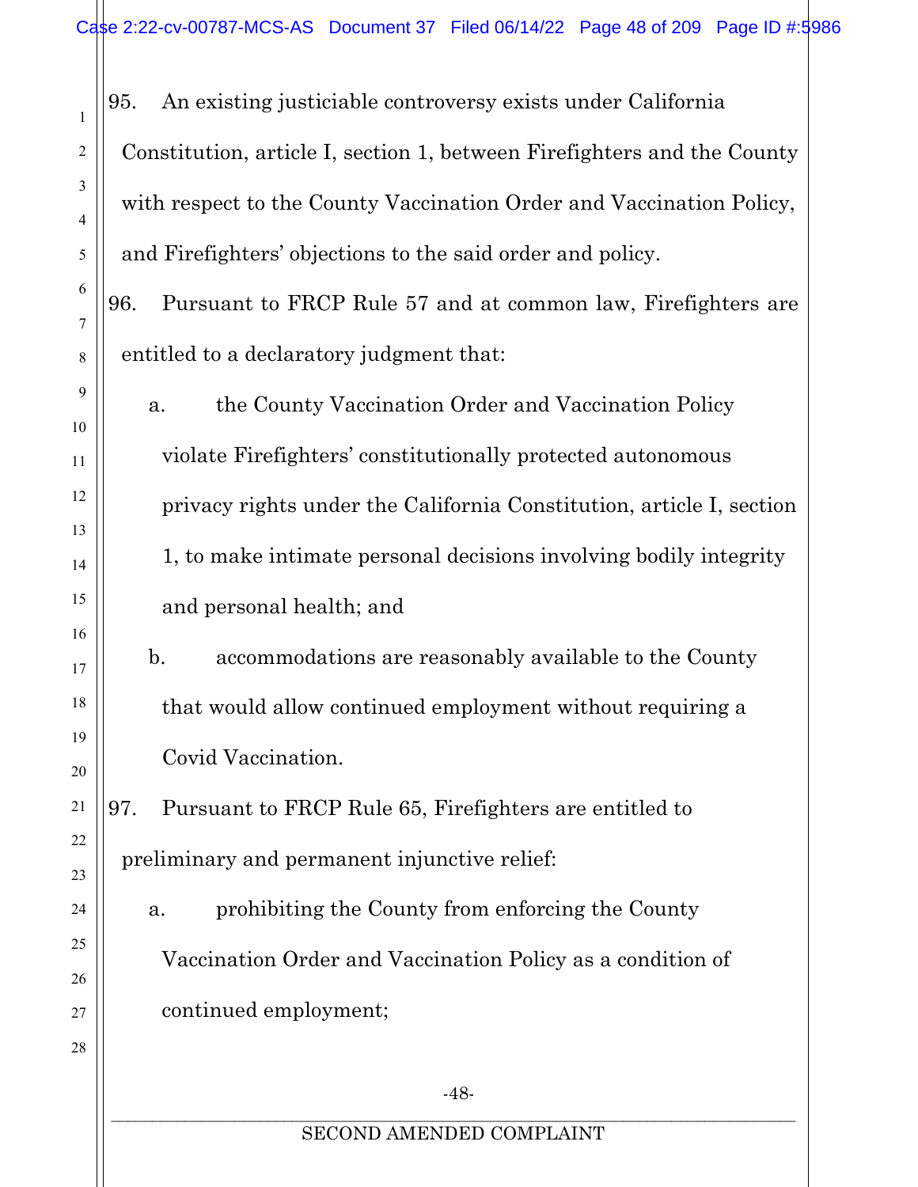95. An existing justiciable controversy exists under California Constitution, article I, section 1, between Firefighters and the County with respect to the County Vaccination Order and Vaccination Policy, and Firefighters' objections to the said order and policy.

96. Pursuant to FRCP Rule 57 and at common law, Firefighters are entitled to a declaratory judgment that:

  a. the County Vaccination Order and Vaccination Policy violate Firefighters' constitutionally protected autonomous privacy rights under the California Constitution, article I, section 1, to make intimate personal decisions involving bodily integrity and personal health; and

  b. accommodations are reasonably available to the County that would allow continued employment without requiring a Covid Vaccination.

97. Pursuant to FRCP Rule 65, Firefighters are entitled to preliminary and permanent injunctive relief:

  a. prohibiting the County from enforcing the County Vaccination Order and Vaccination Policy as a condition of continued employment;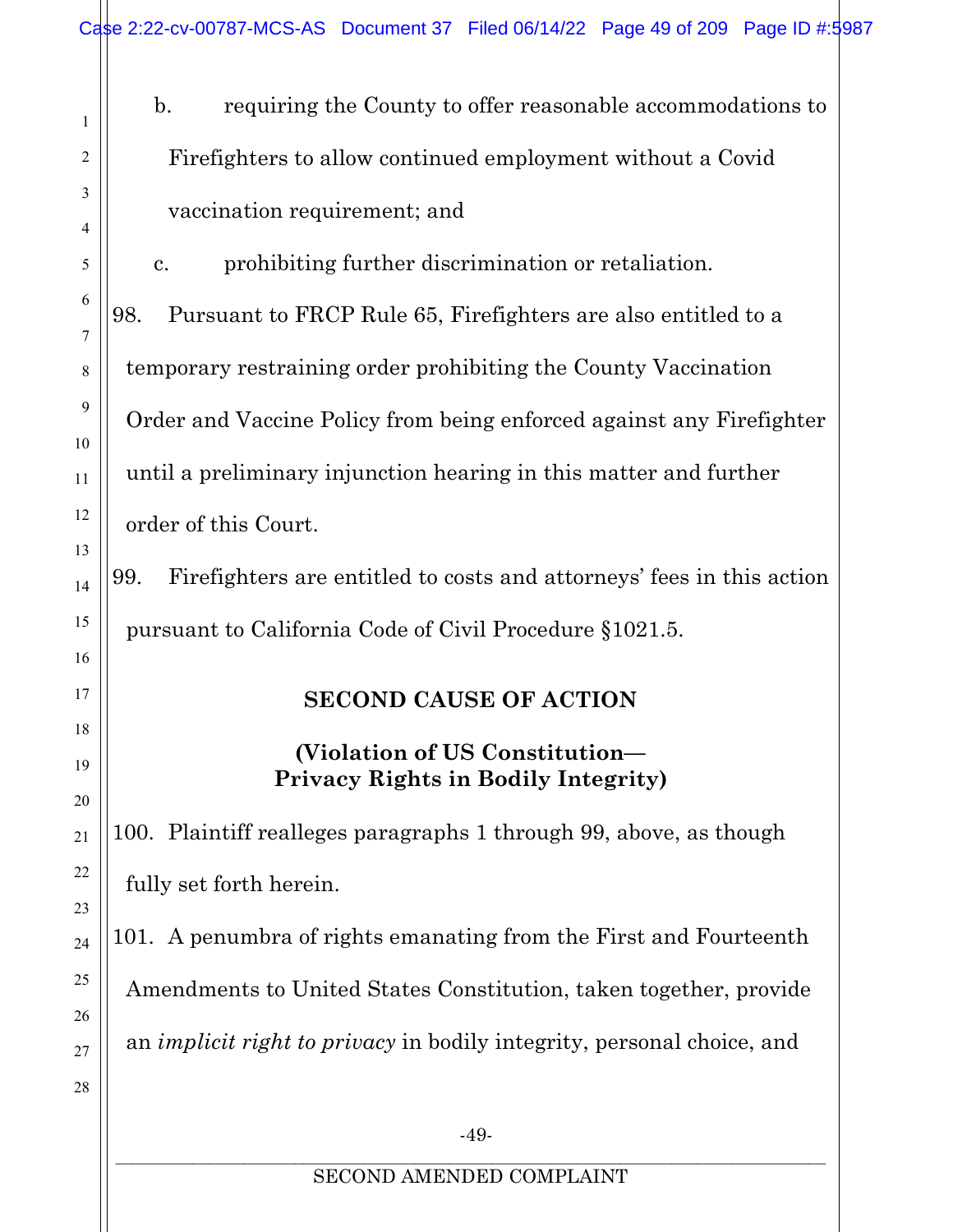b. requiring the County to offer reasonable accommodations to Firefighters to allow continued employment without a Covid vaccination requirement; and

c. prohibiting further discrimination or retaliation.

98. Pursuant to FRCP Rule 65, Firefighters are also entitled to a temporary restraining order prohibiting the County Vaccination Order and Vaccine Policy from being enforced against any Firefighter until a preliminary injunction hearing in this matter and further order of this Court.

99. Firefighters are entitled to costs and attorneys' fees in this action pursuant to California Code of Civil Procedure §1021.5.

**SECOND CAUSE OF ACTION**

**(Violation of US Constitution— Privacy Rights in Bodily Integrity)**

100. Plaintiff realleges paragraphs 1 through 99, above, as though fully set forth herein.

101. A penumbra of rights emanating from the First and Fourteenth Amendments to United States Constitution, taken together, provide an *implicit right to privacy* in bodily integrity, personal choice, and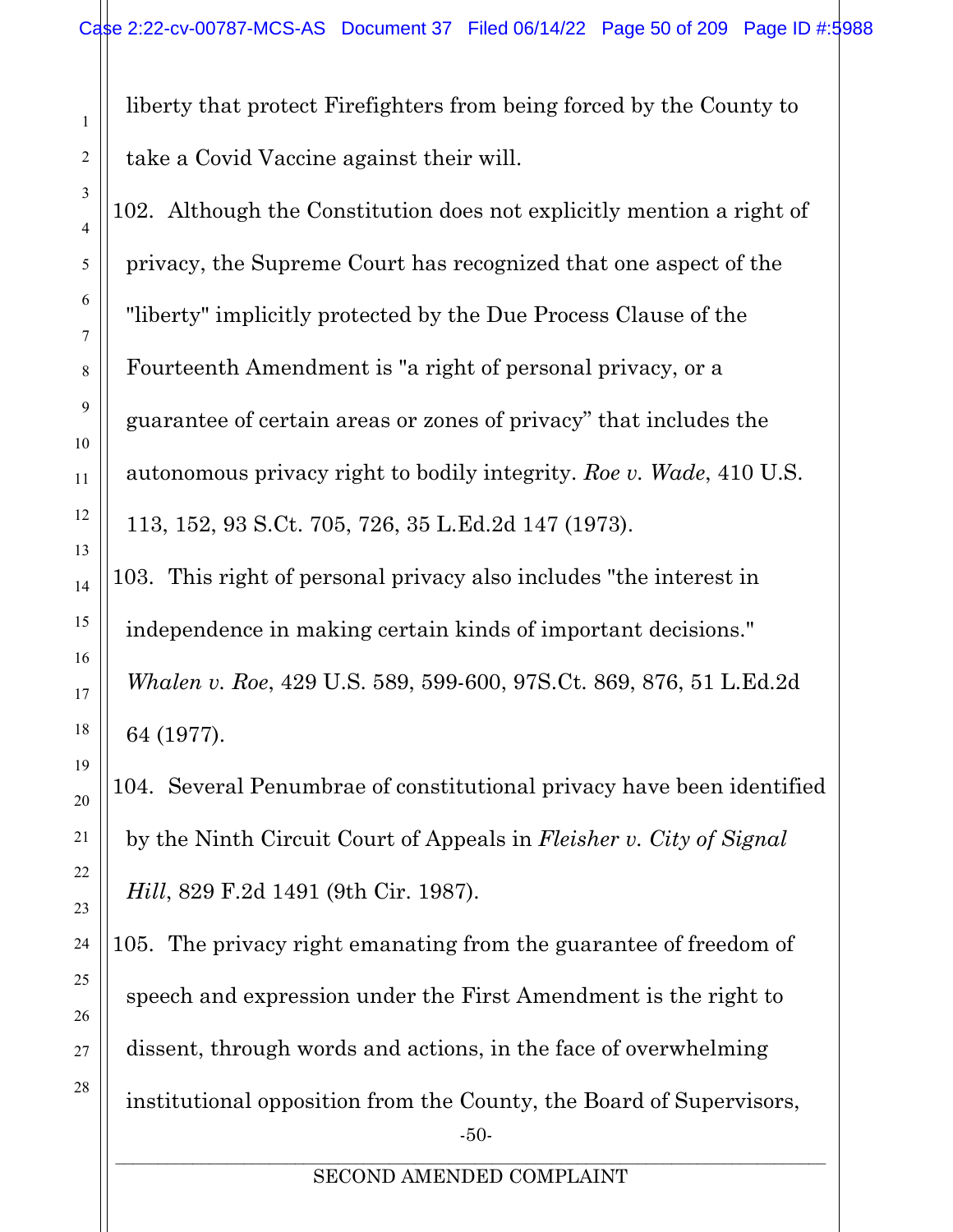liberty that protect Firefighters from being forced by the County to take a Covid Vaccine against their will.

102. Although the Constitution does not explicitly mention a right of privacy, the Supreme Court has recognized that one aspect of the "liberty" implicitly protected by the Due Process Clause of the Fourteenth Amendment is "a right of personal privacy, or a guarantee of certain areas or zones of privacy" that includes the autonomous privacy right to bodily integrity. *Roe v. Wade*, 410 U.S. 113, 152, 93 S.Ct. 705, 726, 35 L.Ed.2d 147 (1973).

103. This right of personal privacy also includes "the interest in independence in making certain kinds of important decisions." *Whalen v. Roe*, 429 U.S. 589, 599-600, 97S.Ct. 869, 876, 51 L.Ed.2d 64 (1977).

104. Several Penumbrae of constitutional privacy have been identified by the Ninth Circuit Court of Appeals in *Fleisher v. City of Signal Hill*, 829 F.2d 1491 (9th Cir. 1987).

105. The privacy right emanating from the guarantee of freedom of speech and expression under the First Amendment is the right to dissent, through words and actions, in the face of overwhelming institutional opposition from the County, the Board of Supervisors,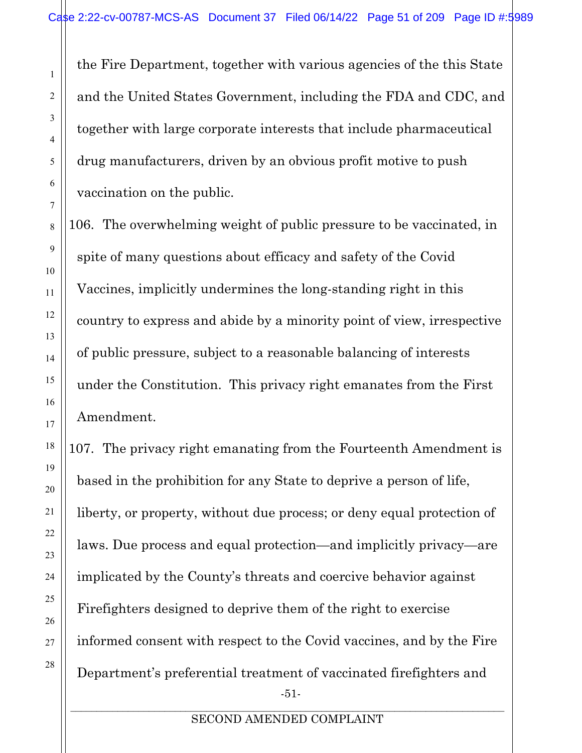the Fire Department, together with various agencies of the this State and the United States Government, including the FDA and CDC, and together with large corporate interests that include pharmaceutical drug manufacturers, driven by an obvious profit motive to push vaccination on the public.

106. The overwhelming weight of public pressure to be vaccinated, in spite of many questions about efficacy and safety of the Covid Vaccines, implicitly undermines the long-standing right in this country to express and abide by a minority point of view, irrespective of public pressure, subject to a reasonable balancing of interests under the Constitution. This privacy right emanates from the First Amendment.

107. The privacy right emanating from the Fourteenth Amendment is based in the prohibition for any State to deprive a person of life, liberty, or property, without due process; or deny equal protection of laws. Due process and equal protection—and implicitly privacy—are implicated by the County's threats and coercive behavior against Firefighters designed to deprive them of the right to exercise informed consent with respect to the Covid vaccines, and by the Fire Department's preferential treatment of vaccinated firefighters and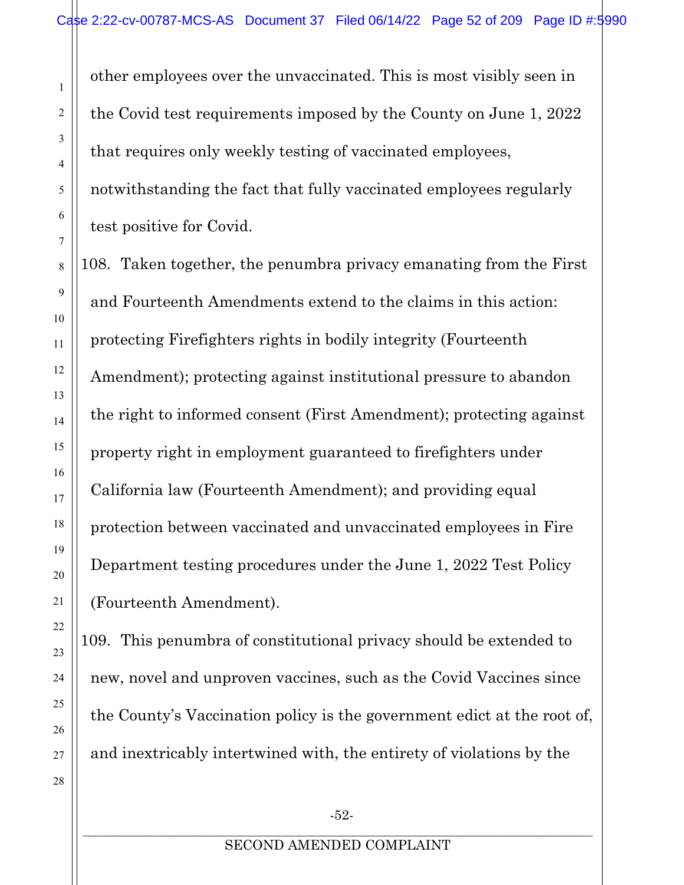other employees over the unvaccinated. This is most visibly seen in the Covid test requirements imposed by the County on June 1, 2022 that requires only weekly testing of vaccinated employees, notwithstanding the fact that fully vaccinated employees regularly test positive for Covid.

108. Taken together, the penumbra privacy emanating from the First and Fourteenth Amendments extend to the claims in this action: protecting Firefighters rights in bodily integrity (Fourteenth Amendment); protecting against institutional pressure to abandon the right to informed consent (First Amendment); protecting against property right in employment guaranteed to firefighters under California law (Fourteenth Amendment); and providing equal protection between vaccinated and unvaccinated employees in Fire Department testing procedures under the June 1, 2022 Test Policy (Fourteenth Amendment).

109. This penumbra of constitutional privacy should be extended to new, novel and unproven vaccines, such as the Covid Vaccines since the County's Vaccination policy is the government edict at the root of, and inextricably intertwined with, the entirety of violations by the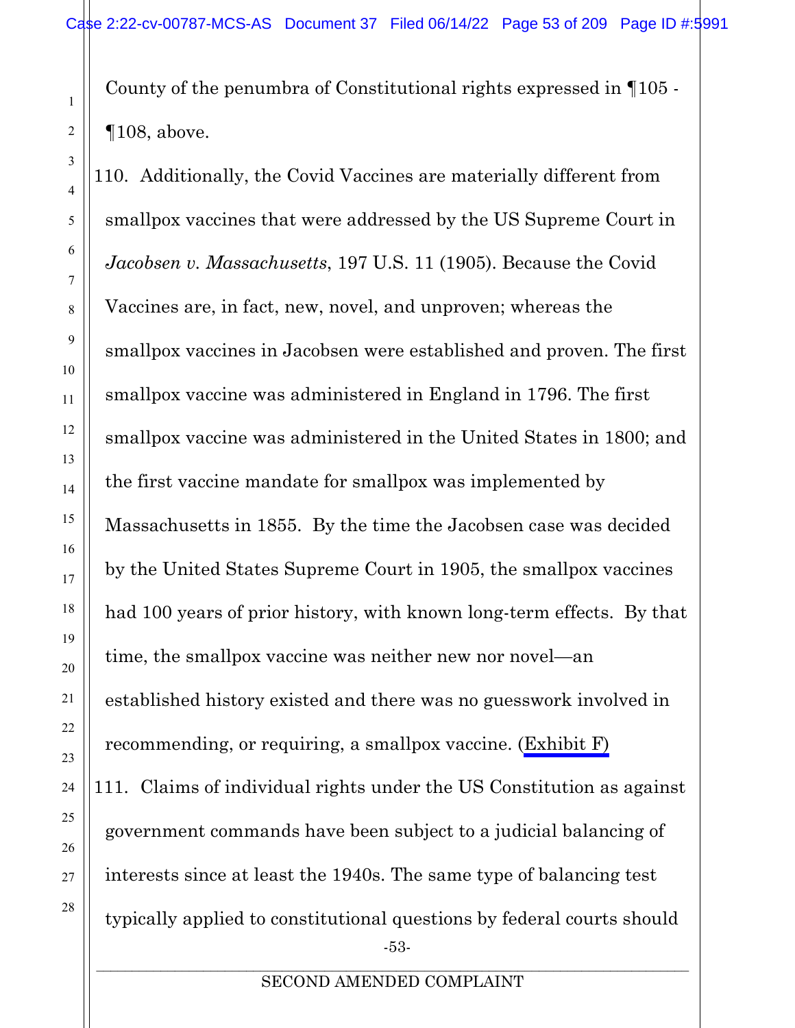County of the penumbra of Constitutional rights expressed in ¶105 - ¶108, above.

110. Additionally, the Covid Vaccines are materially different from smallpox vaccines that were addressed by the US Supreme Court in *Jacobsen v. Massachusetts*, 197 U.S. 11 (1905). Because the Covid Vaccines are, in fact, new, novel, and unproven; whereas the smallpox vaccines in Jacobsen were established and proven. The first smallpox vaccine was administered in England in 1796. The first smallpox vaccine was administered in the United States in 1800; and the first vaccine mandate for smallpox was implemented by Massachusetts in 1855. By the time the Jacobsen case was decided by the United States Supreme Court in 1905, the smallpox vaccines had 100 years of prior history, with known long-term effects. By that time, the smallpox vaccine was neither new nor novel—an established history existed and there was no guesswork involved in recommending, or requiring, a smallpox vaccine. (Exhibit F)

111. Claims of individual rights under the US Constitution as against government commands have been subject to a judicial balancing of interests since at least the 1940s. The same type of balancing test typically applied to constitutional questions by federal courts should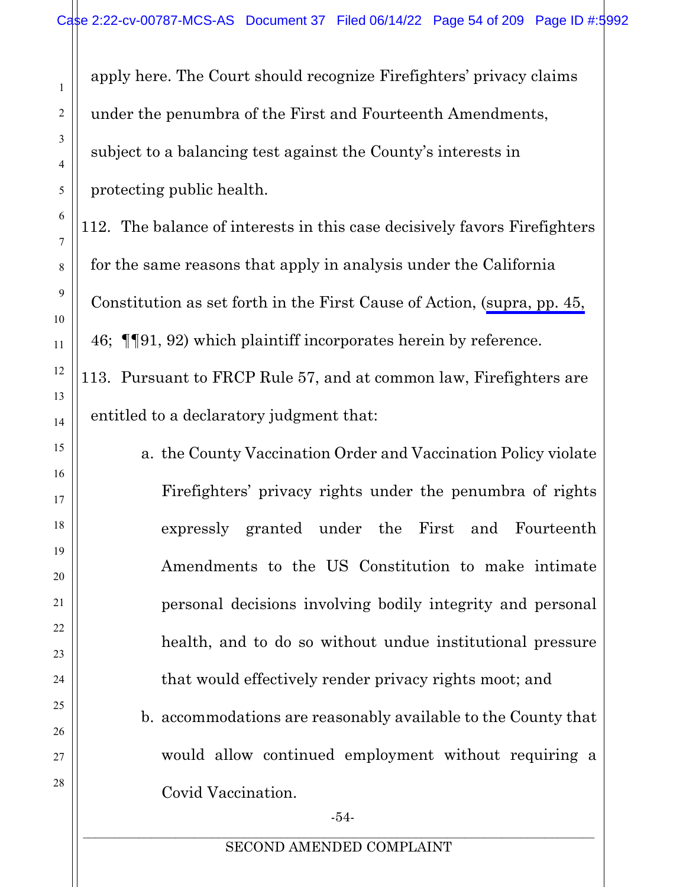apply here. The Court should recognize Firefighters' privacy claims under the penumbra of the First and Fourteenth Amendments, subject to a balancing test against the County's interests in protecting public health.

112. The balance of interests in this case decisively favors Firefighters for the same reasons that apply in analysis under the California Constitution as set forth in the First Cause of Action, (supra, pp. 45, 46; ¶¶91, 92) which plaintiff incorporates herein by reference.

113. Pursuant to FRCP Rule 57, and at common law, Firefighters are entitled to a declaratory judgment that:

   a. the County Vaccination Order and Vaccination Policy violate Firefighters' privacy rights under the penumbra of rights expressly granted under the First and Fourteenth Amendments to the US Constitution to make intimate personal decisions involving bodily integrity and personal health, and to do so without undue institutional pressure that would effectively render privacy rights moot; and

   b. accommodations are reasonably available to the County that would allow continued employment without requiring a Covid Vaccination.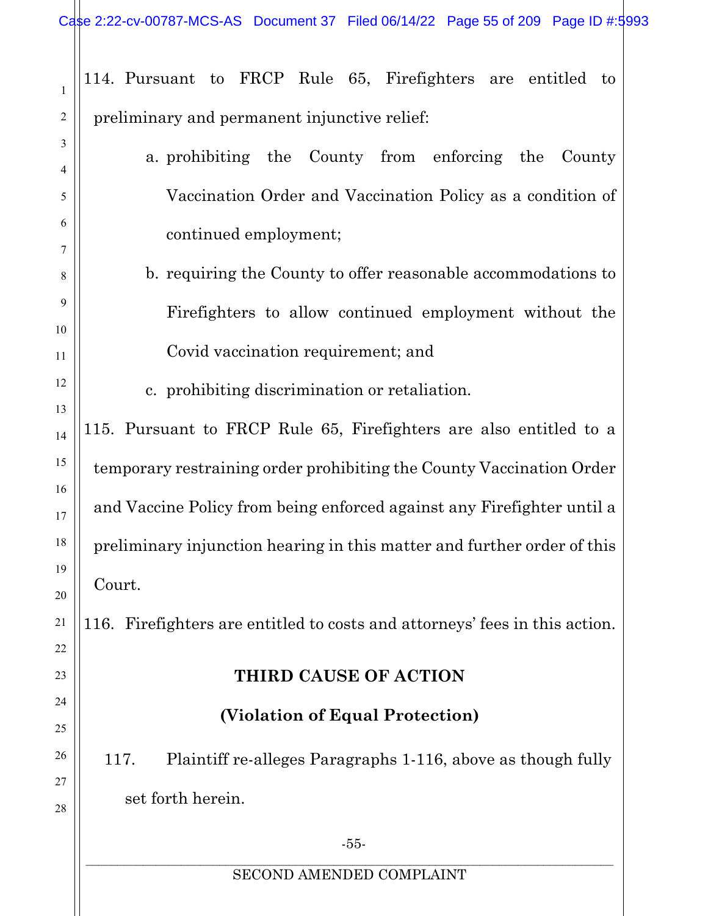114. Pursuant to FRCP Rule 65, Firefighters are entitled to preliminary and permanent injunctive relief:

   a. prohibiting the County from enforcing the County Vaccination Order and Vaccination Policy as a condition of continued employment;

   b. requiring the County to offer reasonable accommodations to Firefighters to allow continued employment without the Covid vaccination requirement; and

   c. prohibiting discrimination or retaliation.

115. Pursuant to FRCP Rule 65, Firefighters are also entitled to a temporary restraining order prohibiting the County Vaccination Order and Vaccine Policy from being enforced against any Firefighter until a preliminary injunction hearing in this matter and further order of this Court.

116. Firefighters are entitled to costs and attorneys' fees in this action.

## THIRD CAUSE OF ACTION

## (Violation of Equal Protection)

117. Plaintiff re-alleges Paragraphs 1-116, above as though fully set forth herein.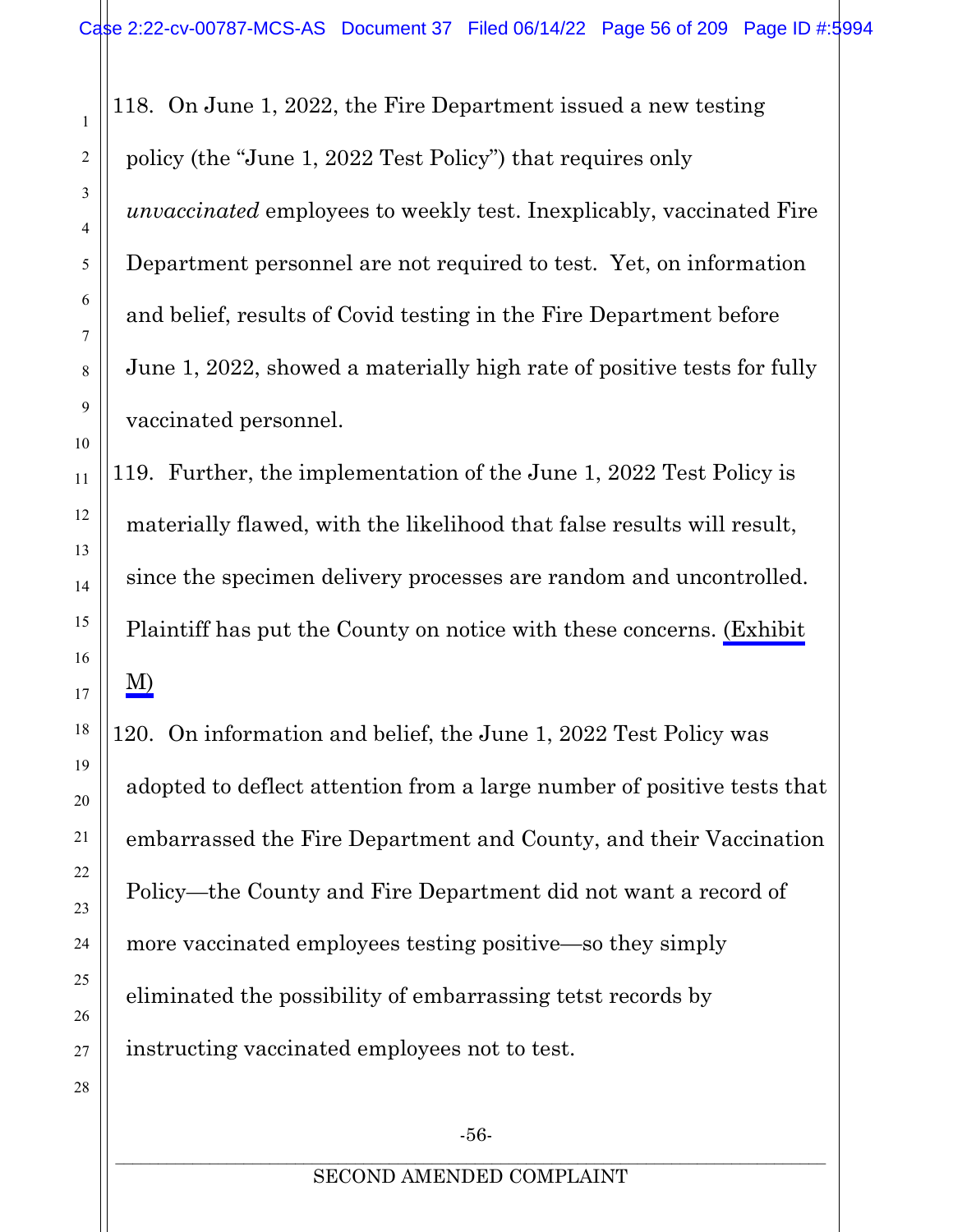118. On June 1, 2022, the Fire Department issued a new testing policy (the "June 1, 2022 Test Policy") that requires only *unvaccinated* employees to weekly test. Inexplicably, vaccinated Fire Department personnel are not required to test. Yet, on information and belief, results of Covid testing in the Fire Department before June 1, 2022, showed a materially high rate of positive tests for fully vaccinated personnel.

119. Further, the implementation of the June 1, 2022 Test Policy is materially flawed, with the likelihood that false results will result, since the specimen delivery processes are random and uncontrolled. Plaintiff has put the County on notice with these concerns. (Exhibit M)

120. On information and belief, the June 1, 2022 Test Policy was adopted to deflect attention from a large number of positive tests that embarrassed the Fire Department and County, and their Vaccination Policy—the County and Fire Department did not want a record of more vaccinated employees testing positive—so they simply eliminated the possibility of embarrassing tetst records by instructing vaccinated employees not to test.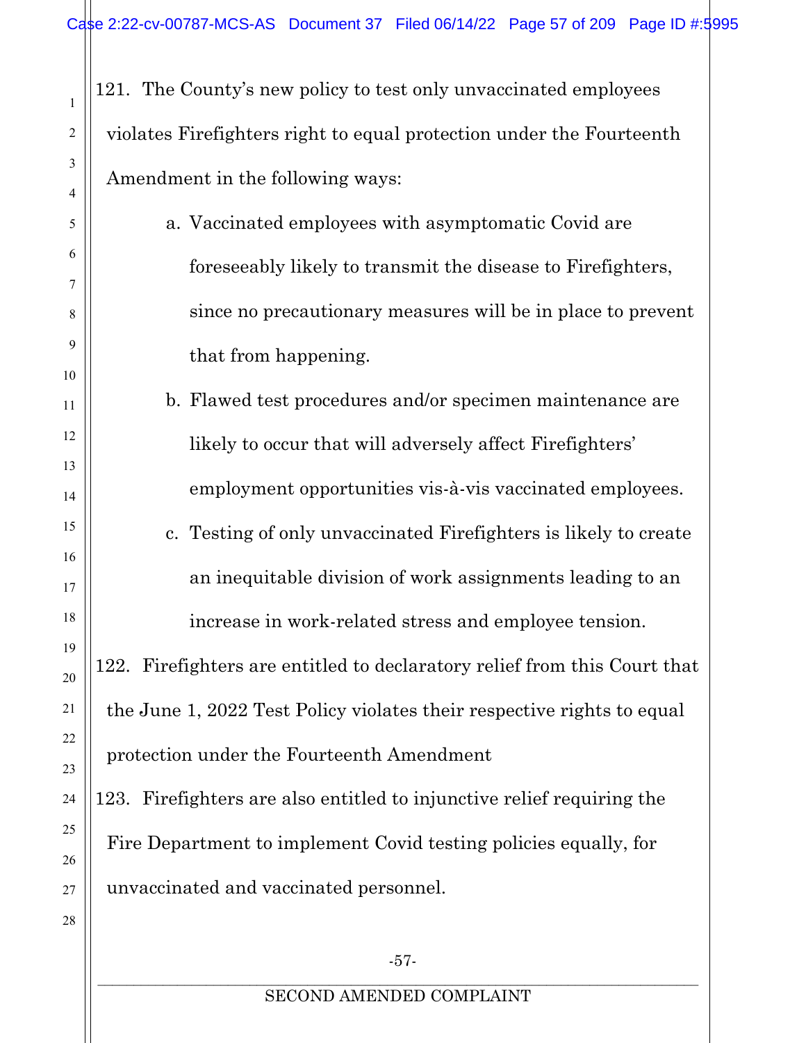121. The County's new policy to test only unvaccinated employees violates Firefighters right to equal protection under the Fourteenth Amendment in the following ways:

   a. Vaccinated employees with asymptomatic Covid are foreseeably likely to transmit the disease to Firefighters, since no precautionary measures will be in place to prevent that from happening.

   b. Flawed test procedures and/or specimen maintenance are likely to occur that will adversely affect Firefighters' employment opportunities vis-à-vis vaccinated employees.

   c. Testing of only unvaccinated Firefighters is likely to create an inequitable division of work assignments leading to an increase in work-related stress and employee tension.

122. Firefighters are entitled to declaratory relief from this Court that the June 1, 2022 Test Policy violates their respective rights to equal protection under the Fourteenth Amendment

123. Firefighters are also entitled to injunctive relief requiring the Fire Department to implement Covid testing policies equally, for unvaccinated and vaccinated personnel.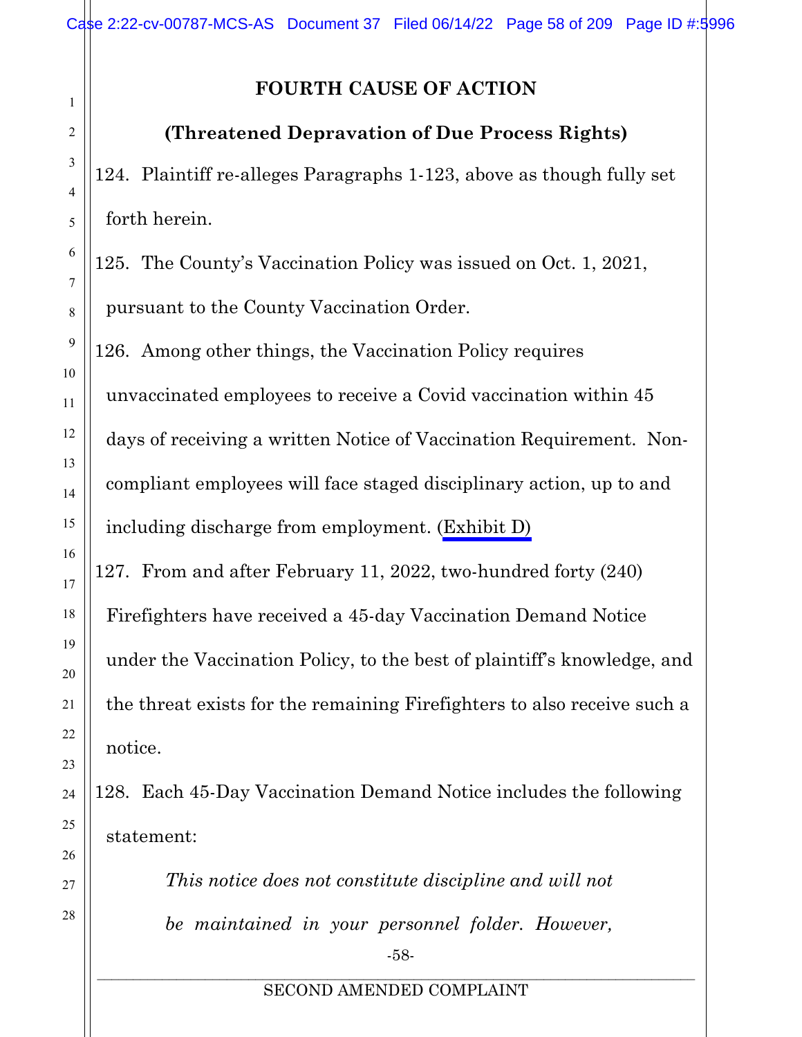## FOURTH CAUSE OF ACTION

## (Threatened Depravation of Due Process Rights)

124. Plaintiff re-alleges Paragraphs 1-123, above as though fully set forth herein.

125. The County's Vaccination Policy was issued on Oct. 1, 2021, pursuant to the County Vaccination Order.

126. Among other things, the Vaccination Policy requires unvaccinated employees to receive a Covid vaccination within 45 days of receiving a written Notice of Vaccination Requirement. Non-compliant employees will face staged disciplinary action, up to and including discharge from employment. (Exhibit D)

127. From and after February 11, 2022, two-hundred forty (240) Firefighters have received a 45-day Vaccination Demand Notice under the Vaccination Policy, to the best of plaintiff's knowledge, and the threat exists for the remaining Firefighters to also receive such a notice.

128. Each 45-Day Vaccination Demand Notice includes the following statement:

> *This notice does not constitute discipline and will not be maintained in your personnel folder. However,*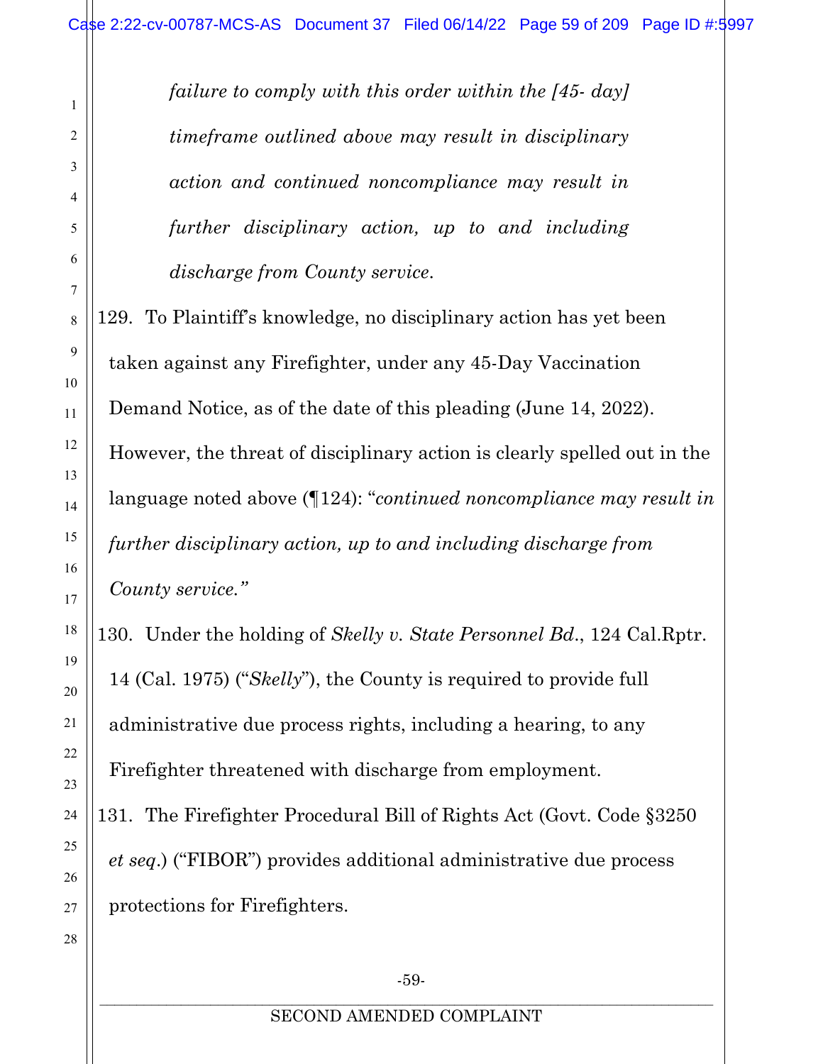> *failure to comply with this order within the [45- day] timeframe outlined above may result in disciplinary action and continued noncompliance may result in further disciplinary action, up to and including discharge from County service.*

129. To Plaintiff's knowledge, no disciplinary action has yet been taken against any Firefighter, under any 45-Day Vaccination Demand Notice, as of the date of this pleading (June 14, 2022). However, the threat of disciplinary action is clearly spelled out in the language noted above (¶124): "*continued noncompliance may result in further disciplinary action, up to and including discharge from County service.*"

130. Under the holding of *Skelly v. State Personnel Bd.*, 124 Cal.Rptr. 14 (Cal. 1975) ("*Skelly*"), the County is required to provide full administrative due process rights, including a hearing, to any Firefighter threatened with discharge from employment.

131. The Firefighter Procedural Bill of Rights Act (Govt. Code §3250 *et seq.*) ("FIBOR") provides additional administrative due process protections for Firefighters.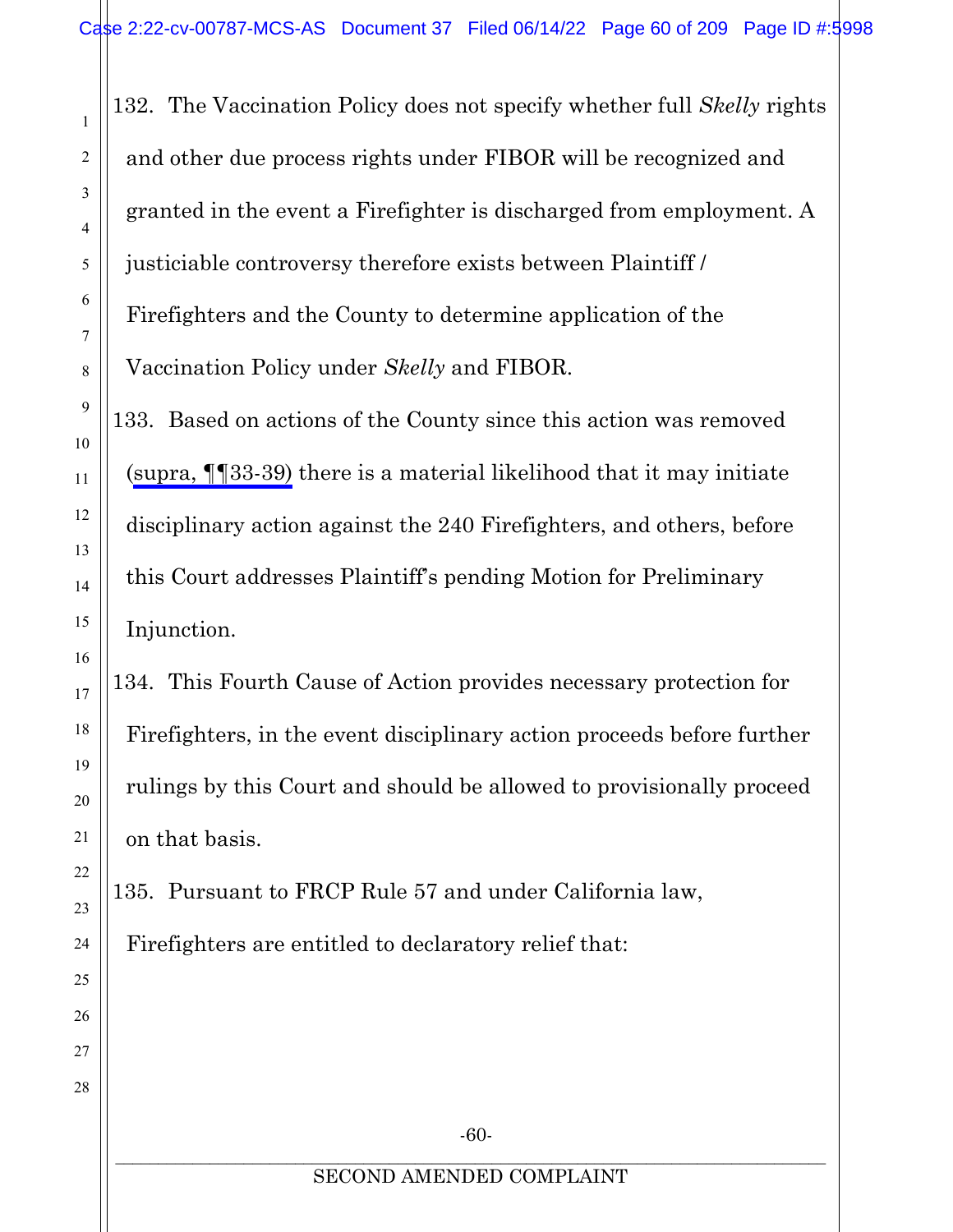132. The Vaccination Policy does not specify whether full *Skelly* rights and other due process rights under FIBOR will be recognized and granted in the event a Firefighter is discharged from employment. A justiciable controversy therefore exists between Plaintiff / Firefighters and the County to determine application of the Vaccination Policy under *Skelly* and FIBOR.

133. Based on actions of the County since this action was removed (supra, ¶¶33-39) there is a material likelihood that it may initiate disciplinary action against the 240 Firefighters, and others, before this Court addresses Plaintiff's pending Motion for Preliminary Injunction.

134. This Fourth Cause of Action provides necessary protection for Firefighters, in the event disciplinary action proceeds before further rulings by this Court and should be allowed to provisionally proceed on that basis.

135. Pursuant to FRCP Rule 57 and under California law, Firefighters are entitled to declaratory relief that: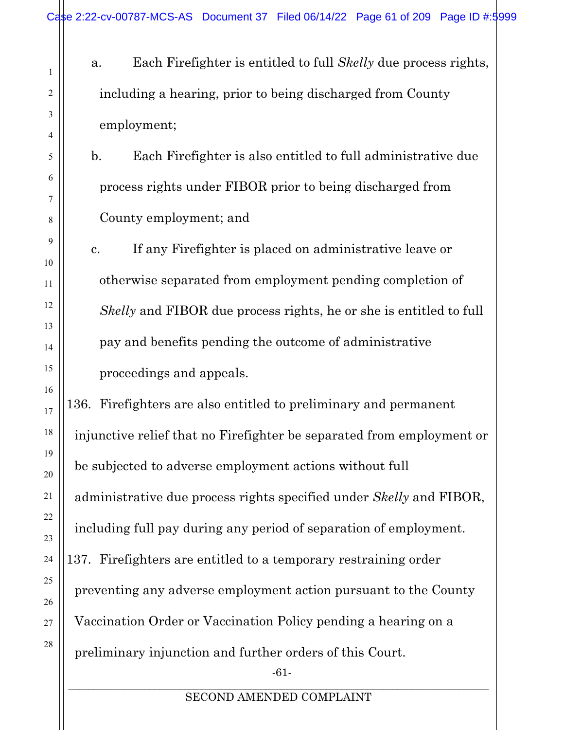a. Each Firefighter is entitled to full *Skelly* due process rights, including a hearing, prior to being discharged from County employment;

b. Each Firefighter is also entitled to full administrative due process rights under FIBOR prior to being discharged from County employment; and

c. If any Firefighter is placed on administrative leave or otherwise separated from employment pending completion of *Skelly* and FIBOR due process rights, he or she is entitled to full pay and benefits pending the outcome of administrative proceedings and appeals.

136. Firefighters are also entitled to preliminary and permanent injunctive relief that no Firefighter be separated from employment or be subjected to adverse employment actions without full administrative due process rights specified under *Skelly* and FIBOR, including full pay during any period of separation of employment.

137. Firefighters are entitled to a temporary restraining order preventing any adverse employment action pursuant to the County Vaccination Order or Vaccination Policy pending a hearing on a preliminary injunction and further orders of this Court.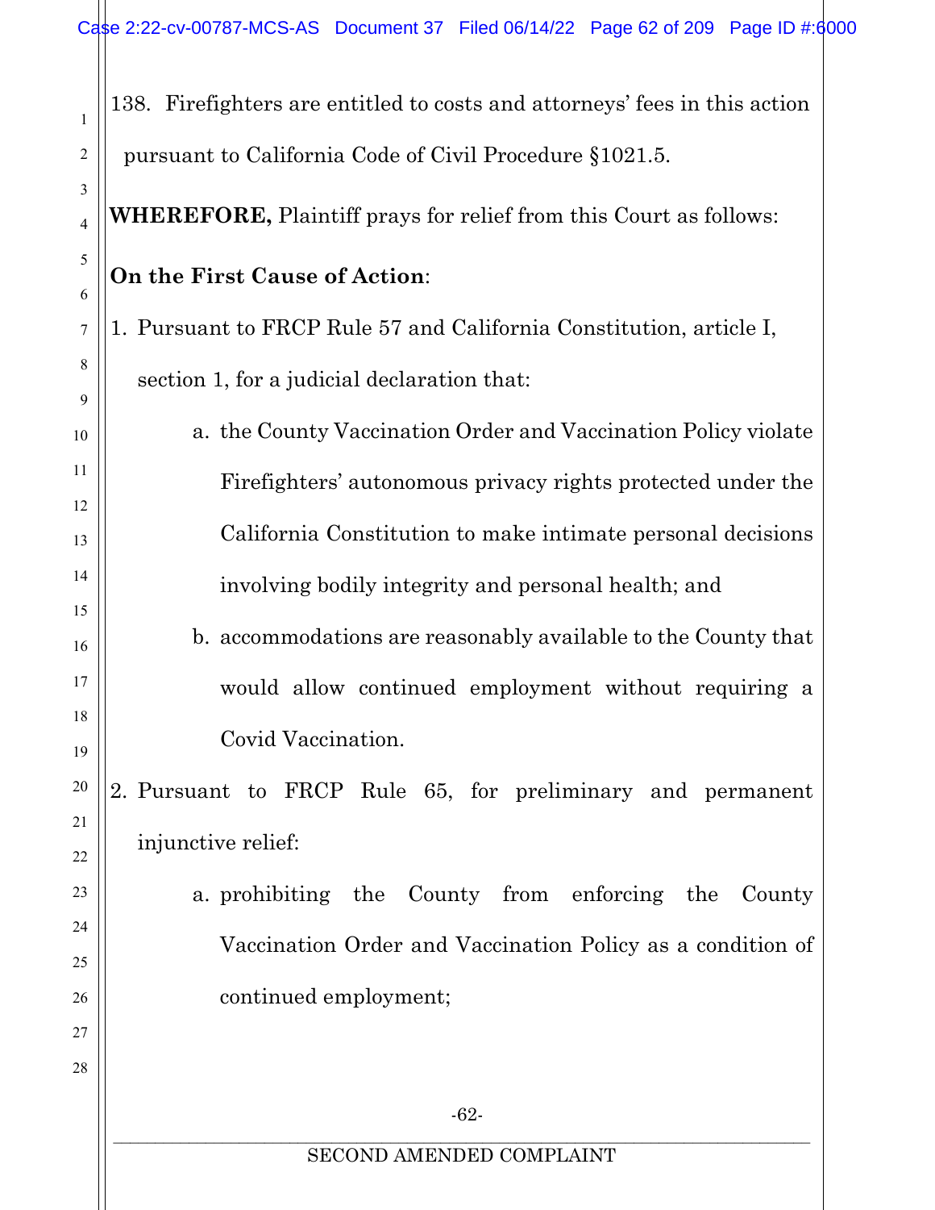138. Firefighters are entitled to costs and attorneys' fees in this action pursuant to California Code of Civil Procedure §1021.5.

**WHEREFORE,** Plaintiff prays for relief from this Court as follows:

**On the First Cause of Action**:

1. Pursuant to FRCP Rule 57 and California Constitution, article I, section 1, for a judicial declaration that:
   a. the County Vaccination Order and Vaccination Policy violate Firefighters' autonomous privacy rights protected under the California Constitution to make intimate personal decisions involving bodily integrity and personal health; and
   b. accommodations are reasonably available to the County that would allow continued employment without requiring a Covid Vaccination.
2. Pursuant to FRCP Rule 65, for preliminary and permanent injunctive relief:
   a. prohibiting the County from enforcing the County Vaccination Order and Vaccination Policy as a condition of continued employment;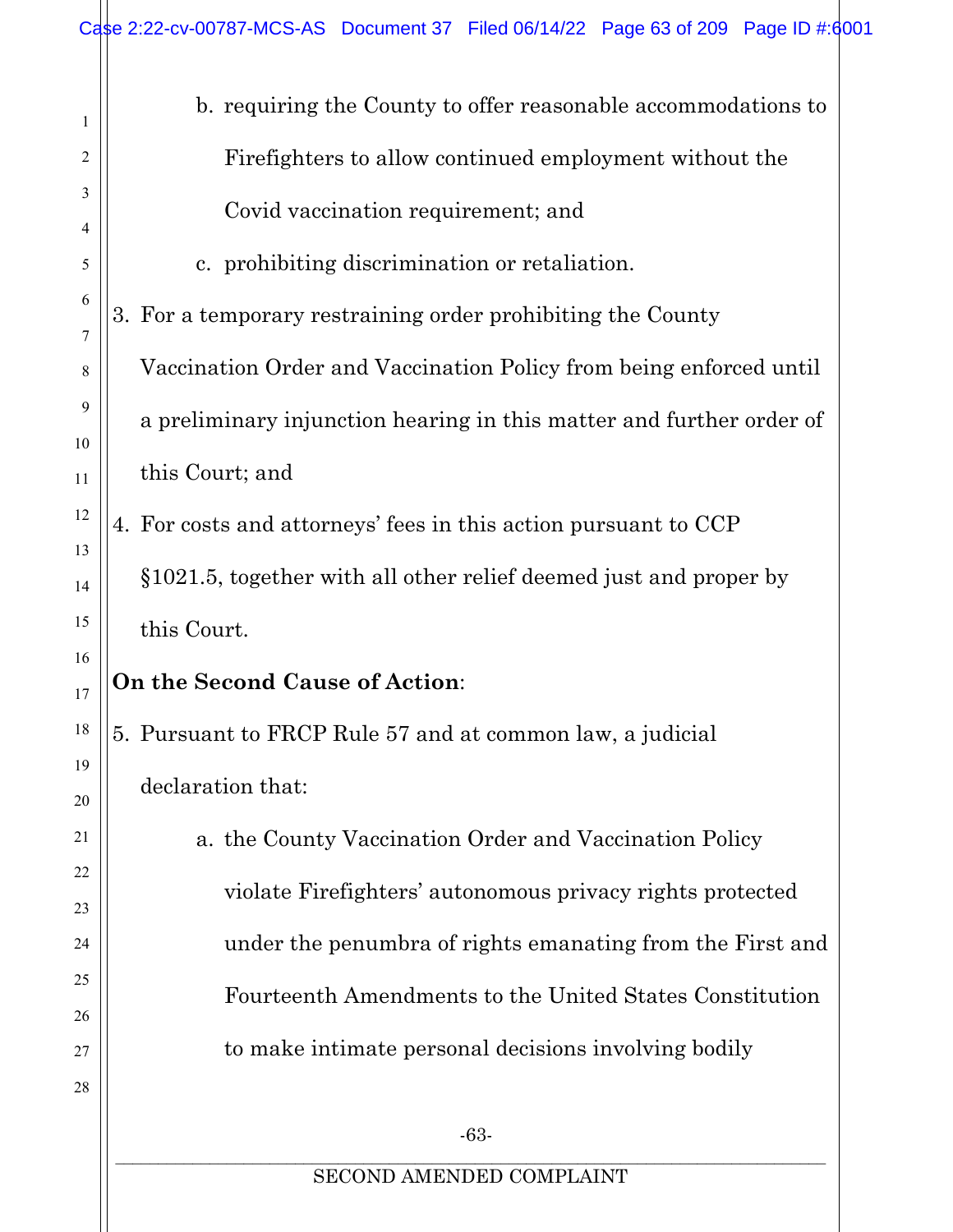b. requiring the County to offer reasonable accommodations to Firefighters to allow continued employment without the Covid vaccination requirement; and

c. prohibiting discrimination or retaliation.

3. For a temporary restraining order prohibiting the County Vaccination Order and Vaccination Policy from being enforced until a preliminary injunction hearing in this matter and further order of this Court; and

4. For costs and attorneys' fees in this action pursuant to CCP §1021.5, together with all other relief deemed just and proper by this Court.

**On the Second Cause of Action**:

5. Pursuant to FRCP Rule 57 and at common law, a judicial declaration that:

   a. the County Vaccination Order and Vaccination Policy violate Firefighters' autonomous privacy rights protected under the penumbra of rights emanating from the First and Fourteenth Amendments to the United States Constitution to make intimate personal decisions involving bodily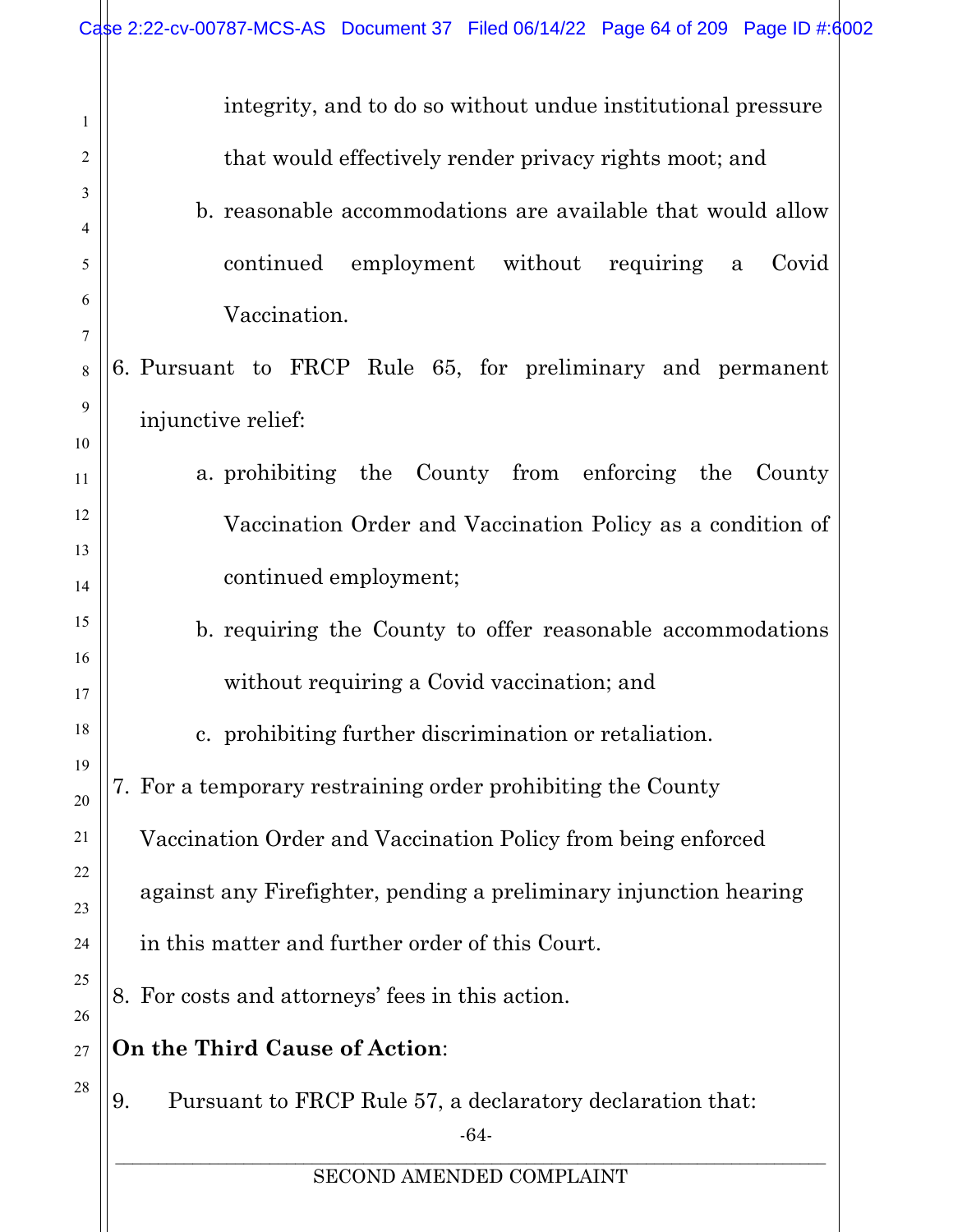integrity, and to do so without undue institutional pressure that would effectively render privacy rights moot; and

b. reasonable accommodations are available that would allow continued employment without requiring a Covid Vaccination.

6. Pursuant to FRCP Rule 65, for preliminary and permanent injunctive relief:

   a. prohibiting the County from enforcing the County Vaccination Order and Vaccination Policy as a condition of continued employment;

   b. requiring the County to offer reasonable accommodations without requiring a Covid vaccination; and

   c. prohibiting further discrimination or retaliation.

7. For a temporary restraining order prohibiting the County Vaccination Order and Vaccination Policy from being enforced against any Firefighter, pending a preliminary injunction hearing in this matter and further order of this Court.

8. For costs and attorneys' fees in this action.

**On the Third Cause of Action**:

9. Pursuant to FRCP Rule 57, a declaratory declaration that: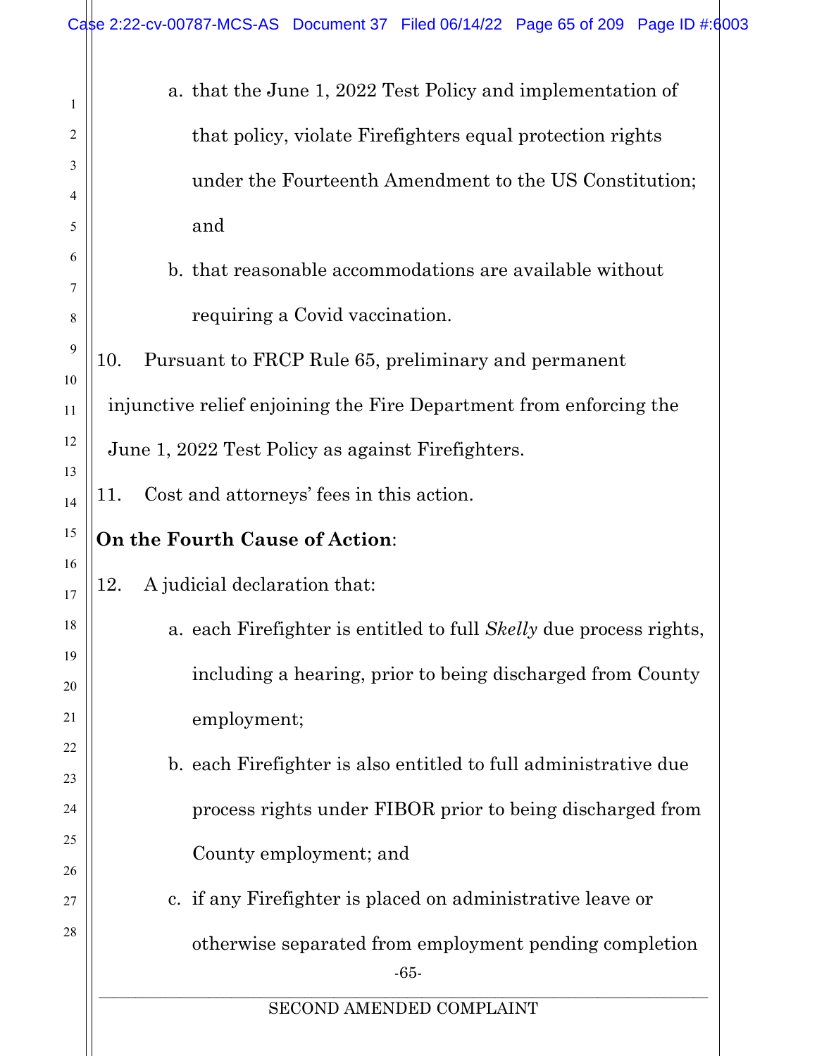a. that the June 1, 2022 Test Policy and implementation of that policy, violate Firefighters equal protection rights under the Fourteenth Amendment to the US Constitution; and

b. that reasonable accommodations are available without requiring a Covid vaccination.

10. Pursuant to FRCP Rule 65, preliminary and permanent injunctive relief enjoining the Fire Department from enforcing the June 1, 2022 Test Policy as against Firefighters.

11. Cost and attorneys' fees in this action.

**On the Fourth Cause of Action**:

12. A judicial declaration that:

a. each Firefighter is entitled to full *Skelly* due process rights, including a hearing, prior to being discharged from County employment;

b. each Firefighter is also entitled to full administrative due process rights under FIBOR prior to being discharged from County employment; and

c. if any Firefighter is placed on administrative leave or otherwise separated from employment pending completion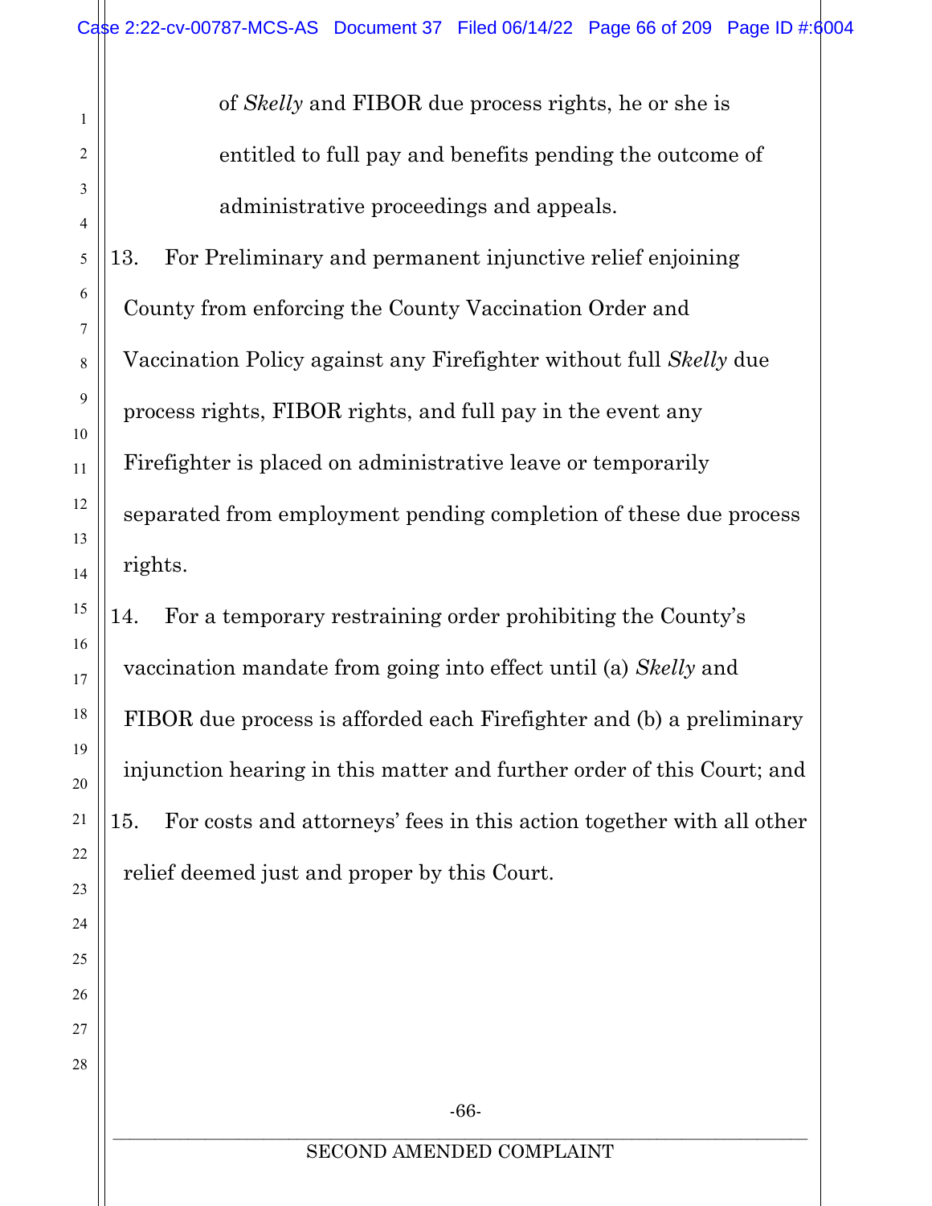of *Skelly* and FIBOR due process rights, he or she is entitled to full pay and benefits pending the outcome of administrative proceedings and appeals.

13. For Preliminary and permanent injunctive relief enjoining County from enforcing the County Vaccination Order and Vaccination Policy against any Firefighter without full *Skelly* due process rights, FIBOR rights, and full pay in the event any Firefighter is placed on administrative leave or temporarily separated from employment pending completion of these due process rights.

14. For a temporary restraining order prohibiting the County's vaccination mandate from going into effect until (a) *Skelly* and FIBOR due process is afforded each Firefighter and (b) a preliminary injunction hearing in this matter and further order of this Court; and

15. For costs and attorneys' fees in this action together with all other relief deemed just and proper by this Court.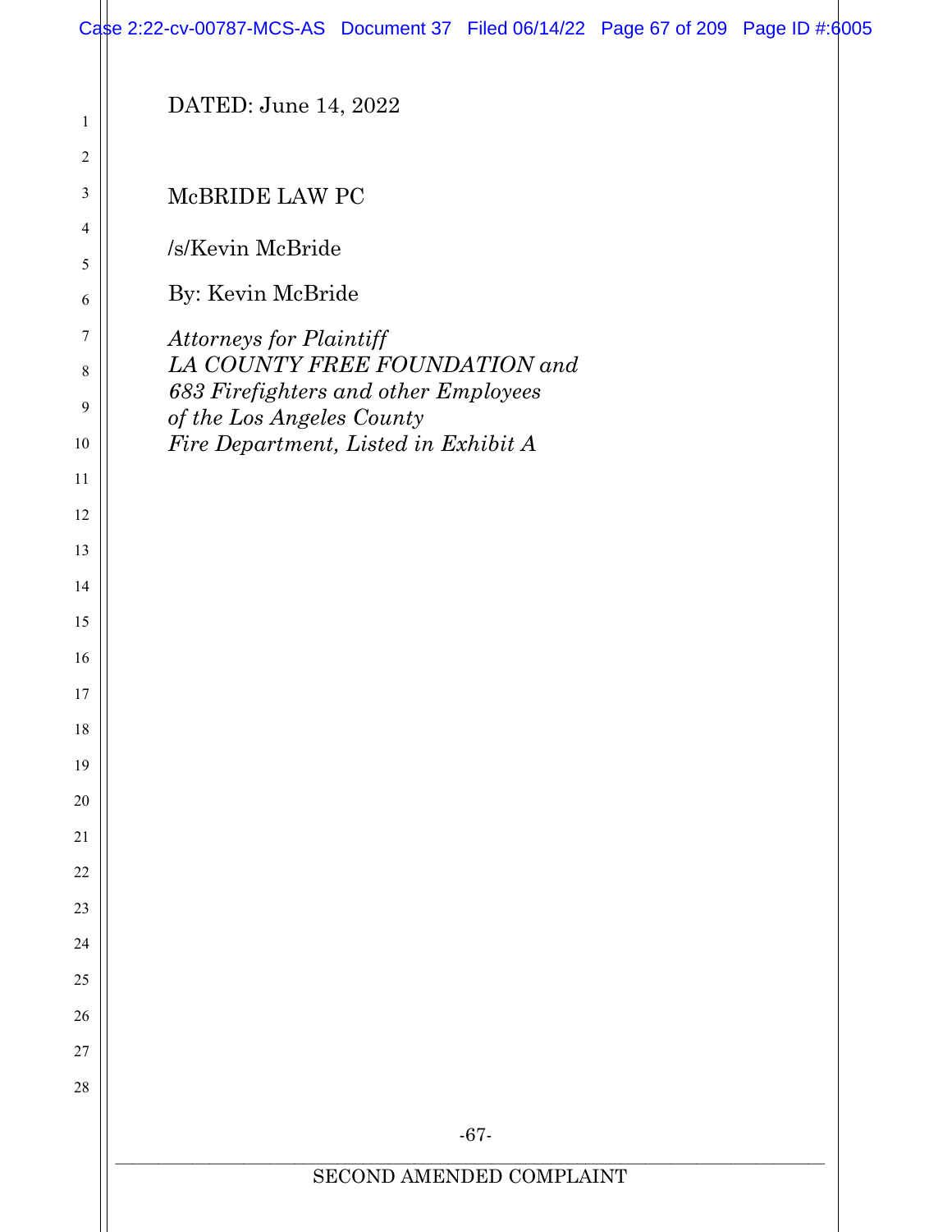DATED: June 14, 2022

McBRIDE LAW PC

/s/Kevin McBride

By: Kevin McBride

*Attorneys for Plaintiff*
*LA COUNTY FREE FOUNDATION and*
*683 Firefighters and other Employees*
*of the Los Angeles County*
*Fire Department, Listed in Exhibit A*